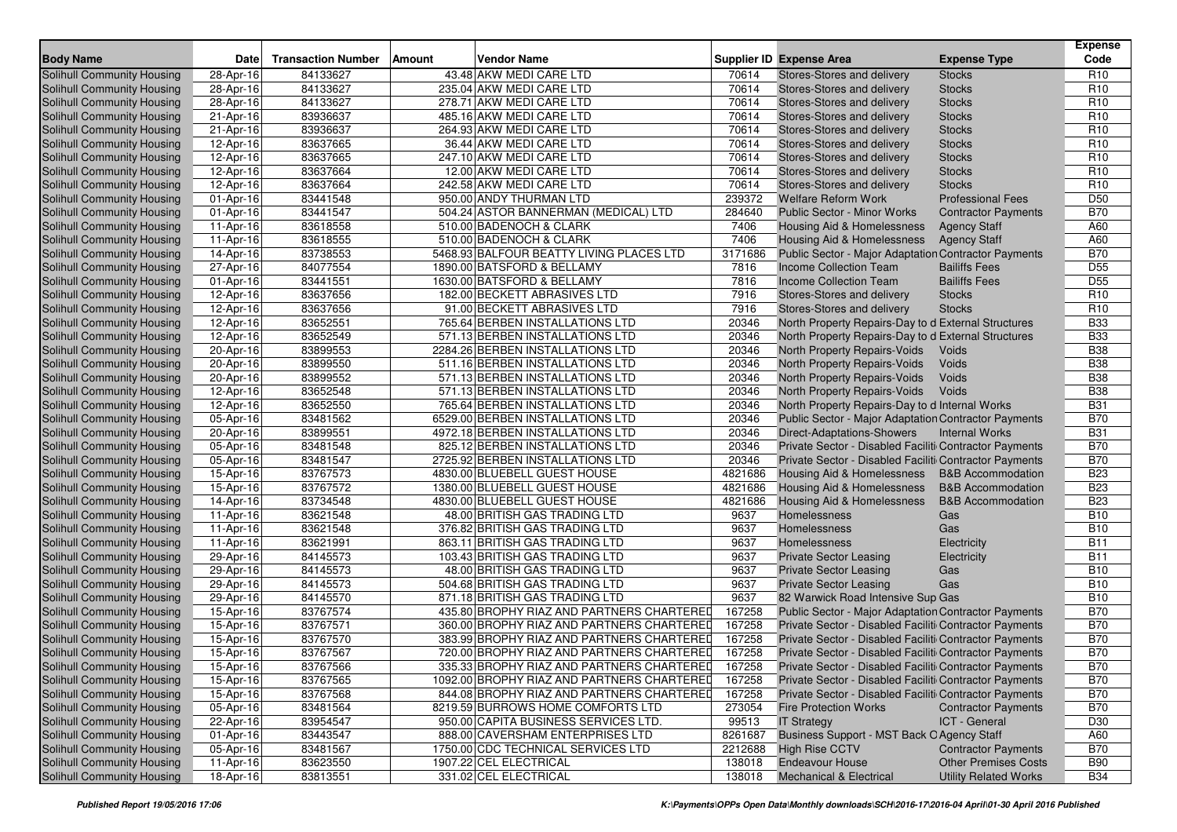| Body Name | Date | Transaction Number | Amount | Vendor Name | Supplier ID | Expense Area | Expense Type | Expense Code |
|---|---|---|---|---|---|---|---|---|
| Solihull Community Housing | 28-Apr-16 | 84133627 | 43.48 | AKW MEDI CARE LTD | 70614 | Stores-Stores and delivery | Stocks | R10 |
| Solihull Community Housing | 28-Apr-16 | 84133627 | 235.04 | AKW MEDI CARE LTD | 70614 | Stores-Stores and delivery | Stocks | R10 |
| Solihull Community Housing | 28-Apr-16 | 84133627 | 278.71 | AKW MEDI CARE LTD | 70614 | Stores-Stores and delivery | Stocks | R10 |
| Solihull Community Housing | 21-Apr-16 | 83936637 | 485.16 | AKW MEDI CARE LTD | 70614 | Stores-Stores and delivery | Stocks | R10 |
| Solihull Community Housing | 21-Apr-16 | 83936637 | 264.93 | AKW MEDI CARE LTD | 70614 | Stores-Stores and delivery | Stocks | R10 |
| Solihull Community Housing | 12-Apr-16 | 83637665 | 36.44 | AKW MEDI CARE LTD | 70614 | Stores-Stores and delivery | Stocks | R10 |
| Solihull Community Housing | 12-Apr-16 | 83637665 | 247.10 | AKW MEDI CARE LTD | 70614 | Stores-Stores and delivery | Stocks | R10 |
| Solihull Community Housing | 12-Apr-16 | 83637664 | 12.00 | AKW MEDI CARE LTD | 70614 | Stores-Stores and delivery | Stocks | R10 |
| Solihull Community Housing | 12-Apr-16 | 83637664 | 242.58 | AKW MEDI CARE LTD | 70614 | Stores-Stores and delivery | Stocks | R10 |
| Solihull Community Housing | 01-Apr-16 | 83441548 | 950.00 | ANDY THURMAN LTD | 239372 | Welfare Reform Work | Professional Fees | D50 |
| Solihull Community Housing | 01-Apr-16 | 83441547 | 504.24 | ASTOR BANNERMAN (MEDICAL) LTD | 284640 | Public Sector - Minor Works | Contractor Payments | B70 |
| Solihull Community Housing | 11-Apr-16 | 83618558 | 510.00 | BADENOCH & CLARK | 7406 | Housing Aid & Homelessness | Agency Staff | A60 |
| Solihull Community Housing | 11-Apr-16 | 83618555 | 510.00 | BADENOCH & CLARK | 7406 | Housing Aid & Homelessness | Agency Staff | A60 |
| Solihull Community Housing | 14-Apr-16 | 83738553 | 5468.93 | BALFOUR BEATTY LIVING PLACES LTD | 3171686 | Public Sector - Major Adaptation | Contractor Payments | B70 |
| Solihull Community Housing | 27-Apr-16 | 84077554 | 1890.00 | BATSFORD & BELLAMY | 7816 | Income Collection Team | Bailiffs Fees | D55 |
| Solihull Community Housing | 01-Apr-16 | 83441551 | 1630.00 | BATSFORD & BELLAMY | 7816 | Income Collection Team | Bailiffs Fees | D55 |
| Solihull Community Housing | 12-Apr-16 | 83637656 | 182.00 | BECKETT ABRASIVES LTD | 7916 | Stores-Stores and delivery | Stocks | R10 |
| Solihull Community Housing | 12-Apr-16 | 83637656 | 91.00 | BECKETT ABRASIVES LTD | 7916 | Stores-Stores and delivery | Stocks | R10 |
| Solihull Community Housing | 12-Apr-16 | 83652551 | 765.64 | BERBEN INSTALLATIONS LTD | 20346 | North Property Repairs-Day to d | External Structures | B33 |
| Solihull Community Housing | 12-Apr-16 | 83652549 | 571.13 | BERBEN INSTALLATIONS LTD | 20346 | North Property Repairs-Day to d | External Structures | B33 |
| Solihull Community Housing | 20-Apr-16 | 83899553 | 2284.26 | BERBEN INSTALLATIONS LTD | 20346 | North Property Repairs-Voids | Voids | B38 |
| Solihull Community Housing | 20-Apr-16 | 83899550 | 511.16 | BERBEN INSTALLATIONS LTD | 20346 | North Property Repairs-Voids | Voids | B38 |
| Solihull Community Housing | 20-Apr-16 | 83899552 | 571.13 | BERBEN INSTALLATIONS LTD | 20346 | North Property Repairs-Voids | Voids | B38 |
| Solihull Community Housing | 12-Apr-16 | 83652548 | 571.13 | BERBEN INSTALLATIONS LTD | 20346 | North Property Repairs-Voids | Voids | B38 |
| Solihull Community Housing | 12-Apr-16 | 83652550 | 765.64 | BERBEN INSTALLATIONS LTD | 20346 | North Property Repairs-Day to d | Internal Works | B31 |
| Solihull Community Housing | 05-Apr-16 | 83481562 | 6529.00 | BERBEN INSTALLATIONS LTD | 20346 | Public Sector - Major Adaptation | Contractor Payments | B70 |
| Solihull Community Housing | 20-Apr-16 | 83899551 | 4972.18 | BERBEN INSTALLATIONS LTD | 20346 | Direct-Adaptations-Showers | Internal Works | B31 |
| Solihull Community Housing | 05-Apr-16 | 83481548 | 825.12 | BERBEN INSTALLATIONS LTD | 20346 | Private Sector - Disabled Faciliti | Contractor Payments | B70 |
| Solihull Community Housing | 05-Apr-16 | 83481547 | 2725.92 | BERBEN INSTALLATIONS LTD | 20346 | Private Sector - Disabled Faciliti | Contractor Payments | B70 |
| Solihull Community Housing | 15-Apr-16 | 83767573 | 4830.00 | BLUEBELL GUEST HOUSE | 4821686 | Housing Aid & Homelessness | B&B Accommodation | B23 |
| Solihull Community Housing | 15-Apr-16 | 83767572 | 1380.00 | BLUEBELL GUEST HOUSE | 4821686 | Housing Aid & Homelessness | B&B Accommodation | B23 |
| Solihull Community Housing | 14-Apr-16 | 83734548 | 4830.00 | BLUEBELL GUEST HOUSE | 4821686 | Housing Aid & Homelessness | B&B Accommodation | B23 |
| Solihull Community Housing | 11-Apr-16 | 83621548 | 48.00 | BRITISH GAS TRADING LTD | 9637 | Homelessness | Gas | B10 |
| Solihull Community Housing | 11-Apr-16 | 83621548 | 376.82 | BRITISH GAS TRADING LTD | 9637 | Homelessness | Gas | B10 |
| Solihull Community Housing | 11-Apr-16 | 83621991 | 863.11 | BRITISH GAS TRADING LTD | 9637 | Homelessness | Electricity | B11 |
| Solihull Community Housing | 29-Apr-16 | 84145573 | 103.43 | BRITISH GAS TRADING LTD | 9637 | Private Sector Leasing | Electricity | B11 |
| Solihull Community Housing | 29-Apr-16 | 84145573 | 48.00 | BRITISH GAS TRADING LTD | 9637 | Private Sector Leasing | Gas | B10 |
| Solihull Community Housing | 29-Apr-16 | 84145573 | 504.68 | BRITISH GAS TRADING LTD | 9637 | Private Sector Leasing | Gas | B10 |
| Solihull Community Housing | 29-Apr-16 | 84145570 | 871.18 | BRITISH GAS TRADING LTD | 9637 | 82 Warwick Road Intensive Sup | Gas | B10 |
| Solihull Community Housing | 15-Apr-16 | 83767574 | 435.80 | BROPHY RIAZ AND PARTNERS CHARTERED | 167258 | Public Sector - Major Adaptation | Contractor Payments | B70 |
| Solihull Community Housing | 15-Apr-16 | 83767571 | 360.00 | BROPHY RIAZ AND PARTNERS CHARTERED | 167258 | Private Sector - Disabled Faciliti | Contractor Payments | B70 |
| Solihull Community Housing | 15-Apr-16 | 83767570 | 383.99 | BROPHY RIAZ AND PARTNERS CHARTERED | 167258 | Private Sector - Disabled Faciliti | Contractor Payments | B70 |
| Solihull Community Housing | 15-Apr-16 | 83767567 | 720.00 | BROPHY RIAZ AND PARTNERS CHARTERED | 167258 | Private Sector - Disabled Faciliti | Contractor Payments | B70 |
| Solihull Community Housing | 15-Apr-16 | 83767566 | 335.33 | BROPHY RIAZ AND PARTNERS CHARTERED | 167258 | Private Sector - Disabled Faciliti | Contractor Payments | B70 |
| Solihull Community Housing | 15-Apr-16 | 83767565 | 1092.00 | BROPHY RIAZ AND PARTNERS CHARTERED | 167258 | Private Sector - Disabled Faciliti | Contractor Payments | B70 |
| Solihull Community Housing | 15-Apr-16 | 83767568 | 844.08 | BROPHY RIAZ AND PARTNERS CHARTERED | 167258 | Private Sector - Disabled Faciliti | Contractor Payments | B70 |
| Solihull Community Housing | 05-Apr-16 | 83481564 | 8219.59 | BURROWS HOME COMFORTS LTD | 273054 | Fire Protection Works | Contractor Payments | B70 |
| Solihull Community Housing | 22-Apr-16 | 83954547 | 950.00 | CAPITA BUSINESS SERVICES LTD. | 99513 | IT Strategy | ICT - General | D30 |
| Solihull Community Housing | 01-Apr-16 | 83443547 | 888.00 | CAVERSHAM ENTERPRISES LTD | 8261687 | Business Support - MST Back O | Agency Staff | A60 |
| Solihull Community Housing | 05-Apr-16 | 83481567 | 1750.00 | CDC TECHNICAL SERVICES LTD | 2212688 | High Rise CCTV | Contractor Payments | B70 |
| Solihull Community Housing | 11-Apr-16 | 83623550 | 1907.22 | CEL ELECTRICAL | 138018 | Endeavour House | Other Premises Costs | B90 |
| Solihull Community Housing | 18-Apr-16 | 83813551 | 331.02 | CEL ELECTRICAL | 138018 | Mechanical & Electrical | Utility Related Works | B34 |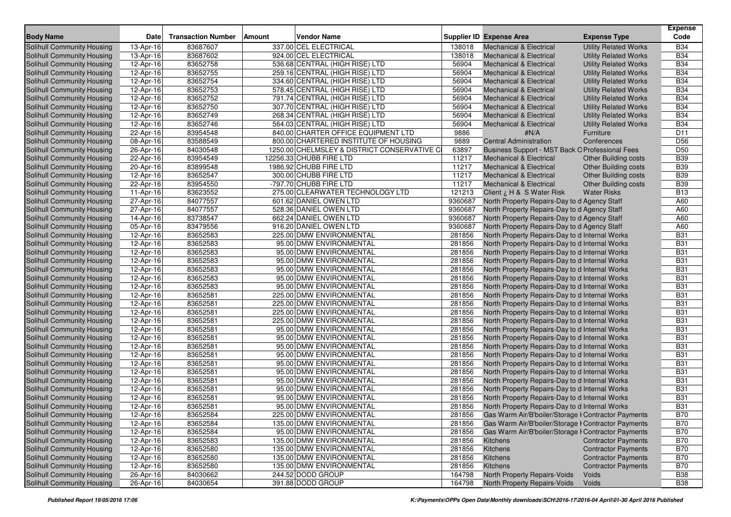| Body Name | Date | Transaction Number | Amount | Vendor Name | Supplier ID | Expense Area | Expense Type | Expense Code |
|---|---|---|---|---|---|---|---|---|
| Solihull Community Housing | 13-Apr-16 | 83687607 | 337.00 | CEL ELECTRICAL | 138018 | Mechanical & Electrical | Utility Related Works | B34 |
| Solihull Community Housing | 13-Apr-16 | 83687602 | 924.00 | CEL ELECTRICAL | 138018 | Mechanical & Electrical | Utility Related Works | B34 |
| Solihull Community Housing | 12-Apr-16 | 83652758 | 536.68 | CENTRAL (HIGH RISE) LTD | 56904 | Mechanical & Electrical | Utility Related Works | B34 |
| Solihull Community Housing | 12-Apr-16 | 83652755 | 259.16 | CENTRAL (HIGH RISE) LTD | 56904 | Mechanical & Electrical | Utility Related Works | B34 |
| Solihull Community Housing | 12-Apr-16 | 83652754 | 334.60 | CENTRAL (HIGH RISE) LTD | 56904 | Mechanical & Electrical | Utility Related Works | B34 |
| Solihull Community Housing | 12-Apr-16 | 83652753 | 578.45 | CENTRAL (HIGH RISE) LTD | 56904 | Mechanical & Electrical | Utility Related Works | B34 |
| Solihull Community Housing | 12-Apr-16 | 83652752 | 791.74 | CENTRAL (HIGH RISE) LTD | 56904 | Mechanical & Electrical | Utility Related Works | B34 |
| Solihull Community Housing | 12-Apr-16 | 83652750 | 307.70 | CENTRAL (HIGH RISE) LTD | 56904 | Mechanical & Electrical | Utility Related Works | B34 |
| Solihull Community Housing | 12-Apr-16 | 83652749 | 268.34 | CENTRAL (HIGH RISE) LTD | 56904 | Mechanical & Electrical | Utility Related Works | B34 |
| Solihull Community Housing | 12-Apr-16 | 83652746 | 564.03 | CENTRAL (HIGH RISE) LTD | 56904 | Mechanical & Electrical | Utility Related Works | B34 |
| Solihull Community Housing | 22-Apr-16 | 83954548 | 840.00 | CHARTER OFFICE EQUIPMENT LTD | 9886 | #N/A | Furniture | D11 |
| Solihull Community Housing | 08-Apr-16 | 83588549 | 800.00 | CHARTERED INSTITUTE OF HOUSING | 9889 | Central Administration | Conferences | D56 |
| Solihull Community Housing | 26-Apr-16 | 84030548 | 1250.00 | CHELMSLEY & DISTRICT CONSERVATIVE C | 63897 | Business Support - MST Back O | Professional Fees | D50 |
| Solihull Community Housing | 22-Apr-16 | 83954549 | 12256.33 | CHUBB FIRE LTD | 11217 | Mechanical & Electrical | Other Building costs | B39 |
| Solihull Community Housing | 20-Apr-16 | 83899548 | 1986.92 | CHUBB FIRE LTD | 11217 | Mechanical & Electrical | Other Building costs | B39 |
| Solihull Community Housing | 12-Apr-16 | 83652547 | 300.00 | CHUBB FIRE LTD | 11217 | Mechanical & Electrical | Other Building costs | B39 |
| Solihull Community Housing | 22-Apr-16 | 83954550 | -797.70 | CHUBB FIRE LTD | 11217 | Mechanical & Electrical | Other Building costs | B39 |
| Solihull Community Housing | 11-Apr-16 | 83623552 | 275.00 | CLEARWATER TECHNOLOGY LTD | 121213 | Client ¿ H & S Water Risk | Water Risks | B13 |
| Solihull Community Housing | 27-Apr-16 | 84077557 | 601.62 | DANIEL OWEN LTD | 9360687 | North Property Repairs-Day to d | Agency Staff | A60 |
| Solihull Community Housing | 27-Apr-16 | 84077557 | 528.36 | DANIEL OWEN LTD | 9360687 | North Property Repairs-Day to d | Agency Staff | A60 |
| Solihull Community Housing | 14-Apr-16 | 83738547 | 662.24 | DANIEL OWEN LTD | 9360687 | North Property Repairs-Day to d | Agency Staff | A60 |
| Solihull Community Housing | 05-Apr-16 | 83479556 | 916.20 | DANIEL OWEN LTD | 9360687 | North Property Repairs-Day to d | Agency Staff | A60 |
| Solihull Community Housing | 12-Apr-16 | 83652583 | 225.00 | DMW ENVIRONMENTAL | 281856 | North Property Repairs-Day to d | Internal Works | B31 |
| Solihull Community Housing | 12-Apr-16 | 83652583 | 95.00 | DMW ENVIRONMENTAL | 281856 | North Property Repairs-Day to d | Internal Works | B31 |
| Solihull Community Housing | 12-Apr-16 | 83652583 | 95.00 | DMW ENVIRONMENTAL | 281856 | North Property Repairs-Day to d | Internal Works | B31 |
| Solihull Community Housing | 12-Apr-16 | 83652583 | 95.00 | DMW ENVIRONMENTAL | 281856 | North Property Repairs-Day to d | Internal Works | B31 |
| Solihull Community Housing | 12-Apr-16 | 83652583 | 95.00 | DMW ENVIRONMENTAL | 281856 | North Property Repairs-Day to d | Internal Works | B31 |
| Solihull Community Housing | 12-Apr-16 | 83652583 | 95.00 | DMW ENVIRONMENTAL | 281856 | North Property Repairs-Day to d | Internal Works | B31 |
| Solihull Community Housing | 12-Apr-16 | 83652583 | 95.00 | DMW ENVIRONMENTAL | 281856 | North Property Repairs-Day to d | Internal Works | B31 |
| Solihull Community Housing | 12-Apr-16 | 83652581 | 225.00 | DMW ENVIRONMENTAL | 281856 | North Property Repairs-Day to d | Internal Works | B31 |
| Solihull Community Housing | 12-Apr-16 | 83652581 | 225.00 | DMW ENVIRONMENTAL | 281856 | North Property Repairs-Day to d | Internal Works | B31 |
| Solihull Community Housing | 12-Apr-16 | 83652581 | 225.00 | DMW ENVIRONMENTAL | 281856 | North Property Repairs-Day to d | Internal Works | B31 |
| Solihull Community Housing | 12-Apr-16 | 83652581 | 225.00 | DMW ENVIRONMENTAL | 281856 | North Property Repairs-Day to d | Internal Works | B31 |
| Solihull Community Housing | 12-Apr-16 | 83652581 | 95.00 | DMW ENVIRONMENTAL | 281856 | North Property Repairs-Day to d | Internal Works | B31 |
| Solihull Community Housing | 12-Apr-16 | 83652581 | 95.00 | DMW ENVIRONMENTAL | 281856 | North Property Repairs-Day to d | Internal Works | B31 |
| Solihull Community Housing | 12-Apr-16 | 83652581 | 95.00 | DMW ENVIRONMENTAL | 281856 | North Property Repairs-Day to d | Internal Works | B31 |
| Solihull Community Housing | 12-Apr-16 | 83652581 | 95.00 | DMW ENVIRONMENTAL | 281856 | North Property Repairs-Day to d | Internal Works | B31 |
| Solihull Community Housing | 12-Apr-16 | 83652581 | 95.00 | DMW ENVIRONMENTAL | 281856 | North Property Repairs-Day to d | Internal Works | B31 |
| Solihull Community Housing | 12-Apr-16 | 83652581 | 95.00 | DMW ENVIRONMENTAL | 281856 | North Property Repairs-Day to d | Internal Works | B31 |
| Solihull Community Housing | 12-Apr-16 | 83652581 | 95.00 | DMW ENVIRONMENTAL | 281856 | North Property Repairs-Day to d | Internal Works | B31 |
| Solihull Community Housing | 12-Apr-16 | 83652581 | 95.00 | DMW ENVIRONMENTAL | 281856 | North Property Repairs-Day to d | Internal Works | B31 |
| Solihull Community Housing | 12-Apr-16 | 83652581 | 95.00 | DMW ENVIRONMENTAL | 281856 | North Property Repairs-Day to d | Internal Works | B31 |
| Solihull Community Housing | 12-Apr-16 | 83652581 | 95.00 | DMW ENVIRONMENTAL | 281856 | North Property Repairs-Day to d | Internal Works | B31 |
| Solihull Community Housing | 12-Apr-16 | 83652584 | 225.00 | DMW ENVIRONMENTAL | 281856 | Gas Warm Air/B'boiler/Storage H | Contractor Payments | B70 |
| Solihull Community Housing | 12-Apr-16 | 83652584 | 135.00 | DMW ENVIRONMENTAL | 281856 | Gas Warm Air/B'boiler/Storage H | Contractor Payments | B70 |
| Solihull Community Housing | 12-Apr-16 | 83652584 | 95.00 | DMW ENVIRONMENTAL | 281856 | Gas Warm Air/B'boiler/Storage H | Contractor Payments | B70 |
| Solihull Community Housing | 12-Apr-16 | 83652583 | 135.00 | DMW ENVIRONMENTAL | 281856 | Kitchens | Contractor Payments | B70 |
| Solihull Community Housing | 12-Apr-16 | 83652580 | 135.00 | DMW ENVIRONMENTAL | 281856 | Kitchens | Contractor Payments | B70 |
| Solihull Community Housing | 12-Apr-16 | 83652580 | 135.00 | DMW ENVIRONMENTAL | 281856 | Kitchens | Contractor Payments | B70 |
| Solihull Community Housing | 12-Apr-16 | 83652580 | 135.00 | DMW ENVIRONMENTAL | 281856 | Kitchens | Contractor Payments | B70 |
| Solihull Community Housing | 26-Apr-16 | 84030662 | 244.52 | DODD GROUP | 164798 | North Property Repairs-Voids | Voids | B38 |
| Solihull Community Housing | 26-Apr-16 | 84030654 | 391.88 | DODD GROUP | 164798 | North Property Repairs-Voids | Voids | B38 |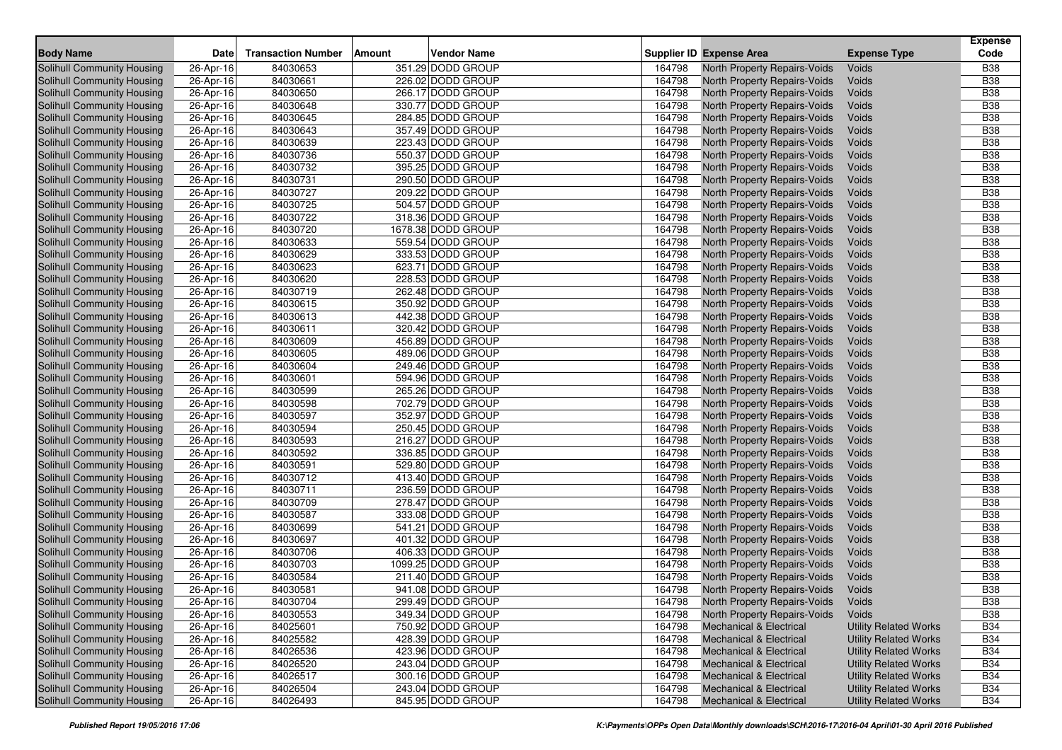| Body Name | Date | Transaction Number | Amount | Vendor Name | Supplier ID | Expense Area | Expense Type | Expense Code |
|---|---|---|---|---|---|---|---|---|
| Solihull Community Housing | 26-Apr-16 | 84030653 | 351.29 | DODD GROUP | 164798 | North Property Repairs-Voids | Voids | B38 |
| Solihull Community Housing | 26-Apr-16 | 84030661 | 226.02 | DODD GROUP | 164798 | North Property Repairs-Voids | Voids | B38 |
| Solihull Community Housing | 26-Apr-16 | 84030650 | 266.17 | DODD GROUP | 164798 | North Property Repairs-Voids | Voids | B38 |
| Solihull Community Housing | 26-Apr-16 | 84030648 | 330.77 | DODD GROUP | 164798 | North Property Repairs-Voids | Voids | B38 |
| Solihull Community Housing | 26-Apr-16 | 84030645 | 284.85 | DODD GROUP | 164798 | North Property Repairs-Voids | Voids | B38 |
| Solihull Community Housing | 26-Apr-16 | 84030643 | 357.49 | DODD GROUP | 164798 | North Property Repairs-Voids | Voids | B38 |
| Solihull Community Housing | 26-Apr-16 | 84030639 | 223.43 | DODD GROUP | 164798 | North Property Repairs-Voids | Voids | B38 |
| Solihull Community Housing | 26-Apr-16 | 84030736 | 550.37 | DODD GROUP | 164798 | North Property Repairs-Voids | Voids | B38 |
| Solihull Community Housing | 26-Apr-16 | 84030732 | 395.25 | DODD GROUP | 164798 | North Property Repairs-Voids | Voids | B38 |
| Solihull Community Housing | 26-Apr-16 | 84030731 | 290.50 | DODD GROUP | 164798 | North Property Repairs-Voids | Voids | B38 |
| Solihull Community Housing | 26-Apr-16 | 84030727 | 209.22 | DODD GROUP | 164798 | North Property Repairs-Voids | Voids | B38 |
| Solihull Community Housing | 26-Apr-16 | 84030725 | 504.57 | DODD GROUP | 164798 | North Property Repairs-Voids | Voids | B38 |
| Solihull Community Housing | 26-Apr-16 | 84030722 | 318.36 | DODD GROUP | 164798 | North Property Repairs-Voids | Voids | B38 |
| Solihull Community Housing | 26-Apr-16 | 84030720 | 1678.38 | DODD GROUP | 164798 | North Property Repairs-Voids | Voids | B38 |
| Solihull Community Housing | 26-Apr-16 | 84030633 | 559.54 | DODD GROUP | 164798 | North Property Repairs-Voids | Voids | B38 |
| Solihull Community Housing | 26-Apr-16 | 84030629 | 333.53 | DODD GROUP | 164798 | North Property Repairs-Voids | Voids | B38 |
| Solihull Community Housing | 26-Apr-16 | 84030623 | 623.71 | DODD GROUP | 164798 | North Property Repairs-Voids | Voids | B38 |
| Solihull Community Housing | 26-Apr-16 | 84030620 | 228.53 | DODD GROUP | 164798 | North Property Repairs-Voids | Voids | B38 |
| Solihull Community Housing | 26-Apr-16 | 84030719 | 262.48 | DODD GROUP | 164798 | North Property Repairs-Voids | Voids | B38 |
| Solihull Community Housing | 26-Apr-16 | 84030615 | 350.92 | DODD GROUP | 164798 | North Property Repairs-Voids | Voids | B38 |
| Solihull Community Housing | 26-Apr-16 | 84030613 | 442.38 | DODD GROUP | 164798 | North Property Repairs-Voids | Voids | B38 |
| Solihull Community Housing | 26-Apr-16 | 84030611 | 320.42 | DODD GROUP | 164798 | North Property Repairs-Voids | Voids | B38 |
| Solihull Community Housing | 26-Apr-16 | 84030609 | 456.89 | DODD GROUP | 164798 | North Property Repairs-Voids | Voids | B38 |
| Solihull Community Housing | 26-Apr-16 | 84030605 | 489.06 | DODD GROUP | 164798 | North Property Repairs-Voids | Voids | B38 |
| Solihull Community Housing | 26-Apr-16 | 84030604 | 249.46 | DODD GROUP | 164798 | North Property Repairs-Voids | Voids | B38 |
| Solihull Community Housing | 26-Apr-16 | 84030601 | 594.96 | DODD GROUP | 164798 | North Property Repairs-Voids | Voids | B38 |
| Solihull Community Housing | 26-Apr-16 | 84030599 | 265.26 | DODD GROUP | 164798 | North Property Repairs-Voids | Voids | B38 |
| Solihull Community Housing | 26-Apr-16 | 84030598 | 702.79 | DODD GROUP | 164798 | North Property Repairs-Voids | Voids | B38 |
| Solihull Community Housing | 26-Apr-16 | 84030597 | 352.97 | DODD GROUP | 164798 | North Property Repairs-Voids | Voids | B38 |
| Solihull Community Housing | 26-Apr-16 | 84030594 | 250.45 | DODD GROUP | 164798 | North Property Repairs-Voids | Voids | B38 |
| Solihull Community Housing | 26-Apr-16 | 84030593 | 216.27 | DODD GROUP | 164798 | North Property Repairs-Voids | Voids | B38 |
| Solihull Community Housing | 26-Apr-16 | 84030592 | 336.85 | DODD GROUP | 164798 | North Property Repairs-Voids | Voids | B38 |
| Solihull Community Housing | 26-Apr-16 | 84030591 | 529.80 | DODD GROUP | 164798 | North Property Repairs-Voids | Voids | B38 |
| Solihull Community Housing | 26-Apr-16 | 84030712 | 413.40 | DODD GROUP | 164798 | North Property Repairs-Voids | Voids | B38 |
| Solihull Community Housing | 26-Apr-16 | 84030711 | 236.59 | DODD GROUP | 164798 | North Property Repairs-Voids | Voids | B38 |
| Solihull Community Housing | 26-Apr-16 | 84030709 | 278.47 | DODD GROUP | 164798 | North Property Repairs-Voids | Voids | B38 |
| Solihull Community Housing | 26-Apr-16 | 84030587 | 333.08 | DODD GROUP | 164798 | North Property Repairs-Voids | Voids | B38 |
| Solihull Community Housing | 26-Apr-16 | 84030699 | 541.21 | DODD GROUP | 164798 | North Property Repairs-Voids | Voids | B38 |
| Solihull Community Housing | 26-Apr-16 | 84030697 | 401.32 | DODD GROUP | 164798 | North Property Repairs-Voids | Voids | B38 |
| Solihull Community Housing | 26-Apr-16 | 84030706 | 406.33 | DODD GROUP | 164798 | North Property Repairs-Voids | Voids | B38 |
| Solihull Community Housing | 26-Apr-16 | 84030703 | 1099.25 | DODD GROUP | 164798 | North Property Repairs-Voids | Voids | B38 |
| Solihull Community Housing | 26-Apr-16 | 84030584 | 211.40 | DODD GROUP | 164798 | North Property Repairs-Voids | Voids | B38 |
| Solihull Community Housing | 26-Apr-16 | 84030581 | 941.08 | DODD GROUP | 164798 | North Property Repairs-Voids | Voids | B38 |
| Solihull Community Housing | 26-Apr-16 | 84030704 | 299.49 | DODD GROUP | 164798 | North Property Repairs-Voids | Voids | B38 |
| Solihull Community Housing | 26-Apr-16 | 84030553 | 349.34 | DODD GROUP | 164798 | North Property Repairs-Voids | Voids | B38 |
| Solihull Community Housing | 26-Apr-16 | 84025601 | 750.92 | DODD GROUP | 164798 | Mechanical & Electrical | Utility Related Works | B34 |
| Solihull Community Housing | 26-Apr-16 | 84025582 | 428.39 | DODD GROUP | 164798 | Mechanical & Electrical | Utility Related Works | B34 |
| Solihull Community Housing | 26-Apr-16 | 84026536 | 423.96 | DODD GROUP | 164798 | Mechanical & Electrical | Utility Related Works | B34 |
| Solihull Community Housing | 26-Apr-16 | 84026520 | 243.04 | DODD GROUP | 164798 | Mechanical & Electrical | Utility Related Works | B34 |
| Solihull Community Housing | 26-Apr-16 | 84026517 | 300.16 | DODD GROUP | 164798 | Mechanical & Electrical | Utility Related Works | B34 |
| Solihull Community Housing | 26-Apr-16 | 84026504 | 243.04 | DODD GROUP | 164798 | Mechanical & Electrical | Utility Related Works | B34 |
| Solihull Community Housing | 26-Apr-16 | 84026493 | 845.95 | DODD GROUP | 164798 | Mechanical & Electrical | Utility Related Works | B34 |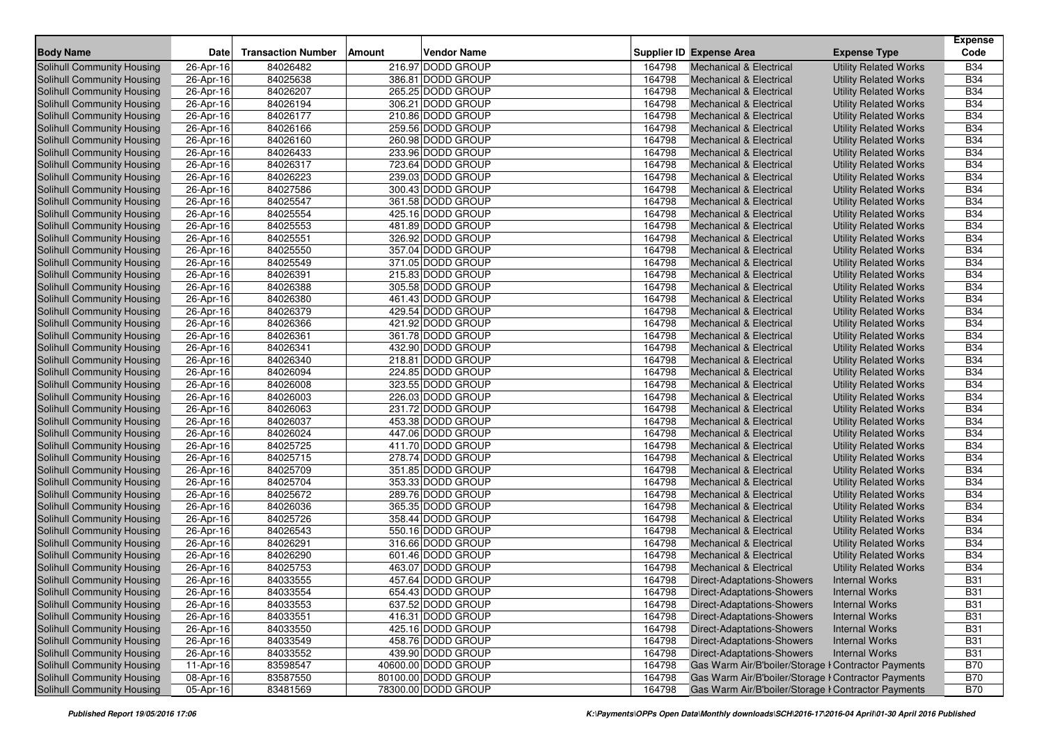| Body Name | Date | Transaction Number | Amount | Vendor Name | Supplier ID | Expense Area | Expense Type | Expense Code |
|---|---|---|---|---|---|---|---|---|
| Solihull Community Housing | 26-Apr-16 | 84026482 | 216.97 | DODD GROUP | 164798 | Mechanical & Electrical | Utility Related Works | B34 |
| Solihull Community Housing | 26-Apr-16 | 84025638 | 386.81 | DODD GROUP | 164798 | Mechanical & Electrical | Utility Related Works | B34 |
| Solihull Community Housing | 26-Apr-16 | 84026207 | 265.25 | DODD GROUP | 164798 | Mechanical & Electrical | Utility Related Works | B34 |
| Solihull Community Housing | 26-Apr-16 | 84026194 | 306.21 | DODD GROUP | 164798 | Mechanical & Electrical | Utility Related Works | B34 |
| Solihull Community Housing | 26-Apr-16 | 84026177 | 210.86 | DODD GROUP | 164798 | Mechanical & Electrical | Utility Related Works | B34 |
| Solihull Community Housing | 26-Apr-16 | 84026166 | 259.56 | DODD GROUP | 164798 | Mechanical & Electrical | Utility Related Works | B34 |
| Solihull Community Housing | 26-Apr-16 | 84026160 | 260.98 | DODD GROUP | 164798 | Mechanical & Electrical | Utility Related Works | B34 |
| Solihull Community Housing | 26-Apr-16 | 84026433 | 233.96 | DODD GROUP | 164798 | Mechanical & Electrical | Utility Related Works | B34 |
| Solihull Community Housing | 26-Apr-16 | 84026317 | 723.64 | DODD GROUP | 164798 | Mechanical & Electrical | Utility Related Works | B34 |
| Solihull Community Housing | 26-Apr-16 | 84026223 | 239.03 | DODD GROUP | 164798 | Mechanical & Electrical | Utility Related Works | B34 |
| Solihull Community Housing | 26-Apr-16 | 84027586 | 300.43 | DODD GROUP | 164798 | Mechanical & Electrical | Utility Related Works | B34 |
| Solihull Community Housing | 26-Apr-16 | 84025547 | 361.58 | DODD GROUP | 164798 | Mechanical & Electrical | Utility Related Works | B34 |
| Solihull Community Housing | 26-Apr-16 | 84025554 | 425.16 | DODD GROUP | 164798 | Mechanical & Electrical | Utility Related Works | B34 |
| Solihull Community Housing | 26-Apr-16 | 84025553 | 481.89 | DODD GROUP | 164798 | Mechanical & Electrical | Utility Related Works | B34 |
| Solihull Community Housing | 26-Apr-16 | 84025551 | 326.92 | DODD GROUP | 164798 | Mechanical & Electrical | Utility Related Works | B34 |
| Solihull Community Housing | 26-Apr-16 | 84025550 | 357.04 | DODD GROUP | 164798 | Mechanical & Electrical | Utility Related Works | B34 |
| Solihull Community Housing | 26-Apr-16 | 84025549 | 371.05 | DODD GROUP | 164798 | Mechanical & Electrical | Utility Related Works | B34 |
| Solihull Community Housing | 26-Apr-16 | 84026391 | 215.83 | DODD GROUP | 164798 | Mechanical & Electrical | Utility Related Works | B34 |
| Solihull Community Housing | 26-Apr-16 | 84026388 | 305.58 | DODD GROUP | 164798 | Mechanical & Electrical | Utility Related Works | B34 |
| Solihull Community Housing | 26-Apr-16 | 84026380 | 461.43 | DODD GROUP | 164798 | Mechanical & Electrical | Utility Related Works | B34 |
| Solihull Community Housing | 26-Apr-16 | 84026379 | 429.54 | DODD GROUP | 164798 | Mechanical & Electrical | Utility Related Works | B34 |
| Solihull Community Housing | 26-Apr-16 | 84026366 | 421.92 | DODD GROUP | 164798 | Mechanical & Electrical | Utility Related Works | B34 |
| Solihull Community Housing | 26-Apr-16 | 84026361 | 361.78 | DODD GROUP | 164798 | Mechanical & Electrical | Utility Related Works | B34 |
| Solihull Community Housing | 26-Apr-16 | 84026341 | 432.90 | DODD GROUP | 164798 | Mechanical & Electrical | Utility Related Works | B34 |
| Solihull Community Housing | 26-Apr-16 | 84026340 | 218.81 | DODD GROUP | 164798 | Mechanical & Electrical | Utility Related Works | B34 |
| Solihull Community Housing | 26-Apr-16 | 84026094 | 224.85 | DODD GROUP | 164798 | Mechanical & Electrical | Utility Related Works | B34 |
| Solihull Community Housing | 26-Apr-16 | 84026008 | 323.55 | DODD GROUP | 164798 | Mechanical & Electrical | Utility Related Works | B34 |
| Solihull Community Housing | 26-Apr-16 | 84026003 | 226.03 | DODD GROUP | 164798 | Mechanical & Electrical | Utility Related Works | B34 |
| Solihull Community Housing | 26-Apr-16 | 84026063 | 231.72 | DODD GROUP | 164798 | Mechanical & Electrical | Utility Related Works | B34 |
| Solihull Community Housing | 26-Apr-16 | 84026037 | 453.38 | DODD GROUP | 164798 | Mechanical & Electrical | Utility Related Works | B34 |
| Solihull Community Housing | 26-Apr-16 | 84026024 | 447.06 | DODD GROUP | 164798 | Mechanical & Electrical | Utility Related Works | B34 |
| Solihull Community Housing | 26-Apr-16 | 84025725 | 411.70 | DODD GROUP | 164798 | Mechanical & Electrical | Utility Related Works | B34 |
| Solihull Community Housing | 26-Apr-16 | 84025715 | 278.74 | DODD GROUP | 164798 | Mechanical & Electrical | Utility Related Works | B34 |
| Solihull Community Housing | 26-Apr-16 | 84025709 | 351.85 | DODD GROUP | 164798 | Mechanical & Electrical | Utility Related Works | B34 |
| Solihull Community Housing | 26-Apr-16 | 84025704 | 353.33 | DODD GROUP | 164798 | Mechanical & Electrical | Utility Related Works | B34 |
| Solihull Community Housing | 26-Apr-16 | 84025672 | 289.76 | DODD GROUP | 164798 | Mechanical & Electrical | Utility Related Works | B34 |
| Solihull Community Housing | 26-Apr-16 | 84026036 | 365.35 | DODD GROUP | 164798 | Mechanical & Electrical | Utility Related Works | B34 |
| Solihull Community Housing | 26-Apr-16 | 84025726 | 358.44 | DODD GROUP | 164798 | Mechanical & Electrical | Utility Related Works | B34 |
| Solihull Community Housing | 26-Apr-16 | 84026543 | 550.16 | DODD GROUP | 164798 | Mechanical & Electrical | Utility Related Works | B34 |
| Solihull Community Housing | 26-Apr-16 | 84026291 | 316.66 | DODD GROUP | 164798 | Mechanical & Electrical | Utility Related Works | B34 |
| Solihull Community Housing | 26-Apr-16 | 84026290 | 601.46 | DODD GROUP | 164798 | Mechanical & Electrical | Utility Related Works | B34 |
| Solihull Community Housing | 26-Apr-16 | 84025753 | 463.07 | DODD GROUP | 164798 | Mechanical & Electrical | Utility Related Works | B34 |
| Solihull Community Housing | 26-Apr-16 | 84033555 | 457.64 | DODD GROUP | 164798 | Direct-Adaptations-Showers | Internal Works | B31 |
| Solihull Community Housing | 26-Apr-16 | 84033554 | 654.43 | DODD GROUP | 164798 | Direct-Adaptations-Showers | Internal Works | B31 |
| Solihull Community Housing | 26-Apr-16 | 84033553 | 637.52 | DODD GROUP | 164798 | Direct-Adaptations-Showers | Internal Works | B31 |
| Solihull Community Housing | 26-Apr-16 | 84033551 | 416.31 | DODD GROUP | 164798 | Direct-Adaptations-Showers | Internal Works | B31 |
| Solihull Community Housing | 26-Apr-16 | 84033550 | 425.16 | DODD GROUP | 164798 | Direct-Adaptations-Showers | Internal Works | B31 |
| Solihull Community Housing | 26-Apr-16 | 84033549 | 458.76 | DODD GROUP | 164798 | Direct-Adaptations-Showers | Internal Works | B31 |
| Solihull Community Housing | 26-Apr-16 | 84033552 | 439.90 | DODD GROUP | 164798 | Direct-Adaptations-Showers | Internal Works | B31 |
| Solihull Community Housing | 11-Apr-16 | 83598547 | 40600.00 | DODD GROUP | 164798 | Gas Warm Air/B'boiler/Storage H | Contractor Payments | B70 |
| Solihull Community Housing | 08-Apr-16 | 83587550 | 80100.00 | DODD GROUP | 164798 | Gas Warm Air/B'boiler/Storage H | Contractor Payments | B70 |
| Solihull Community Housing | 05-Apr-16 | 83481569 | 78300.00 | DODD GROUP | 164798 | Gas Warm Air/B'boiler/Storage H | Contractor Payments | B70 |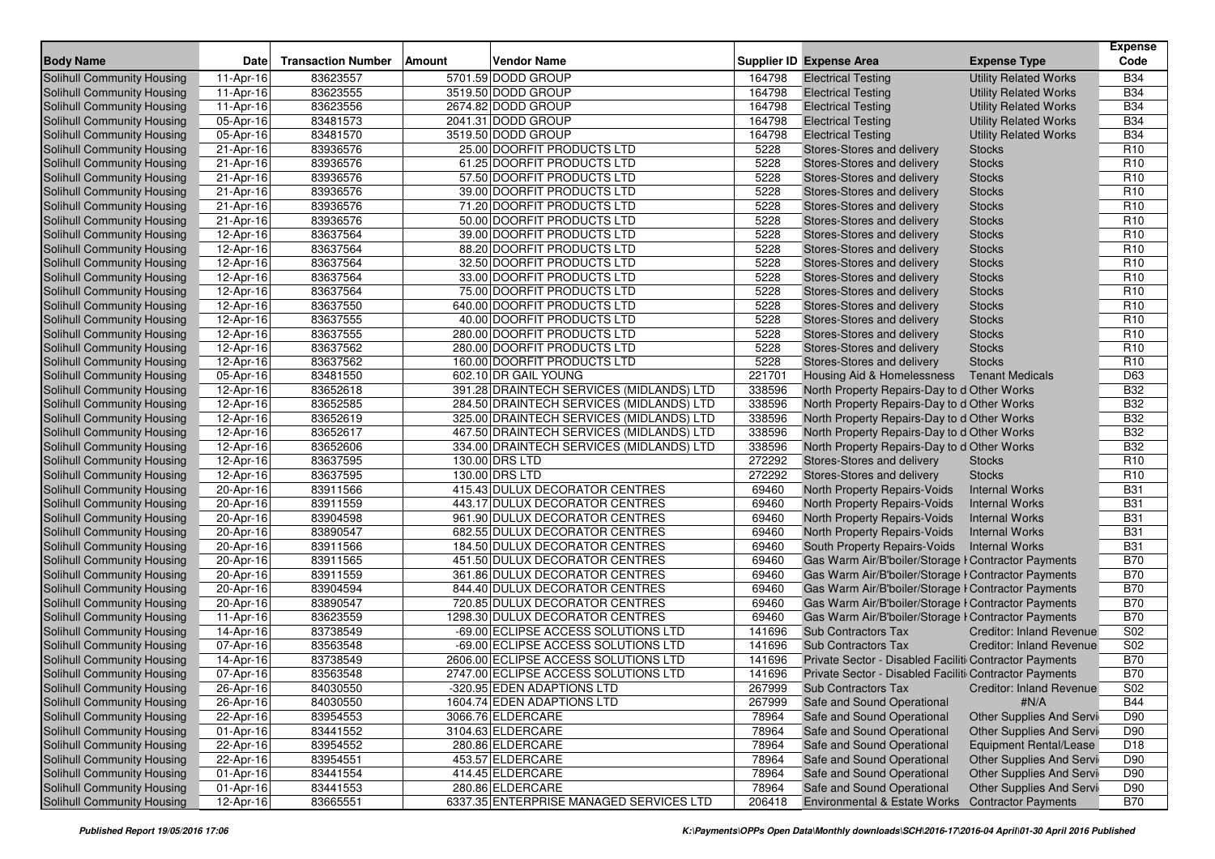| Body Name | Date | Transaction Number | Amount | Vendor Name | Supplier ID | Expense Area | Expense Type | Expense Code |
|---|---|---|---|---|---|---|---|---|
| Solihull Community Housing | 11-Apr-16 | 83623557 | 5701.59 | DODD GROUP | 164798 | Electrical Testing | Utility Related Works | B34 |
| Solihull Community Housing | 11-Apr-16 | 83623555 | 3519.50 | DODD GROUP | 164798 | Electrical Testing | Utility Related Works | B34 |
| Solihull Community Housing | 11-Apr-16 | 83623556 | 2674.82 | DODD GROUP | 164798 | Electrical Testing | Utility Related Works | B34 |
| Solihull Community Housing | 05-Apr-16 | 83481573 | 2041.31 | DODD GROUP | 164798 | Electrical Testing | Utility Related Works | B34 |
| Solihull Community Housing | 05-Apr-16 | 83481570 | 3519.50 | DODD GROUP | 164798 | Electrical Testing | Utility Related Works | B34 |
| Solihull Community Housing | 21-Apr-16 | 83936576 | 25.00 | DOORFIT PRODUCTS LTD | 5228 | Stores-Stores and delivery | Stocks | R10 |
| Solihull Community Housing | 21-Apr-16 | 83936576 | 61.25 | DOORFIT PRODUCTS LTD | 5228 | Stores-Stores and delivery | Stocks | R10 |
| Solihull Community Housing | 21-Apr-16 | 83936576 | 57.50 | DOORFIT PRODUCTS LTD | 5228 | Stores-Stores and delivery | Stocks | R10 |
| Solihull Community Housing | 21-Apr-16 | 83936576 | 39.00 | DOORFIT PRODUCTS LTD | 5228 | Stores-Stores and delivery | Stocks | R10 |
| Solihull Community Housing | 21-Apr-16 | 83936576 | 71.20 | DOORFIT PRODUCTS LTD | 5228 | Stores-Stores and delivery | Stocks | R10 |
| Solihull Community Housing | 21-Apr-16 | 83936576 | 50.00 | DOORFIT PRODUCTS LTD | 5228 | Stores-Stores and delivery | Stocks | R10 |
| Solihull Community Housing | 12-Apr-16 | 83637564 | 39.00 | DOORFIT PRODUCTS LTD | 5228 | Stores-Stores and delivery | Stocks | R10 |
| Solihull Community Housing | 12-Apr-16 | 83637564 | 88.20 | DOORFIT PRODUCTS LTD | 5228 | Stores-Stores and delivery | Stocks | R10 |
| Solihull Community Housing | 12-Apr-16 | 83637564 | 32.50 | DOORFIT PRODUCTS LTD | 5228 | Stores-Stores and delivery | Stocks | R10 |
| Solihull Community Housing | 12-Apr-16 | 83637564 | 33.00 | DOORFIT PRODUCTS LTD | 5228 | Stores-Stores and delivery | Stocks | R10 |
| Solihull Community Housing | 12-Apr-16 | 83637564 | 75.00 | DOORFIT PRODUCTS LTD | 5228 | Stores-Stores and delivery | Stocks | R10 |
| Solihull Community Housing | 12-Apr-16 | 83637550 | 640.00 | DOORFIT PRODUCTS LTD | 5228 | Stores-Stores and delivery | Stocks | R10 |
| Solihull Community Housing | 12-Apr-16 | 83637555 | 40.00 | DOORFIT PRODUCTS LTD | 5228 | Stores-Stores and delivery | Stocks | R10 |
| Solihull Community Housing | 12-Apr-16 | 83637555 | 280.00 | DOORFIT PRODUCTS LTD | 5228 | Stores-Stores and delivery | Stocks | R10 |
| Solihull Community Housing | 12-Apr-16 | 83637562 | 280.00 | DOORFIT PRODUCTS LTD | 5228 | Stores-Stores and delivery | Stocks | R10 |
| Solihull Community Housing | 12-Apr-16 | 83637562 | 160.00 | DOORFIT PRODUCTS LTD | 5228 | Stores-Stores and delivery | Stocks | R10 |
| Solihull Community Housing | 05-Apr-16 | 83481550 | 602.10 | DR GAIL YOUNG | 221701 | Housing Aid & Homelessness | Tenant Medicals | D63 |
| Solihull Community Housing | 12-Apr-16 | 83652618 | 391.28 | DRAINTECH SERVICES (MIDLANDS) LTD | 338596 | North Property Repairs-Day to d | Other Works | B32 |
| Solihull Community Housing | 12-Apr-16 | 83652585 | 284.50 | DRAINTECH SERVICES (MIDLANDS) LTD | 338596 | North Property Repairs-Day to d | Other Works | B32 |
| Solihull Community Housing | 12-Apr-16 | 83652619 | 325.00 | DRAINTECH SERVICES (MIDLANDS) LTD | 338596 | North Property Repairs-Day to d | Other Works | B32 |
| Solihull Community Housing | 12-Apr-16 | 83652617 | 467.50 | DRAINTECH SERVICES (MIDLANDS) LTD | 338596 | North Property Repairs-Day to d | Other Works | B32 |
| Solihull Community Housing | 12-Apr-16 | 83652606 | 334.00 | DRAINTECH SERVICES (MIDLANDS) LTD | 338596 | North Property Repairs-Day to d | Other Works | B32 |
| Solihull Community Housing | 12-Apr-16 | 83637595 | 130.00 | DRS LTD | 272292 | Stores-Stores and delivery | Stocks | R10 |
| Solihull Community Housing | 12-Apr-16 | 83637595 | 130.00 | DRS LTD | 272292 | Stores-Stores and delivery | Stocks | R10 |
| Solihull Community Housing | 20-Apr-16 | 83911566 | 415.43 | DULUX DECORATOR CENTRES | 69460 | North Property Repairs-Voids | Internal Works | B31 |
| Solihull Community Housing | 20-Apr-16 | 83911559 | 443.17 | DULUX DECORATOR CENTRES | 69460 | North Property Repairs-Voids | Internal Works | B31 |
| Solihull Community Housing | 20-Apr-16 | 83904598 | 961.90 | DULUX DECORATOR CENTRES | 69460 | North Property Repairs-Voids | Internal Works | B31 |
| Solihull Community Housing | 20-Apr-16 | 83890547 | 682.55 | DULUX DECORATOR CENTRES | 69460 | North Property Repairs-Voids | Internal Works | B31 |
| Solihull Community Housing | 20-Apr-16 | 83911566 | 184.50 | DULUX DECORATOR CENTRES | 69460 | South Property Repairs-Voids | Internal Works | B31 |
| Solihull Community Housing | 20-Apr-16 | 83911565 | 451.50 | DULUX DECORATOR CENTRES | 69460 | Gas Warm Air/B'boiler/Storage H | Contractor Payments | B70 |
| Solihull Community Housing | 20-Apr-16 | 83911559 | 361.86 | DULUX DECORATOR CENTRES | 69460 | Gas Warm Air/B'boiler/Storage H | Contractor Payments | B70 |
| Solihull Community Housing | 20-Apr-16 | 83904594 | 844.40 | DULUX DECORATOR CENTRES | 69460 | Gas Warm Air/B'boiler/Storage H | Contractor Payments | B70 |
| Solihull Community Housing | 20-Apr-16 | 83890547 | 720.85 | DULUX DECORATOR CENTRES | 69460 | Gas Warm Air/B'boiler/Storage H | Contractor Payments | B70 |
| Solihull Community Housing | 11-Apr-16 | 83623559 | 1298.30 | DULUX DECORATOR CENTRES | 69460 | Gas Warm Air/B'boiler/Storage H | Contractor Payments | B70 |
| Solihull Community Housing | 14-Apr-16 | 83738549 | -69.00 | ECLIPSE ACCESS SOLUTIONS LTD | 141696 | Sub Contractors Tax | Creditor: Inland Revenue | S02 |
| Solihull Community Housing | 07-Apr-16 | 83563548 | -69.00 | ECLIPSE ACCESS SOLUTIONS LTD | 141696 | Sub Contractors Tax | Creditor: Inland Revenue | S02 |
| Solihull Community Housing | 14-Apr-16 | 83738549 | 2606.00 | ECLIPSE ACCESS SOLUTIONS LTD | 141696 | Private Sector - Disabled Faciliti | Contractor Payments | B70 |
| Solihull Community Housing | 07-Apr-16 | 83563548 | 2747.00 | ECLIPSE ACCESS SOLUTIONS LTD | 141696 | Private Sector - Disabled Faciliti | Contractor Payments | B70 |
| Solihull Community Housing | 26-Apr-16 | 84030550 | -320.95 | EDEN ADAPTIONS LTD | 267999 | Sub Contractors Tax | Creditor: Inland Revenue | S02 |
| Solihull Community Housing | 26-Apr-16 | 84030550 | 1604.74 | EDEN ADAPTIONS LTD | 267999 | Safe and Sound Operational | #N/A | B44 |
| Solihull Community Housing | 22-Apr-16 | 83954553 | 3066.76 | ELDERCARE | 78964 | Safe and Sound Operational | Other Supplies And Servi | D90 |
| Solihull Community Housing | 01-Apr-16 | 83441552 | 3104.63 | ELDERCARE | 78964 | Safe and Sound Operational | Other Supplies And Servi | D90 |
| Solihull Community Housing | 22-Apr-16 | 83954552 | 280.86 | ELDERCARE | 78964 | Safe and Sound Operational | Equipment Rental/Lease | D18 |
| Solihull Community Housing | 22-Apr-16 | 83954551 | 453.57 | ELDERCARE | 78964 | Safe and Sound Operational | Other Supplies And Servi | D90 |
| Solihull Community Housing | 01-Apr-16 | 83441554 | 414.45 | ELDERCARE | 78964 | Safe and Sound Operational | Other Supplies And Servi | D90 |
| Solihull Community Housing | 01-Apr-16 | 83441553 | 280.86 | ELDERCARE | 78964 | Safe and Sound Operational | Other Supplies And Servi | D90 |
| Solihull Community Housing | 12-Apr-16 | 83665551 | 6337.35 | ENTERPRISE MANAGED SERVICES LTD | 206418 | Environmental & Estate Works | Contractor Payments | B70 |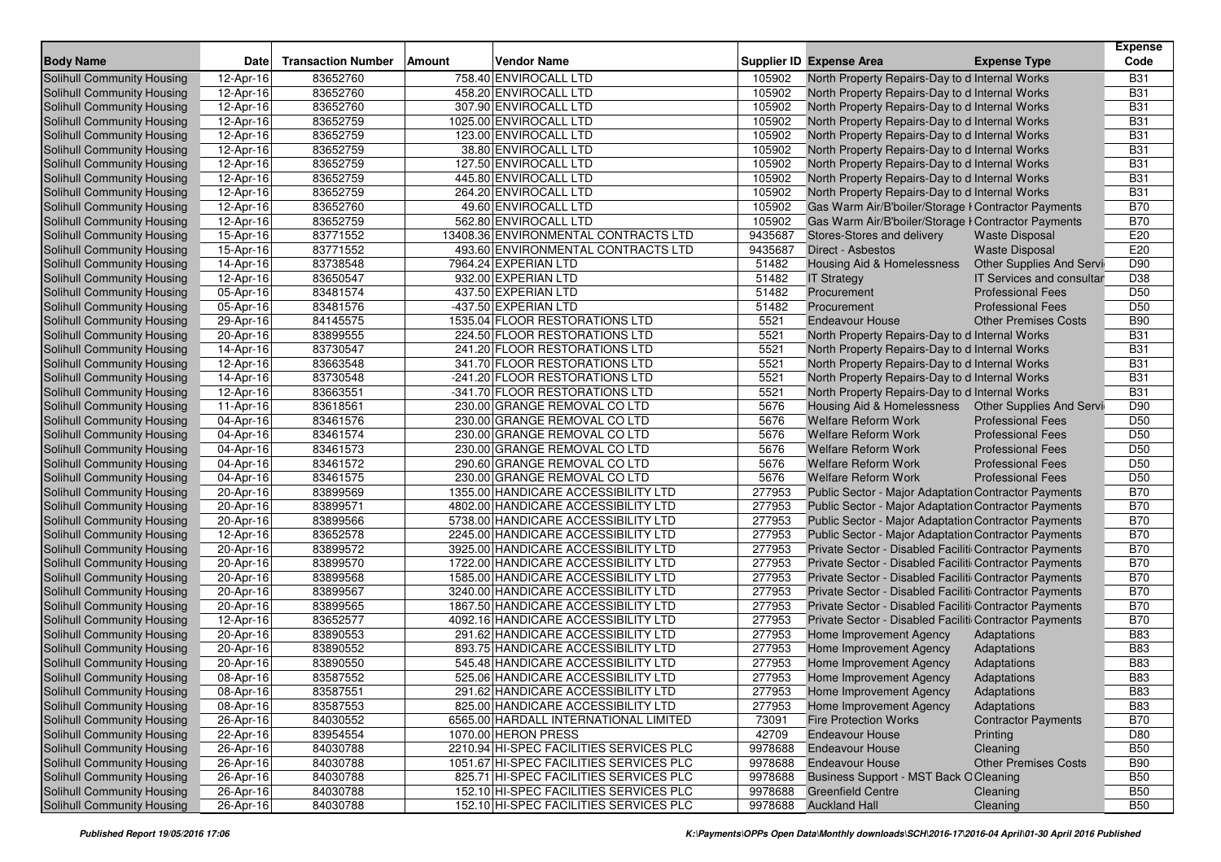| Body Name | Date | Transaction Number | Amount | Vendor Name | Supplier ID | Expense Area | Expense Type | Expense Code |
|---|---|---|---|---|---|---|---|---|
| Solihull Community Housing | 12-Apr-16 | 83652760 | 758.40 | ENVIROCALL LTD | 105902 | North Property Repairs-Day to d | Internal Works | B31 |
| Solihull Community Housing | 12-Apr-16 | 83652760 | 458.20 | ENVIROCALL LTD | 105902 | North Property Repairs-Day to d | Internal Works | B31 |
| Solihull Community Housing | 12-Apr-16 | 83652760 | 307.90 | ENVIROCALL LTD | 105902 | North Property Repairs-Day to d | Internal Works | B31 |
| Solihull Community Housing | 12-Apr-16 | 83652759 | 1025.00 | ENVIROCALL LTD | 105902 | North Property Repairs-Day to d | Internal Works | B31 |
| Solihull Community Housing | 12-Apr-16 | 83652759 | 123.00 | ENVIROCALL LTD | 105902 | North Property Repairs-Day to d | Internal Works | B31 |
| Solihull Community Housing | 12-Apr-16 | 83652759 | 38.80 | ENVIROCALL LTD | 105902 | North Property Repairs-Day to d | Internal Works | B31 |
| Solihull Community Housing | 12-Apr-16 | 83652759 | 127.50 | ENVIROCALL LTD | 105902 | North Property Repairs-Day to d | Internal Works | B31 |
| Solihull Community Housing | 12-Apr-16 | 83652759 | 445.80 | ENVIROCALL LTD | 105902 | North Property Repairs-Day to d | Internal Works | B31 |
| Solihull Community Housing | 12-Apr-16 | 83652759 | 264.20 | ENVIROCALL LTD | 105902 | North Property Repairs-Day to d | Internal Works | B31 |
| Solihull Community Housing | 12-Apr-16 | 83652760 | 49.60 | ENVIROCALL LTD | 105902 | Gas Warm Air/B'boiler/Storage H | Contractor Payments | B70 |
| Solihull Community Housing | 12-Apr-16 | 83652759 | 562.80 | ENVIROCALL LTD | 105902 | Gas Warm Air/B'boiler/Storage H | Contractor Payments | B70 |
| Solihull Community Housing | 15-Apr-16 | 83771552 | 13408.36 | ENVIRONMENTAL CONTRACTS LTD | 9435687 | Stores-Stores and delivery | Waste Disposal | E20 |
| Solihull Community Housing | 15-Apr-16 | 83771552 | 493.60 | ENVIRONMENTAL CONTRACTS LTD | 9435687 | Direct - Asbestos | Waste Disposal | E20 |
| Solihull Community Housing | 14-Apr-16 | 83738548 | 7964.24 | EXPERIAN LTD | 51482 | Housing Aid & Homelessness | Other Supplies And Servi | D90 |
| Solihull Community Housing | 12-Apr-16 | 83650547 | 932.00 | EXPERIAN LTD | 51482 | IT Strategy | IT Services and consultar | D38 |
| Solihull Community Housing | 05-Apr-16 | 83481574 | 437.50 | EXPERIAN LTD | 51482 | Procurement | Professional Fees | D50 |
| Solihull Community Housing | 05-Apr-16 | 83481576 | -437.50 | EXPERIAN LTD | 51482 | Procurement | Professional Fees | D50 |
| Solihull Community Housing | 29-Apr-16 | 84145575 | 1535.04 | FLOOR RESTORATIONS LTD | 5521 | Endeavour House | Other Premises Costs | B90 |
| Solihull Community Housing | 20-Apr-16 | 83899555 | 224.50 | FLOOR RESTORATIONS LTD | 5521 | North Property Repairs-Day to d | Internal Works | B31 |
| Solihull Community Housing | 14-Apr-16 | 83730547 | 241.20 | FLOOR RESTORATIONS LTD | 5521 | North Property Repairs-Day to d | Internal Works | B31 |
| Solihull Community Housing | 12-Apr-16 | 83663548 | 341.70 | FLOOR RESTORATIONS LTD | 5521 | North Property Repairs-Day to d | Internal Works | B31 |
| Solihull Community Housing | 14-Apr-16 | 83730548 | -241.20 | FLOOR RESTORATIONS LTD | 5521 | North Property Repairs-Day to d | Internal Works | B31 |
| Solihull Community Housing | 12-Apr-16 | 83663551 | -341.70 | FLOOR RESTORATIONS LTD | 5521 | North Property Repairs-Day to d | Internal Works | B31 |
| Solihull Community Housing | 11-Apr-16 | 83618561 | 230.00 | GRANGE REMOVAL CO LTD | 5676 | Housing Aid & Homelessness | Other Supplies And Servi | D90 |
| Solihull Community Housing | 04-Apr-16 | 83461576 | 230.00 | GRANGE REMOVAL CO LTD | 5676 | Welfare Reform Work | Professional Fees | D50 |
| Solihull Community Housing | 04-Apr-16 | 83461574 | 230.00 | GRANGE REMOVAL CO LTD | 5676 | Welfare Reform Work | Professional Fees | D50 |
| Solihull Community Housing | 04-Apr-16 | 83461573 | 230.00 | GRANGE REMOVAL CO LTD | 5676 | Welfare Reform Work | Professional Fees | D50 |
| Solihull Community Housing | 04-Apr-16 | 83461572 | 290.60 | GRANGE REMOVAL CO LTD | 5676 | Welfare Reform Work | Professional Fees | D50 |
| Solihull Community Housing | 04-Apr-16 | 83461575 | 230.00 | GRANGE REMOVAL CO LTD | 5676 | Welfare Reform Work | Professional Fees | D50 |
| Solihull Community Housing | 20-Apr-16 | 83899569 | 1355.00 | HANDICARE ACCESSIBILITY LTD | 277953 | Public Sector - Major Adaptation | Contractor Payments | B70 |
| Solihull Community Housing | 20-Apr-16 | 83899571 | 4802.00 | HANDICARE ACCESSIBILITY LTD | 277953 | Public Sector - Major Adaptation | Contractor Payments | B70 |
| Solihull Community Housing | 20-Apr-16 | 83899566 | 5738.00 | HANDICARE ACCESSIBILITY LTD | 277953 | Public Sector - Major Adaptation | Contractor Payments | B70 |
| Solihull Community Housing | 12-Apr-16 | 83652578 | 2245.00 | HANDICARE ACCESSIBILITY LTD | 277953 | Public Sector - Major Adaptation | Contractor Payments | B70 |
| Solihull Community Housing | 20-Apr-16 | 83899572 | 3925.00 | HANDICARE ACCESSIBILITY LTD | 277953 | Private Sector - Disabled Faciliti | Contractor Payments | B70 |
| Solihull Community Housing | 20-Apr-16 | 83899570 | 1722.00 | HANDICARE ACCESSIBILITY LTD | 277953 | Private Sector - Disabled Faciliti | Contractor Payments | B70 |
| Solihull Community Housing | 20-Apr-16 | 83899568 | 1585.00 | HANDICARE ACCESSIBILITY LTD | 277953 | Private Sector - Disabled Faciliti | Contractor Payments | B70 |
| Solihull Community Housing | 20-Apr-16 | 83899567 | 3240.00 | HANDICARE ACCESSIBILITY LTD | 277953 | Private Sector - Disabled Faciliti | Contractor Payments | B70 |
| Solihull Community Housing | 20-Apr-16 | 83899565 | 1867.50 | HANDICARE ACCESSIBILITY LTD | 277953 | Private Sector - Disabled Faciliti | Contractor Payments | B70 |
| Solihull Community Housing | 12-Apr-16 | 83652577 | 4092.16 | HANDICARE ACCESSIBILITY LTD | 277953 | Private Sector - Disabled Faciliti | Contractor Payments | B70 |
| Solihull Community Housing | 20-Apr-16 | 83890553 | 291.62 | HANDICARE ACCESSIBILITY LTD | 277953 | Home Improvement Agency | Adaptations | B83 |
| Solihull Community Housing | 20-Apr-16 | 83890552 | 893.75 | HANDICARE ACCESSIBILITY LTD | 277953 | Home Improvement Agency | Adaptations | B83 |
| Solihull Community Housing | 20-Apr-16 | 83890550 | 545.48 | HANDICARE ACCESSIBILITY LTD | 277953 | Home Improvement Agency | Adaptations | B83 |
| Solihull Community Housing | 08-Apr-16 | 83587552 | 525.06 | HANDICARE ACCESSIBILITY LTD | 277953 | Home Improvement Agency | Adaptations | B83 |
| Solihull Community Housing | 08-Apr-16 | 83587551 | 291.62 | HANDICARE ACCESSIBILITY LTD | 277953 | Home Improvement Agency | Adaptations | B83 |
| Solihull Community Housing | 08-Apr-16 | 83587553 | 825.00 | HANDICARE ACCESSIBILITY LTD | 277953 | Home Improvement Agency | Adaptations | B83 |
| Solihull Community Housing | 26-Apr-16 | 84030552 | 6565.00 | HARDALL INTERNATIONAL LIMITED | 73091 | Fire Protection Works | Contractor Payments | B70 |
| Solihull Community Housing | 22-Apr-16 | 83954554 | 1070.00 | HERON PRESS | 42709 | Endeavour House | Printing | D80 |
| Solihull Community Housing | 26-Apr-16 | 84030788 | 2210.94 | HI-SPEC FACILITIES SERVICES PLC | 9978688 | Endeavour House | Cleaning | B50 |
| Solihull Community Housing | 26-Apr-16 | 84030788 | 1051.67 | HI-SPEC FACILITIES SERVICES PLC | 9978688 | Endeavour House | Other Premises Costs | B90 |
| Solihull Community Housing | 26-Apr-16 | 84030788 | 825.71 | HI-SPEC FACILITIES SERVICES PLC | 9978688 | Business Support - MST Back O | Cleaning | B50 |
| Solihull Community Housing | 26-Apr-16 | 84030788 | 152.10 | HI-SPEC FACILITIES SERVICES PLC | 9978688 | Greenfield Centre | Cleaning | B50 |
| Solihull Community Housing | 26-Apr-16 | 84030788 | 152.10 | HI-SPEC FACILITIES SERVICES PLC | 9978688 | Auckland Hall | Cleaning | B50 |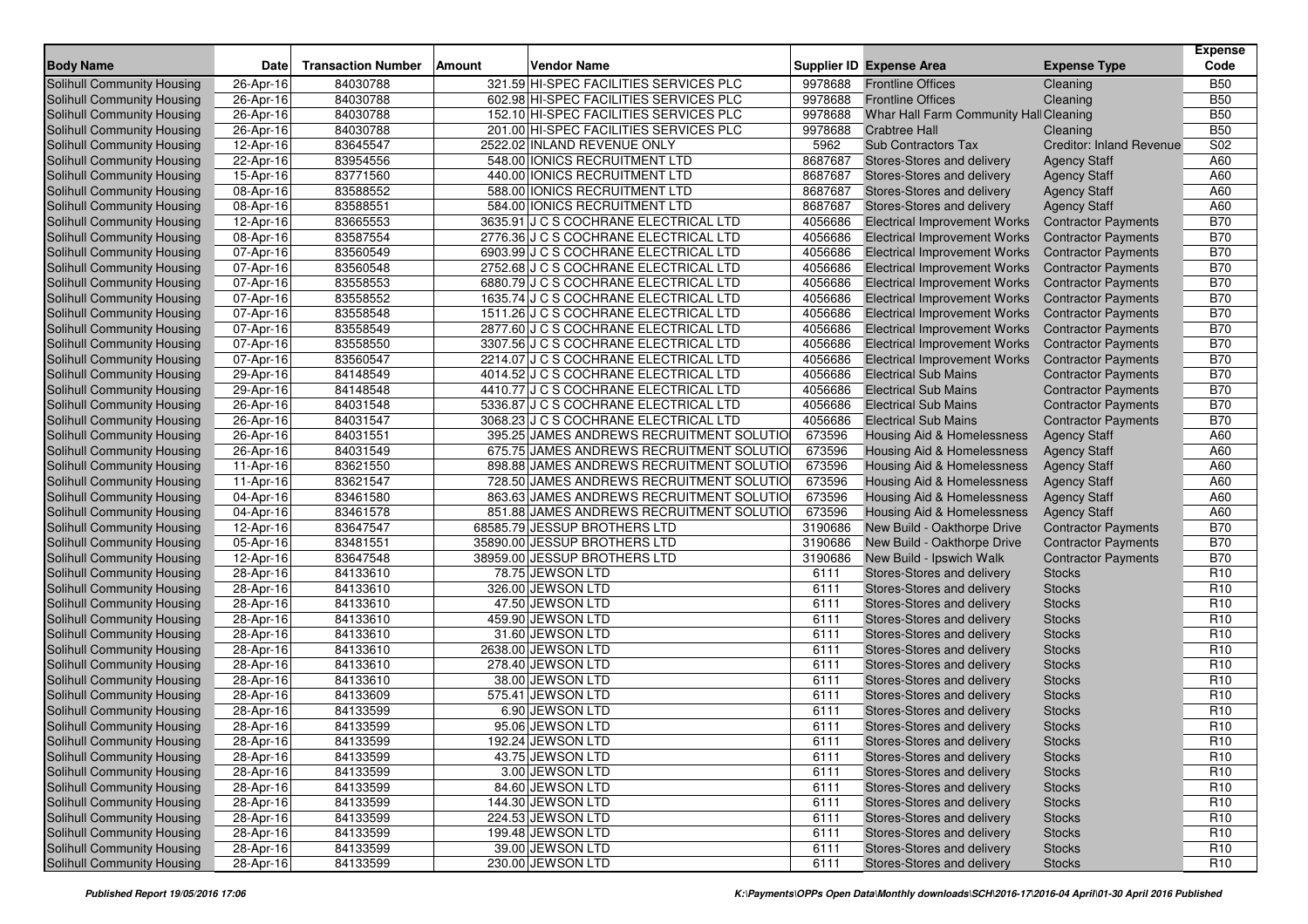| Body Name | Date | Transaction Number | Amount | Vendor Name | Supplier ID | Expense Area | Expense Type | Expense Code |
|---|---|---|---|---|---|---|---|---|
| Solihull Community Housing | 26-Apr-16 | 84030788 | 321.59 | HI-SPEC FACILITIES SERVICES PLC | 9978688 | Frontline Offices | Cleaning | B50 |
| Solihull Community Housing | 26-Apr-16 | 84030788 | 602.98 | HI-SPEC FACILITIES SERVICES PLC | 9978688 | Frontline Offices | Cleaning | B50 |
| Solihull Community Housing | 26-Apr-16 | 84030788 | 152.10 | HI-SPEC FACILITIES SERVICES PLC | 9978688 | Whar Hall Farm Community Hall | Cleaning | B50 |
| Solihull Community Housing | 26-Apr-16 | 84030788 | 201.00 | HI-SPEC FACILITIES SERVICES PLC | 9978688 | Crabtree Hall | Cleaning | B50 |
| Solihull Community Housing | 12-Apr-16 | 83645547 | 2522.02 | INLAND REVENUE ONLY | 5962 | Sub Contractors Tax | Creditor: Inland Revenue | S02 |
| Solihull Community Housing | 22-Apr-16 | 83954556 | 548.00 | IONICS RECRUITMENT LTD | 8687687 | Stores-Stores and delivery | Agency Staff | A60 |
| Solihull Community Housing | 15-Apr-16 | 83771560 | 440.00 | IONICS RECRUITMENT LTD | 8687687 | Stores-Stores and delivery | Agency Staff | A60 |
| Solihull Community Housing | 08-Apr-16 | 83588552 | 588.00 | IONICS RECRUITMENT LTD | 8687687 | Stores-Stores and delivery | Agency Staff | A60 |
| Solihull Community Housing | 08-Apr-16 | 83588551 | 584.00 | IONICS RECRUITMENT LTD | 8687687 | Stores-Stores and delivery | Agency Staff | A60 |
| Solihull Community Housing | 12-Apr-16 | 83665553 | 3635.91 | J C S COCHRANE ELECTRICAL LTD | 4056686 | Electrical Improvement Works | Contractor Payments | B70 |
| Solihull Community Housing | 08-Apr-16 | 83587554 | 2776.36 | J C S COCHRANE ELECTRICAL LTD | 4056686 | Electrical Improvement Works | Contractor Payments | B70 |
| Solihull Community Housing | 07-Apr-16 | 83560549 | 6903.99 | J C S COCHRANE ELECTRICAL LTD | 4056686 | Electrical Improvement Works | Contractor Payments | B70 |
| Solihull Community Housing | 07-Apr-16 | 83560548 | 2752.68 | J C S COCHRANE ELECTRICAL LTD | 4056686 | Electrical Improvement Works | Contractor Payments | B70 |
| Solihull Community Housing | 07-Apr-16 | 83558553 | 6880.79 | J C S COCHRANE ELECTRICAL LTD | 4056686 | Electrical Improvement Works | Contractor Payments | B70 |
| Solihull Community Housing | 07-Apr-16 | 83558552 | 1635.74 | J C S COCHRANE ELECTRICAL LTD | 4056686 | Electrical Improvement Works | Contractor Payments | B70 |
| Solihull Community Housing | 07-Apr-16 | 83558548 | 1511.26 | J C S COCHRANE ELECTRICAL LTD | 4056686 | Electrical Improvement Works | Contractor Payments | B70 |
| Solihull Community Housing | 07-Apr-16 | 83558549 | 2877.60 | J C S COCHRANE ELECTRICAL LTD | 4056686 | Electrical Improvement Works | Contractor Payments | B70 |
| Solihull Community Housing | 07-Apr-16 | 83558550 | 3307.56 | J C S COCHRANE ELECTRICAL LTD | 4056686 | Electrical Improvement Works | Contractor Payments | B70 |
| Solihull Community Housing | 07-Apr-16 | 83560547 | 2214.07 | J C S COCHRANE ELECTRICAL LTD | 4056686 | Electrical Improvement Works | Contractor Payments | B70 |
| Solihull Community Housing | 29-Apr-16 | 84148549 | 4014.52 | J C S COCHRANE ELECTRICAL LTD | 4056686 | Electrical Sub Mains | Contractor Payments | B70 |
| Solihull Community Housing | 29-Apr-16 | 84148548 | 4410.77 | J C S COCHRANE ELECTRICAL LTD | 4056686 | Electrical Sub Mains | Contractor Payments | B70 |
| Solihull Community Housing | 26-Apr-16 | 84031548 | 5336.87 | J C S COCHRANE ELECTRICAL LTD | 4056686 | Electrical Sub Mains | Contractor Payments | B70 |
| Solihull Community Housing | 26-Apr-16 | 84031547 | 3068.23 | J C S COCHRANE ELECTRICAL LTD | 4056686 | Electrical Sub Mains | Contractor Payments | B70 |
| Solihull Community Housing | 26-Apr-16 | 84031551 | 395.25 | JAMES ANDREWS RECRUITMENT SOLUTIO | 673596 | Housing Aid & Homelessness | Agency Staff | A60 |
| Solihull Community Housing | 26-Apr-16 | 84031549 | 675.75 | JAMES ANDREWS RECRUITMENT SOLUTIO | 673596 | Housing Aid & Homelessness | Agency Staff | A60 |
| Solihull Community Housing | 11-Apr-16 | 83621550 | 898.88 | JAMES ANDREWS RECRUITMENT SOLUTIO | 673596 | Housing Aid & Homelessness | Agency Staff | A60 |
| Solihull Community Housing | 11-Apr-16 | 83621547 | 728.50 | JAMES ANDREWS RECRUITMENT SOLUTIO | 673596 | Housing Aid & Homelessness | Agency Staff | A60 |
| Solihull Community Housing | 04-Apr-16 | 83461580 | 863.63 | JAMES ANDREWS RECRUITMENT SOLUTIO | 673596 | Housing Aid & Homelessness | Agency Staff | A60 |
| Solihull Community Housing | 04-Apr-16 | 83461578 | 851.88 | JAMES ANDREWS RECRUITMENT SOLUTIO | 673596 | Housing Aid & Homelessness | Agency Staff | A60 |
| Solihull Community Housing | 12-Apr-16 | 83647547 | 68585.79 | JESSUP BROTHERS LTD | 3190686 | New Build - Oakthorpe Drive | Contractor Payments | B70 |
| Solihull Community Housing | 05-Apr-16 | 83481551 | 35890.00 | JESSUP BROTHERS LTD | 3190686 | New Build - Oakthorpe Drive | Contractor Payments | B70 |
| Solihull Community Housing | 12-Apr-16 | 83647548 | 38959.00 | JESSUP BROTHERS LTD | 3190686 | New Build - Ipswich Walk | Contractor Payments | B70 |
| Solihull Community Housing | 28-Apr-16 | 84133610 | 78.75 | JEWSON LTD | 6111 | Stores-Stores and delivery | Stocks | R10 |
| Solihull Community Housing | 28-Apr-16 | 84133610 | 326.00 | JEWSON LTD | 6111 | Stores-Stores and delivery | Stocks | R10 |
| Solihull Community Housing | 28-Apr-16 | 84133610 | 47.50 | JEWSON LTD | 6111 | Stores-Stores and delivery | Stocks | R10 |
| Solihull Community Housing | 28-Apr-16 | 84133610 | 459.90 | JEWSON LTD | 6111 | Stores-Stores and delivery | Stocks | R10 |
| Solihull Community Housing | 28-Apr-16 | 84133610 | 31.60 | JEWSON LTD | 6111 | Stores-Stores and delivery | Stocks | R10 |
| Solihull Community Housing | 28-Apr-16 | 84133610 | 2638.00 | JEWSON LTD | 6111 | Stores-Stores and delivery | Stocks | R10 |
| Solihull Community Housing | 28-Apr-16 | 84133610 | 278.40 | JEWSON LTD | 6111 | Stores-Stores and delivery | Stocks | R10 |
| Solihull Community Housing | 28-Apr-16 | 84133610 | 38.00 | JEWSON LTD | 6111 | Stores-Stores and delivery | Stocks | R10 |
| Solihull Community Housing | 28-Apr-16 | 84133609 | 575.41 | JEWSON LTD | 6111 | Stores-Stores and delivery | Stocks | R10 |
| Solihull Community Housing | 28-Apr-16 | 84133599 | 6.90 | JEWSON LTD | 6111 | Stores-Stores and delivery | Stocks | R10 |
| Solihull Community Housing | 28-Apr-16 | 84133599 | 95.06 | JEWSON LTD | 6111 | Stores-Stores and delivery | Stocks | R10 |
| Solihull Community Housing | 28-Apr-16 | 84133599 | 192.24 | JEWSON LTD | 6111 | Stores-Stores and delivery | Stocks | R10 |
| Solihull Community Housing | 28-Apr-16 | 84133599 | 43.75 | JEWSON LTD | 6111 | Stores-Stores and delivery | Stocks | R10 |
| Solihull Community Housing | 28-Apr-16 | 84133599 | 3.00 | JEWSON LTD | 6111 | Stores-Stores and delivery | Stocks | R10 |
| Solihull Community Housing | 28-Apr-16 | 84133599 | 84.60 | JEWSON LTD | 6111 | Stores-Stores and delivery | Stocks | R10 |
| Solihull Community Housing | 28-Apr-16 | 84133599 | 144.30 | JEWSON LTD | 6111 | Stores-Stores and delivery | Stocks | R10 |
| Solihull Community Housing | 28-Apr-16 | 84133599 | 224.53 | JEWSON LTD | 6111 | Stores-Stores and delivery | Stocks | R10 |
| Solihull Community Housing | 28-Apr-16 | 84133599 | 199.48 | JEWSON LTD | 6111 | Stores-Stores and delivery | Stocks | R10 |
| Solihull Community Housing | 28-Apr-16 | 84133599 | 39.00 | JEWSON LTD | 6111 | Stores-Stores and delivery | Stocks | R10 |
| Solihull Community Housing | 28-Apr-16 | 84133599 | 230.00 | JEWSON LTD | 6111 | Stores-Stores and delivery | Stocks | R10 |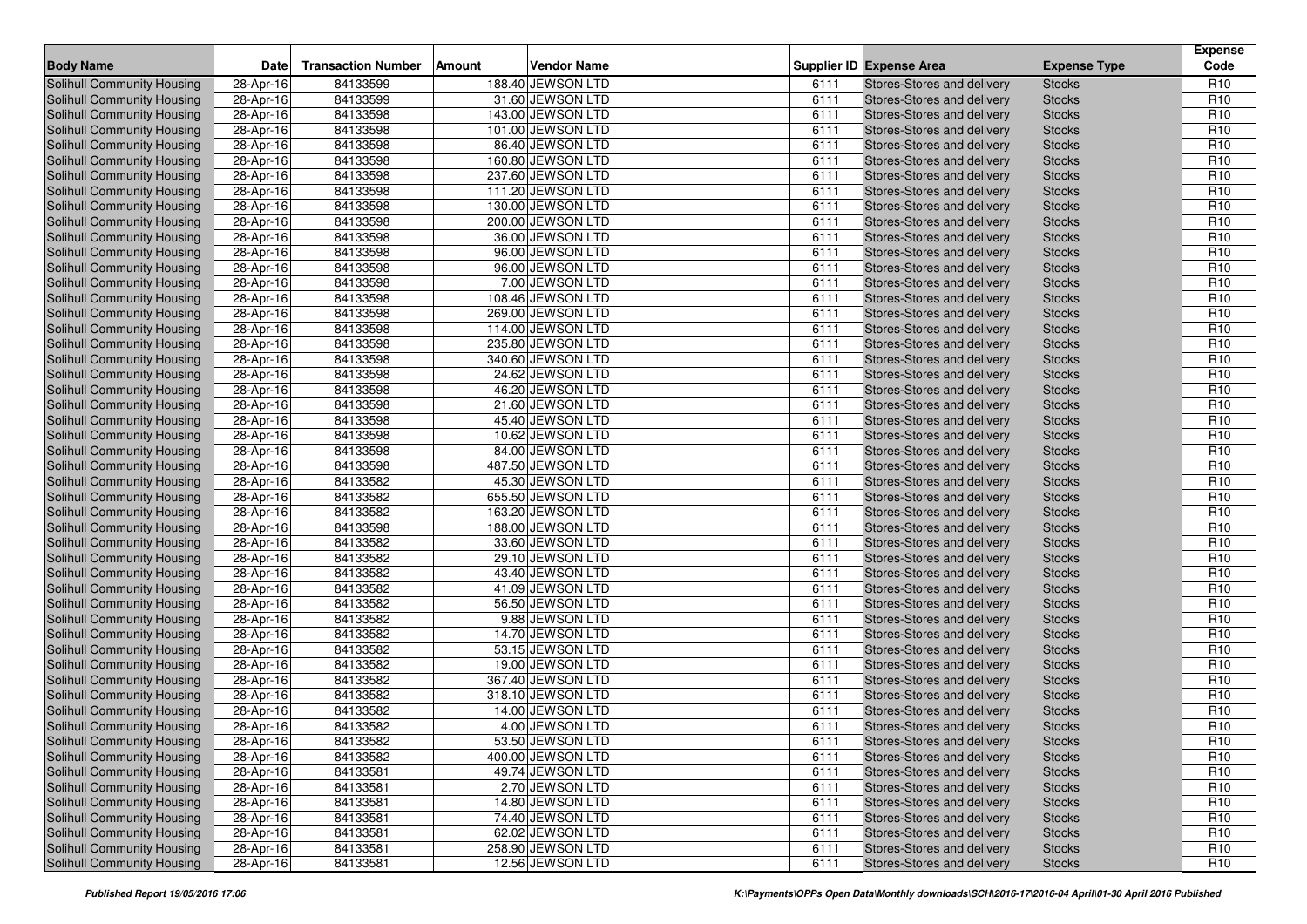| Body Name | Date | Transaction Number | Amount | Vendor Name | Supplier ID | Expense Area | Expense Type | Expense Code |
|---|---|---|---|---|---|---|---|---|
| Solihull Community Housing | 28-Apr-16 | 84133599 | 188.40 | JEWSON LTD | 6111 | Stores-Stores and delivery | Stocks | R10 |
| Solihull Community Housing | 28-Apr-16 | 84133599 | 31.60 | JEWSON LTD | 6111 | Stores-Stores and delivery | Stocks | R10 |
| Solihull Community Housing | 28-Apr-16 | 84133598 | 143.00 | JEWSON LTD | 6111 | Stores-Stores and delivery | Stocks | R10 |
| Solihull Community Housing | 28-Apr-16 | 84133598 | 101.00 | JEWSON LTD | 6111 | Stores-Stores and delivery | Stocks | R10 |
| Solihull Community Housing | 28-Apr-16 | 84133598 | 86.40 | JEWSON LTD | 6111 | Stores-Stores and delivery | Stocks | R10 |
| Solihull Community Housing | 28-Apr-16 | 84133598 | 160.80 | JEWSON LTD | 6111 | Stores-Stores and delivery | Stocks | R10 |
| Solihull Community Housing | 28-Apr-16 | 84133598 | 237.60 | JEWSON LTD | 6111 | Stores-Stores and delivery | Stocks | R10 |
| Solihull Community Housing | 28-Apr-16 | 84133598 | 111.20 | JEWSON LTD | 6111 | Stores-Stores and delivery | Stocks | R10 |
| Solihull Community Housing | 28-Apr-16 | 84133598 | 130.00 | JEWSON LTD | 6111 | Stores-Stores and delivery | Stocks | R10 |
| Solihull Community Housing | 28-Apr-16 | 84133598 | 200.00 | JEWSON LTD | 6111 | Stores-Stores and delivery | Stocks | R10 |
| Solihull Community Housing | 28-Apr-16 | 84133598 | 36.00 | JEWSON LTD | 6111 | Stores-Stores and delivery | Stocks | R10 |
| Solihull Community Housing | 28-Apr-16 | 84133598 | 96.00 | JEWSON LTD | 6111 | Stores-Stores and delivery | Stocks | R10 |
| Solihull Community Housing | 28-Apr-16 | 84133598 | 96.00 | JEWSON LTD | 6111 | Stores-Stores and delivery | Stocks | R10 |
| Solihull Community Housing | 28-Apr-16 | 84133598 | 7.00 | JEWSON LTD | 6111 | Stores-Stores and delivery | Stocks | R10 |
| Solihull Community Housing | 28-Apr-16 | 84133598 | 108.46 | JEWSON LTD | 6111 | Stores-Stores and delivery | Stocks | R10 |
| Solihull Community Housing | 28-Apr-16 | 84133598 | 269.00 | JEWSON LTD | 6111 | Stores-Stores and delivery | Stocks | R10 |
| Solihull Community Housing | 28-Apr-16 | 84133598 | 114.00 | JEWSON LTD | 6111 | Stores-Stores and delivery | Stocks | R10 |
| Solihull Community Housing | 28-Apr-16 | 84133598 | 235.80 | JEWSON LTD | 6111 | Stores-Stores and delivery | Stocks | R10 |
| Solihull Community Housing | 28-Apr-16 | 84133598 | 340.60 | JEWSON LTD | 6111 | Stores-Stores and delivery | Stocks | R10 |
| Solihull Community Housing | 28-Apr-16 | 84133598 | 24.62 | JEWSON LTD | 6111 | Stores-Stores and delivery | Stocks | R10 |
| Solihull Community Housing | 28-Apr-16 | 84133598 | 46.20 | JEWSON LTD | 6111 | Stores-Stores and delivery | Stocks | R10 |
| Solihull Community Housing | 28-Apr-16 | 84133598 | 21.60 | JEWSON LTD | 6111 | Stores-Stores and delivery | Stocks | R10 |
| Solihull Community Housing | 28-Apr-16 | 84133598 | 45.40 | JEWSON LTD | 6111 | Stores-Stores and delivery | Stocks | R10 |
| Solihull Community Housing | 28-Apr-16 | 84133598 | 10.62 | JEWSON LTD | 6111 | Stores-Stores and delivery | Stocks | R10 |
| Solihull Community Housing | 28-Apr-16 | 84133598 | 84.00 | JEWSON LTD | 6111 | Stores-Stores and delivery | Stocks | R10 |
| Solihull Community Housing | 28-Apr-16 | 84133598 | 487.50 | JEWSON LTD | 6111 | Stores-Stores and delivery | Stocks | R10 |
| Solihull Community Housing | 28-Apr-16 | 84133582 | 45.30 | JEWSON LTD | 6111 | Stores-Stores and delivery | Stocks | R10 |
| Solihull Community Housing | 28-Apr-16 | 84133582 | 655.50 | JEWSON LTD | 6111 | Stores-Stores and delivery | Stocks | R10 |
| Solihull Community Housing | 28-Apr-16 | 84133582 | 163.20 | JEWSON LTD | 6111 | Stores-Stores and delivery | Stocks | R10 |
| Solihull Community Housing | 28-Apr-16 | 84133598 | 188.00 | JEWSON LTD | 6111 | Stores-Stores and delivery | Stocks | R10 |
| Solihull Community Housing | 28-Apr-16 | 84133582 | 33.60 | JEWSON LTD | 6111 | Stores-Stores and delivery | Stocks | R10 |
| Solihull Community Housing | 28-Apr-16 | 84133582 | 29.10 | JEWSON LTD | 6111 | Stores-Stores and delivery | Stocks | R10 |
| Solihull Community Housing | 28-Apr-16 | 84133582 | 43.40 | JEWSON LTD | 6111 | Stores-Stores and delivery | Stocks | R10 |
| Solihull Community Housing | 28-Apr-16 | 84133582 | 41.09 | JEWSON LTD | 6111 | Stores-Stores and delivery | Stocks | R10 |
| Solihull Community Housing | 28-Apr-16 | 84133582 | 56.50 | JEWSON LTD | 6111 | Stores-Stores and delivery | Stocks | R10 |
| Solihull Community Housing | 28-Apr-16 | 84133582 | 9.88 | JEWSON LTD | 6111 | Stores-Stores and delivery | Stocks | R10 |
| Solihull Community Housing | 28-Apr-16 | 84133582 | 14.70 | JEWSON LTD | 6111 | Stores-Stores and delivery | Stocks | R10 |
| Solihull Community Housing | 28-Apr-16 | 84133582 | 53.15 | JEWSON LTD | 6111 | Stores-Stores and delivery | Stocks | R10 |
| Solihull Community Housing | 28-Apr-16 | 84133582 | 19.00 | JEWSON LTD | 6111 | Stores-Stores and delivery | Stocks | R10 |
| Solihull Community Housing | 28-Apr-16 | 84133582 | 367.40 | JEWSON LTD | 6111 | Stores-Stores and delivery | Stocks | R10 |
| Solihull Community Housing | 28-Apr-16 | 84133582 | 318.10 | JEWSON LTD | 6111 | Stores-Stores and delivery | Stocks | R10 |
| Solihull Community Housing | 28-Apr-16 | 84133582 | 14.00 | JEWSON LTD | 6111 | Stores-Stores and delivery | Stocks | R10 |
| Solihull Community Housing | 28-Apr-16 | 84133582 | 4.00 | JEWSON LTD | 6111 | Stores-Stores and delivery | Stocks | R10 |
| Solihull Community Housing | 28-Apr-16 | 84133582 | 53.50 | JEWSON LTD | 6111 | Stores-Stores and delivery | Stocks | R10 |
| Solihull Community Housing | 28-Apr-16 | 84133582 | 400.00 | JEWSON LTD | 6111 | Stores-Stores and delivery | Stocks | R10 |
| Solihull Community Housing | 28-Apr-16 | 84133581 | 49.74 | JEWSON LTD | 6111 | Stores-Stores and delivery | Stocks | R10 |
| Solihull Community Housing | 28-Apr-16 | 84133581 | 2.70 | JEWSON LTD | 6111 | Stores-Stores and delivery | Stocks | R10 |
| Solihull Community Housing | 28-Apr-16 | 84133581 | 14.80 | JEWSON LTD | 6111 | Stores-Stores and delivery | Stocks | R10 |
| Solihull Community Housing | 28-Apr-16 | 84133581 | 74.40 | JEWSON LTD | 6111 | Stores-Stores and delivery | Stocks | R10 |
| Solihull Community Housing | 28-Apr-16 | 84133581 | 62.02 | JEWSON LTD | 6111 | Stores-Stores and delivery | Stocks | R10 |
| Solihull Community Housing | 28-Apr-16 | 84133581 | 258.90 | JEWSON LTD | 6111 | Stores-Stores and delivery | Stocks | R10 |
| Solihull Community Housing | 28-Apr-16 | 84133581 | 12.56 | JEWSON LTD | 6111 | Stores-Stores and delivery | Stocks | R10 |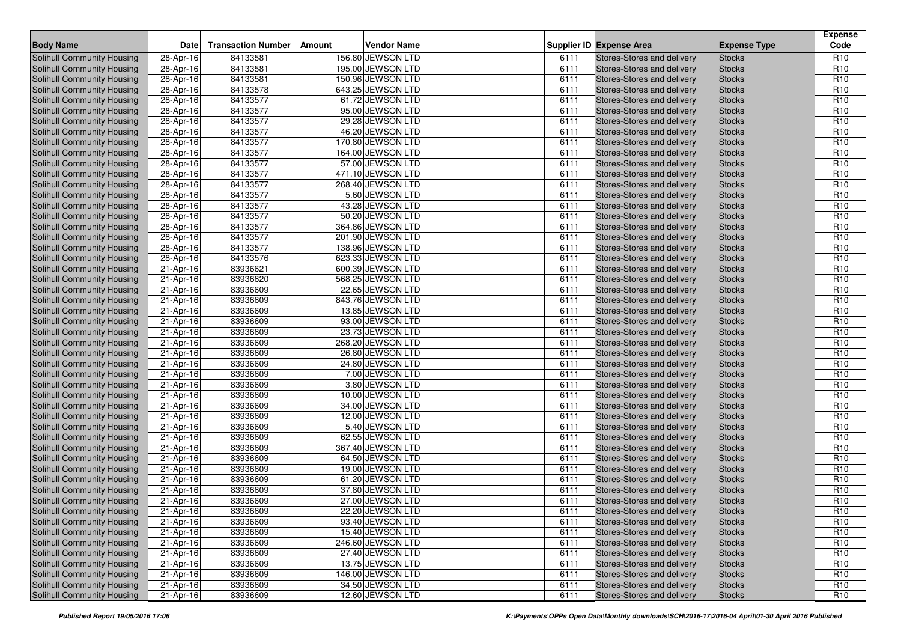| Body Name | Date | Transaction Number | Amount | Vendor Name | Supplier ID | Expense Area | Expense Type | Expense Code |
|---|---|---|---|---|---|---|---|---|
| Solihull Community Housing | 28-Apr-16 | 84133581 | 156.80 | JEWSON LTD | 6111 | Stores-Stores and delivery | Stocks | R10 |
| Solihull Community Housing | 28-Apr-16 | 84133581 | 195.00 | JEWSON LTD | 6111 | Stores-Stores and delivery | Stocks | R10 |
| Solihull Community Housing | 28-Apr-16 | 84133581 | 150.96 | JEWSON LTD | 6111 | Stores-Stores and delivery | Stocks | R10 |
| Solihull Community Housing | 28-Apr-16 | 84133578 | 643.25 | JEWSON LTD | 6111 | Stores-Stores and delivery | Stocks | R10 |
| Solihull Community Housing | 28-Apr-16 | 84133577 | 61.72 | JEWSON LTD | 6111 | Stores-Stores and delivery | Stocks | R10 |
| Solihull Community Housing | 28-Apr-16 | 84133577 | 95.00 | JEWSON LTD | 6111 | Stores-Stores and delivery | Stocks | R10 |
| Solihull Community Housing | 28-Apr-16 | 84133577 | 29.28 | JEWSON LTD | 6111 | Stores-Stores and delivery | Stocks | R10 |
| Solihull Community Housing | 28-Apr-16 | 84133577 | 46.20 | JEWSON LTD | 6111 | Stores-Stores and delivery | Stocks | R10 |
| Solihull Community Housing | 28-Apr-16 | 84133577 | 170.80 | JEWSON LTD | 6111 | Stores-Stores and delivery | Stocks | R10 |
| Solihull Community Housing | 28-Apr-16 | 84133577 | 164.00 | JEWSON LTD | 6111 | Stores-Stores and delivery | Stocks | R10 |
| Solihull Community Housing | 28-Apr-16 | 84133577 | 57.00 | JEWSON LTD | 6111 | Stores-Stores and delivery | Stocks | R10 |
| Solihull Community Housing | 28-Apr-16 | 84133577 | 471.10 | JEWSON LTD | 6111 | Stores-Stores and delivery | Stocks | R10 |
| Solihull Community Housing | 28-Apr-16 | 84133577 | 268.40 | JEWSON LTD | 6111 | Stores-Stores and delivery | Stocks | R10 |
| Solihull Community Housing | 28-Apr-16 | 84133577 | 5.60 | JEWSON LTD | 6111 | Stores-Stores and delivery | Stocks | R10 |
| Solihull Community Housing | 28-Apr-16 | 84133577 | 43.28 | JEWSON LTD | 6111 | Stores-Stores and delivery | Stocks | R10 |
| Solihull Community Housing | 28-Apr-16 | 84133577 | 50.20 | JEWSON LTD | 6111 | Stores-Stores and delivery | Stocks | R10 |
| Solihull Community Housing | 28-Apr-16 | 84133577 | 364.86 | JEWSON LTD | 6111 | Stores-Stores and delivery | Stocks | R10 |
| Solihull Community Housing | 28-Apr-16 | 84133577 | 201.90 | JEWSON LTD | 6111 | Stores-Stores and delivery | Stocks | R10 |
| Solihull Community Housing | 28-Apr-16 | 84133577 | 138.96 | JEWSON LTD | 6111 | Stores-Stores and delivery | Stocks | R10 |
| Solihull Community Housing | 28-Apr-16 | 84133576 | 623.33 | JEWSON LTD | 6111 | Stores-Stores and delivery | Stocks | R10 |
| Solihull Community Housing | 21-Apr-16 | 83936621 | 600.39 | JEWSON LTD | 6111 | Stores-Stores and delivery | Stocks | R10 |
| Solihull Community Housing | 21-Apr-16 | 83936620 | 568.25 | JEWSON LTD | 6111 | Stores-Stores and delivery | Stocks | R10 |
| Solihull Community Housing | 21-Apr-16 | 83936609 | 22.65 | JEWSON LTD | 6111 | Stores-Stores and delivery | Stocks | R10 |
| Solihull Community Housing | 21-Apr-16 | 83936609 | 843.76 | JEWSON LTD | 6111 | Stores-Stores and delivery | Stocks | R10 |
| Solihull Community Housing | 21-Apr-16 | 83936609 | 13.85 | JEWSON LTD | 6111 | Stores-Stores and delivery | Stocks | R10 |
| Solihull Community Housing | 21-Apr-16 | 83936609 | 93.00 | JEWSON LTD | 6111 | Stores-Stores and delivery | Stocks | R10 |
| Solihull Community Housing | 21-Apr-16 | 83936609 | 23.73 | JEWSON LTD | 6111 | Stores-Stores and delivery | Stocks | R10 |
| Solihull Community Housing | 21-Apr-16 | 83936609 | 268.20 | JEWSON LTD | 6111 | Stores-Stores and delivery | Stocks | R10 |
| Solihull Community Housing | 21-Apr-16 | 83936609 | 26.80 | JEWSON LTD | 6111 | Stores-Stores and delivery | Stocks | R10 |
| Solihull Community Housing | 21-Apr-16 | 83936609 | 24.80 | JEWSON LTD | 6111 | Stores-Stores and delivery | Stocks | R10 |
| Solihull Community Housing | 21-Apr-16 | 83936609 | 7.00 | JEWSON LTD | 6111 | Stores-Stores and delivery | Stocks | R10 |
| Solihull Community Housing | 21-Apr-16 | 83936609 | 3.80 | JEWSON LTD | 6111 | Stores-Stores and delivery | Stocks | R10 |
| Solihull Community Housing | 21-Apr-16 | 83936609 | 10.00 | JEWSON LTD | 6111 | Stores-Stores and delivery | Stocks | R10 |
| Solihull Community Housing | 21-Apr-16 | 83936609 | 34.00 | JEWSON LTD | 6111 | Stores-Stores and delivery | Stocks | R10 |
| Solihull Community Housing | 21-Apr-16 | 83936609 | 12.00 | JEWSON LTD | 6111 | Stores-Stores and delivery | Stocks | R10 |
| Solihull Community Housing | 21-Apr-16 | 83936609 | 5.40 | JEWSON LTD | 6111 | Stores-Stores and delivery | Stocks | R10 |
| Solihull Community Housing | 21-Apr-16 | 83936609 | 62.55 | JEWSON LTD | 6111 | Stores-Stores and delivery | Stocks | R10 |
| Solihull Community Housing | 21-Apr-16 | 83936609 | 367.40 | JEWSON LTD | 6111 | Stores-Stores and delivery | Stocks | R10 |
| Solihull Community Housing | 21-Apr-16 | 83936609 | 64.50 | JEWSON LTD | 6111 | Stores-Stores and delivery | Stocks | R10 |
| Solihull Community Housing | 21-Apr-16 | 83936609 | 19.00 | JEWSON LTD | 6111 | Stores-Stores and delivery | Stocks | R10 |
| Solihull Community Housing | 21-Apr-16 | 83936609 | 61.20 | JEWSON LTD | 6111 | Stores-Stores and delivery | Stocks | R10 |
| Solihull Community Housing | 21-Apr-16 | 83936609 | 37.80 | JEWSON LTD | 6111 | Stores-Stores and delivery | Stocks | R10 |
| Solihull Community Housing | 21-Apr-16 | 83936609 | 27.00 | JEWSON LTD | 6111 | Stores-Stores and delivery | Stocks | R10 |
| Solihull Community Housing | 21-Apr-16 | 83936609 | 22.20 | JEWSON LTD | 6111 | Stores-Stores and delivery | Stocks | R10 |
| Solihull Community Housing | 21-Apr-16 | 83936609 | 93.40 | JEWSON LTD | 6111 | Stores-Stores and delivery | Stocks | R10 |
| Solihull Community Housing | 21-Apr-16 | 83936609 | 15.40 | JEWSON LTD | 6111 | Stores-Stores and delivery | Stocks | R10 |
| Solihull Community Housing | 21-Apr-16 | 83936609 | 246.60 | JEWSON LTD | 6111 | Stores-Stores and delivery | Stocks | R10 |
| Solihull Community Housing | 21-Apr-16 | 83936609 | 27.40 | JEWSON LTD | 6111 | Stores-Stores and delivery | Stocks | R10 |
| Solihull Community Housing | 21-Apr-16 | 83936609 | 13.75 | JEWSON LTD | 6111 | Stores-Stores and delivery | Stocks | R10 |
| Solihull Community Housing | 21-Apr-16 | 83936609 | 146.00 | JEWSON LTD | 6111 | Stores-Stores and delivery | Stocks | R10 |
| Solihull Community Housing | 21-Apr-16 | 83936609 | 34.50 | JEWSON LTD | 6111 | Stores-Stores and delivery | Stocks | R10 |
| Solihull Community Housing | 21-Apr-16 | 83936609 | 12.60 | JEWSON LTD | 6111 | Stores-Stores and delivery | Stocks | R10 |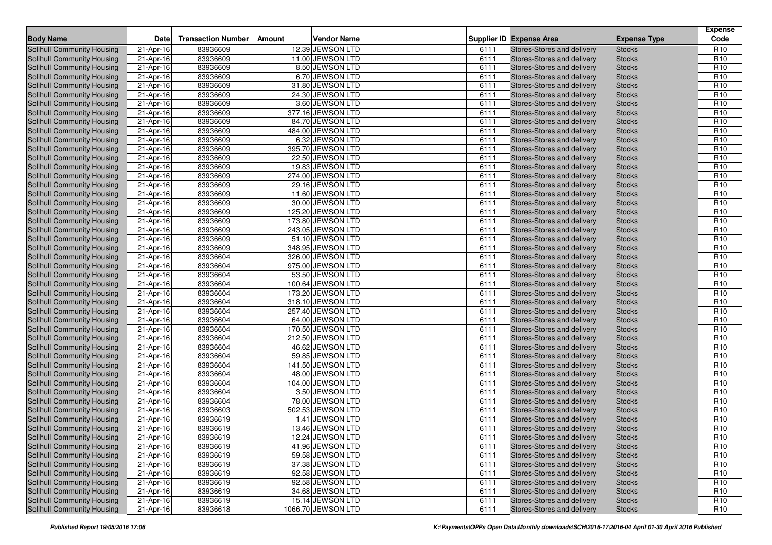| Body Name | Date | Transaction Number | Amount | Vendor Name | Supplier ID | Expense Area | Expense Type | Expense Code |
|---|---|---|---|---|---|---|---|---|
| Solihull Community Housing | 21-Apr-16 | 83936609 | 12.39 | JEWSON LTD | 6111 | Stores-Stores and delivery | Stocks | R10 |
| Solihull Community Housing | 21-Apr-16 | 83936609 | 11.00 | JEWSON LTD | 6111 | Stores-Stores and delivery | Stocks | R10 |
| Solihull Community Housing | 21-Apr-16 | 83936609 | 8.50 | JEWSON LTD | 6111 | Stores-Stores and delivery | Stocks | R10 |
| Solihull Community Housing | 21-Apr-16 | 83936609 | 6.70 | JEWSON LTD | 6111 | Stores-Stores and delivery | Stocks | R10 |
| Solihull Community Housing | 21-Apr-16 | 83936609 | 31.80 | JEWSON LTD | 6111 | Stores-Stores and delivery | Stocks | R10 |
| Solihull Community Housing | 21-Apr-16 | 83936609 | 24.30 | JEWSON LTD | 6111 | Stores-Stores and delivery | Stocks | R10 |
| Solihull Community Housing | 21-Apr-16 | 83936609 | 3.60 | JEWSON LTD | 6111 | Stores-Stores and delivery | Stocks | R10 |
| Solihull Community Housing | 21-Apr-16 | 83936609 | 377.16 | JEWSON LTD | 6111 | Stores-Stores and delivery | Stocks | R10 |
| Solihull Community Housing | 21-Apr-16 | 83936609 | 84.70 | JEWSON LTD | 6111 | Stores-Stores and delivery | Stocks | R10 |
| Solihull Community Housing | 21-Apr-16 | 83936609 | 484.00 | JEWSON LTD | 6111 | Stores-Stores and delivery | Stocks | R10 |
| Solihull Community Housing | 21-Apr-16 | 83936609 | 6.32 | JEWSON LTD | 6111 | Stores-Stores and delivery | Stocks | R10 |
| Solihull Community Housing | 21-Apr-16 | 83936609 | 395.70 | JEWSON LTD | 6111 | Stores-Stores and delivery | Stocks | R10 |
| Solihull Community Housing | 21-Apr-16 | 83936609 | 22.50 | JEWSON LTD | 6111 | Stores-Stores and delivery | Stocks | R10 |
| Solihull Community Housing | 21-Apr-16 | 83936609 | 19.83 | JEWSON LTD | 6111 | Stores-Stores and delivery | Stocks | R10 |
| Solihull Community Housing | 21-Apr-16 | 83936609 | 274.00 | JEWSON LTD | 6111 | Stores-Stores and delivery | Stocks | R10 |
| Solihull Community Housing | 21-Apr-16 | 83936609 | 29.16 | JEWSON LTD | 6111 | Stores-Stores and delivery | Stocks | R10 |
| Solihull Community Housing | 21-Apr-16 | 83936609 | 11.60 | JEWSON LTD | 6111 | Stores-Stores and delivery | Stocks | R10 |
| Solihull Community Housing | 21-Apr-16 | 83936609 | 30.00 | JEWSON LTD | 6111 | Stores-Stores and delivery | Stocks | R10 |
| Solihull Community Housing | 21-Apr-16 | 83936609 | 125.20 | JEWSON LTD | 6111 | Stores-Stores and delivery | Stocks | R10 |
| Solihull Community Housing | 21-Apr-16 | 83936609 | 173.80 | JEWSON LTD | 6111 | Stores-Stores and delivery | Stocks | R10 |
| Solihull Community Housing | 21-Apr-16 | 83936609 | 243.05 | JEWSON LTD | 6111 | Stores-Stores and delivery | Stocks | R10 |
| Solihull Community Housing | 21-Apr-16 | 83936609 | 51.10 | JEWSON LTD | 6111 | Stores-Stores and delivery | Stocks | R10 |
| Solihull Community Housing | 21-Apr-16 | 83936609 | 348.95 | JEWSON LTD | 6111 | Stores-Stores and delivery | Stocks | R10 |
| Solihull Community Housing | 21-Apr-16 | 83936604 | 326.00 | JEWSON LTD | 6111 | Stores-Stores and delivery | Stocks | R10 |
| Solihull Community Housing | 21-Apr-16 | 83936604 | 975.00 | JEWSON LTD | 6111 | Stores-Stores and delivery | Stocks | R10 |
| Solihull Community Housing | 21-Apr-16 | 83936604 | 53.50 | JEWSON LTD | 6111 | Stores-Stores and delivery | Stocks | R10 |
| Solihull Community Housing | 21-Apr-16 | 83936604 | 100.64 | JEWSON LTD | 6111 | Stores-Stores and delivery | Stocks | R10 |
| Solihull Community Housing | 21-Apr-16 | 83936604 | 173.20 | JEWSON LTD | 6111 | Stores-Stores and delivery | Stocks | R10 |
| Solihull Community Housing | 21-Apr-16 | 83936604 | 318.10 | JEWSON LTD | 6111 | Stores-Stores and delivery | Stocks | R10 |
| Solihull Community Housing | 21-Apr-16 | 83936604 | 257.40 | JEWSON LTD | 6111 | Stores-Stores and delivery | Stocks | R10 |
| Solihull Community Housing | 21-Apr-16 | 83936604 | 64.00 | JEWSON LTD | 6111 | Stores-Stores and delivery | Stocks | R10 |
| Solihull Community Housing | 21-Apr-16 | 83936604 | 170.50 | JEWSON LTD | 6111 | Stores-Stores and delivery | Stocks | R10 |
| Solihull Community Housing | 21-Apr-16 | 83936604 | 212.50 | JEWSON LTD | 6111 | Stores-Stores and delivery | Stocks | R10 |
| Solihull Community Housing | 21-Apr-16 | 83936604 | 46.62 | JEWSON LTD | 6111 | Stores-Stores and delivery | Stocks | R10 |
| Solihull Community Housing | 21-Apr-16 | 83936604 | 59.85 | JEWSON LTD | 6111 | Stores-Stores and delivery | Stocks | R10 |
| Solihull Community Housing | 21-Apr-16 | 83936604 | 141.50 | JEWSON LTD | 6111 | Stores-Stores and delivery | Stocks | R10 |
| Solihull Community Housing | 21-Apr-16 | 83936604 | 48.00 | JEWSON LTD | 6111 | Stores-Stores and delivery | Stocks | R10 |
| Solihull Community Housing | 21-Apr-16 | 83936604 | 104.00 | JEWSON LTD | 6111 | Stores-Stores and delivery | Stocks | R10 |
| Solihull Community Housing | 21-Apr-16 | 83936604 | 3.50 | JEWSON LTD | 6111 | Stores-Stores and delivery | Stocks | R10 |
| Solihull Community Housing | 21-Apr-16 | 83936604 | 78.00 | JEWSON LTD | 6111 | Stores-Stores and delivery | Stocks | R10 |
| Solihull Community Housing | 21-Apr-16 | 83936603 | 502.53 | JEWSON LTD | 6111 | Stores-Stores and delivery | Stocks | R10 |
| Solihull Community Housing | 21-Apr-16 | 83936619 | 1.41 | JEWSON LTD | 6111 | Stores-Stores and delivery | Stocks | R10 |
| Solihull Community Housing | 21-Apr-16 | 83936619 | 13.46 | JEWSON LTD | 6111 | Stores-Stores and delivery | Stocks | R10 |
| Solihull Community Housing | 21-Apr-16 | 83936619 | 12.24 | JEWSON LTD | 6111 | Stores-Stores and delivery | Stocks | R10 |
| Solihull Community Housing | 21-Apr-16 | 83936619 | 41.96 | JEWSON LTD | 6111 | Stores-Stores and delivery | Stocks | R10 |
| Solihull Community Housing | 21-Apr-16 | 83936619 | 59.58 | JEWSON LTD | 6111 | Stores-Stores and delivery | Stocks | R10 |
| Solihull Community Housing | 21-Apr-16 | 83936619 | 37.38 | JEWSON LTD | 6111 | Stores-Stores and delivery | Stocks | R10 |
| Solihull Community Housing | 21-Apr-16 | 83936619 | 92.58 | JEWSON LTD | 6111 | Stores-Stores and delivery | Stocks | R10 |
| Solihull Community Housing | 21-Apr-16 | 83936619 | 92.58 | JEWSON LTD | 6111 | Stores-Stores and delivery | Stocks | R10 |
| Solihull Community Housing | 21-Apr-16 | 83936619 | 34.68 | JEWSON LTD | 6111 | Stores-Stores and delivery | Stocks | R10 |
| Solihull Community Housing | 21-Apr-16 | 83936619 | 15.14 | JEWSON LTD | 6111 | Stores-Stores and delivery | Stocks | R10 |
| Solihull Community Housing | 21-Apr-16 | 83936618 | 1066.70 | JEWSON LTD | 6111 | Stores-Stores and delivery | Stocks | R10 |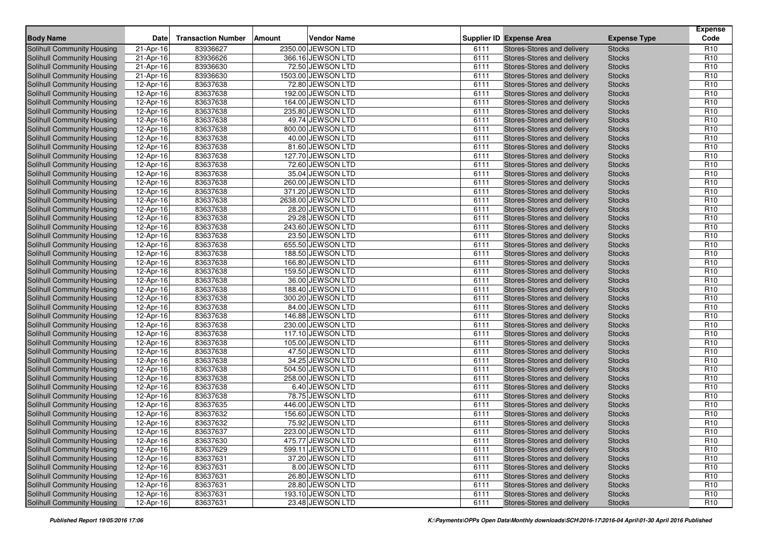| Body Name | Date | Transaction Number | Amount | Vendor Name | Supplier ID | Expense Area | Expense Type | Expense Code |
|---|---|---|---|---|---|---|---|---|
| Solihull Community Housing | 21-Apr-16 | 83936627 | 2350.00 | JEWSON LTD | 6111 | Stores-Stores and delivery | Stocks | R10 |
| Solihull Community Housing | 21-Apr-16 | 83936626 | 366.16 | JEWSON LTD | 6111 | Stores-Stores and delivery | Stocks | R10 |
| Solihull Community Housing | 21-Apr-16 | 83936630 | 72.50 | JEWSON LTD | 6111 | Stores-Stores and delivery | Stocks | R10 |
| Solihull Community Housing | 21-Apr-16 | 83936630 | 1503.00 | JEWSON LTD | 6111 | Stores-Stores and delivery | Stocks | R10 |
| Solihull Community Housing | 12-Apr-16 | 83637638 | 72.80 | JEWSON LTD | 6111 | Stores-Stores and delivery | Stocks | R10 |
| Solihull Community Housing | 12-Apr-16 | 83637638 | 192.00 | JEWSON LTD | 6111 | Stores-Stores and delivery | Stocks | R10 |
| Solihull Community Housing | 12-Apr-16 | 83637638 | 164.00 | JEWSON LTD | 6111 | Stores-Stores and delivery | Stocks | R10 |
| Solihull Community Housing | 12-Apr-16 | 83637638 | 235.80 | JEWSON LTD | 6111 | Stores-Stores and delivery | Stocks | R10 |
| Solihull Community Housing | 12-Apr-16 | 83637638 | 49.74 | JEWSON LTD | 6111 | Stores-Stores and delivery | Stocks | R10 |
| Solihull Community Housing | 12-Apr-16 | 83637638 | 800.00 | JEWSON LTD | 6111 | Stores-Stores and delivery | Stocks | R10 |
| Solihull Community Housing | 12-Apr-16 | 83637638 | 40.00 | JEWSON LTD | 6111 | Stores-Stores and delivery | Stocks | R10 |
| Solihull Community Housing | 12-Apr-16 | 83637638 | 81.60 | JEWSON LTD | 6111 | Stores-Stores and delivery | Stocks | R10 |
| Solihull Community Housing | 12-Apr-16 | 83637638 | 127.70 | JEWSON LTD | 6111 | Stores-Stores and delivery | Stocks | R10 |
| Solihull Community Housing | 12-Apr-16 | 83637638 | 72.60 | JEWSON LTD | 6111 | Stores-Stores and delivery | Stocks | R10 |
| Solihull Community Housing | 12-Apr-16 | 83637638 | 35.04 | JEWSON LTD | 6111 | Stores-Stores and delivery | Stocks | R10 |
| Solihull Community Housing | 12-Apr-16 | 83637638 | 260.00 | JEWSON LTD | 6111 | Stores-Stores and delivery | Stocks | R10 |
| Solihull Community Housing | 12-Apr-16 | 83637638 | 371.20 | JEWSON LTD | 6111 | Stores-Stores and delivery | Stocks | R10 |
| Solihull Community Housing | 12-Apr-16 | 83637638 | 2638.00 | JEWSON LTD | 6111 | Stores-Stores and delivery | Stocks | R10 |
| Solihull Community Housing | 12-Apr-16 | 83637638 | 28.20 | JEWSON LTD | 6111 | Stores-Stores and delivery | Stocks | R10 |
| Solihull Community Housing | 12-Apr-16 | 83637638 | 29.28 | JEWSON LTD | 6111 | Stores-Stores and delivery | Stocks | R10 |
| Solihull Community Housing | 12-Apr-16 | 83637638 | 243.60 | JEWSON LTD | 6111 | Stores-Stores and delivery | Stocks | R10 |
| Solihull Community Housing | 12-Apr-16 | 83637638 | 23.50 | JEWSON LTD | 6111 | Stores-Stores and delivery | Stocks | R10 |
| Solihull Community Housing | 12-Apr-16 | 83637638 | 655.50 | JEWSON LTD | 6111 | Stores-Stores and delivery | Stocks | R10 |
| Solihull Community Housing | 12-Apr-16 | 83637638 | 188.50 | JEWSON LTD | 6111 | Stores-Stores and delivery | Stocks | R10 |
| Solihull Community Housing | 12-Apr-16 | 83637638 | 166.80 | JEWSON LTD | 6111 | Stores-Stores and delivery | Stocks | R10 |
| Solihull Community Housing | 12-Apr-16 | 83637638 | 159.50 | JEWSON LTD | 6111 | Stores-Stores and delivery | Stocks | R10 |
| Solihull Community Housing | 12-Apr-16 | 83637638 | 36.00 | JEWSON LTD | 6111 | Stores-Stores and delivery | Stocks | R10 |
| Solihull Community Housing | 12-Apr-16 | 83637638 | 188.40 | JEWSON LTD | 6111 | Stores-Stores and delivery | Stocks | R10 |
| Solihull Community Housing | 12-Apr-16 | 83637638 | 300.20 | JEWSON LTD | 6111 | Stores-Stores and delivery | Stocks | R10 |
| Solihull Community Housing | 12-Apr-16 | 83637638 | 84.00 | JEWSON LTD | 6111 | Stores-Stores and delivery | Stocks | R10 |
| Solihull Community Housing | 12-Apr-16 | 83637638 | 146.88 | JEWSON LTD | 6111 | Stores-Stores and delivery | Stocks | R10 |
| Solihull Community Housing | 12-Apr-16 | 83637638 | 230.00 | JEWSON LTD | 6111 | Stores-Stores and delivery | Stocks | R10 |
| Solihull Community Housing | 12-Apr-16 | 83637638 | 117.10 | JEWSON LTD | 6111 | Stores-Stores and delivery | Stocks | R10 |
| Solihull Community Housing | 12-Apr-16 | 83637638 | 105.00 | JEWSON LTD | 6111 | Stores-Stores and delivery | Stocks | R10 |
| Solihull Community Housing | 12-Apr-16 | 83637638 | 47.50 | JEWSON LTD | 6111 | Stores-Stores and delivery | Stocks | R10 |
| Solihull Community Housing | 12-Apr-16 | 83637638 | 34.25 | JEWSON LTD | 6111 | Stores-Stores and delivery | Stocks | R10 |
| Solihull Community Housing | 12-Apr-16 | 83637638 | 504.50 | JEWSON LTD | 6111 | Stores-Stores and delivery | Stocks | R10 |
| Solihull Community Housing | 12-Apr-16 | 83637638 | 258.00 | JEWSON LTD | 6111 | Stores-Stores and delivery | Stocks | R10 |
| Solihull Community Housing | 12-Apr-16 | 83637638 | 6.40 | JEWSON LTD | 6111 | Stores-Stores and delivery | Stocks | R10 |
| Solihull Community Housing | 12-Apr-16 | 83637638 | 78.75 | JEWSON LTD | 6111 | Stores-Stores and delivery | Stocks | R10 |
| Solihull Community Housing | 12-Apr-16 | 83637635 | 446.00 | JEWSON LTD | 6111 | Stores-Stores and delivery | Stocks | R10 |
| Solihull Community Housing | 12-Apr-16 | 83637632 | 156.60 | JEWSON LTD | 6111 | Stores-Stores and delivery | Stocks | R10 |
| Solihull Community Housing | 12-Apr-16 | 83637632 | 75.92 | JEWSON LTD | 6111 | Stores-Stores and delivery | Stocks | R10 |
| Solihull Community Housing | 12-Apr-16 | 83637637 | 223.00 | JEWSON LTD | 6111 | Stores-Stores and delivery | Stocks | R10 |
| Solihull Community Housing | 12-Apr-16 | 83637630 | 475.77 | JEWSON LTD | 6111 | Stores-Stores and delivery | Stocks | R10 |
| Solihull Community Housing | 12-Apr-16 | 83637629 | 599.11 | JEWSON LTD | 6111 | Stores-Stores and delivery | Stocks | R10 |
| Solihull Community Housing | 12-Apr-16 | 83637631 | 37.20 | JEWSON LTD | 6111 | Stores-Stores and delivery | Stocks | R10 |
| Solihull Community Housing | 12-Apr-16 | 83637631 | 8.00 | JEWSON LTD | 6111 | Stores-Stores and delivery | Stocks | R10 |
| Solihull Community Housing | 12-Apr-16 | 83637631 | 26.80 | JEWSON LTD | 6111 | Stores-Stores and delivery | Stocks | R10 |
| Solihull Community Housing | 12-Apr-16 | 83637631 | 28.80 | JEWSON LTD | 6111 | Stores-Stores and delivery | Stocks | R10 |
| Solihull Community Housing | 12-Apr-16 | 83637631 | 193.10 | JEWSON LTD | 6111 | Stores-Stores and delivery | Stocks | R10 |
| Solihull Community Housing | 12-Apr-16 | 83637631 | 23.48 | JEWSON LTD | 6111 | Stores-Stores and delivery | Stocks | R10 |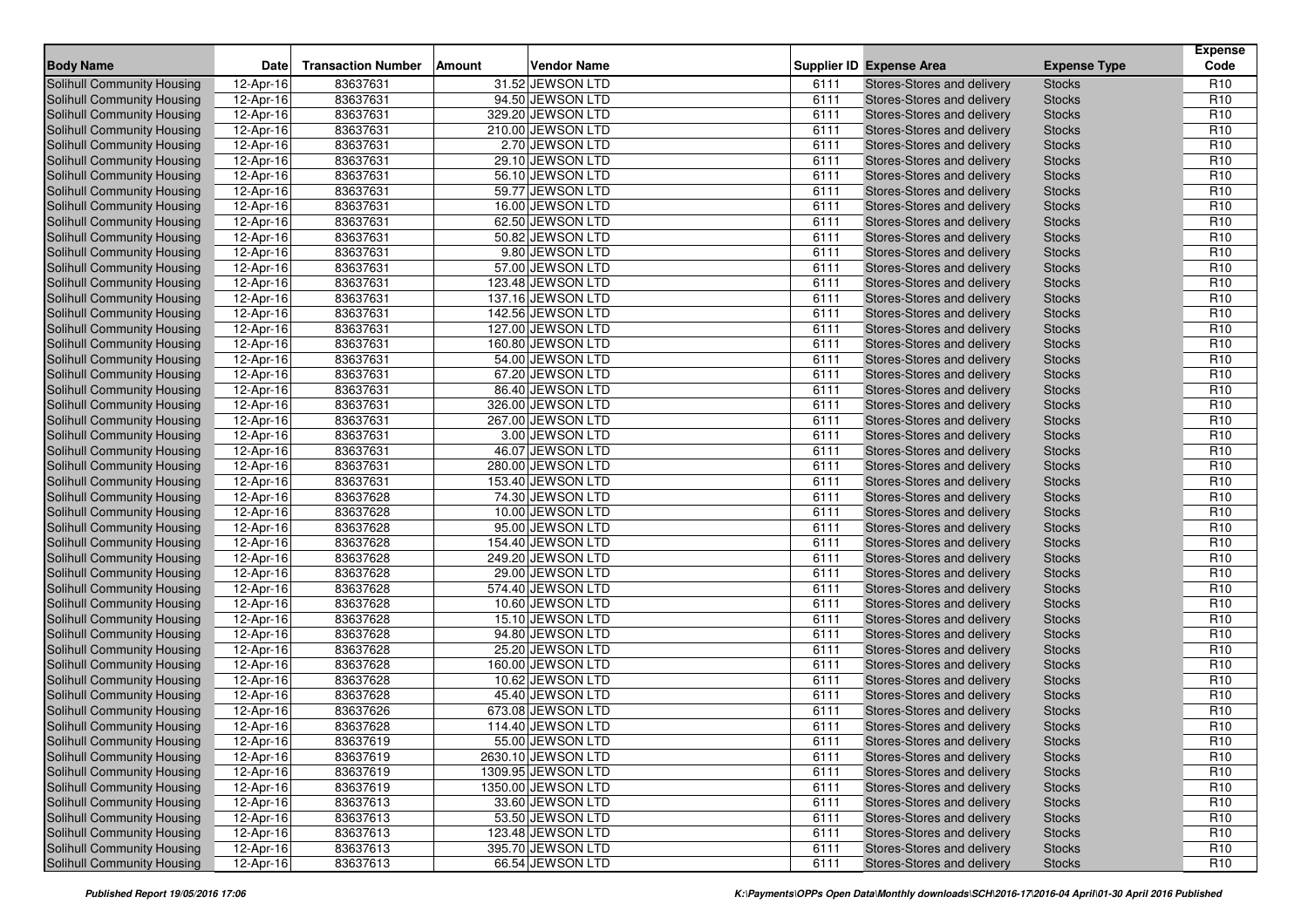| Body Name | Date | Transaction Number | Amount | Vendor Name | Supplier ID | Expense Area | Expense Type | Expense Code |
|---|---|---|---|---|---|---|---|---|
| Solihull Community Housing | 12-Apr-16 | 83637631 | 31.52 | JEWSON LTD | 6111 | Stores-Stores and delivery | Stocks | R10 |
| Solihull Community Housing | 12-Apr-16 | 83637631 | 94.50 | JEWSON LTD | 6111 | Stores-Stores and delivery | Stocks | R10 |
| Solihull Community Housing | 12-Apr-16 | 83637631 | 329.20 | JEWSON LTD | 6111 | Stores-Stores and delivery | Stocks | R10 |
| Solihull Community Housing | 12-Apr-16 | 83637631 | 210.00 | JEWSON LTD | 6111 | Stores-Stores and delivery | Stocks | R10 |
| Solihull Community Housing | 12-Apr-16 | 83637631 | 2.70 | JEWSON LTD | 6111 | Stores-Stores and delivery | Stocks | R10 |
| Solihull Community Housing | 12-Apr-16 | 83637631 | 29.10 | JEWSON LTD | 6111 | Stores-Stores and delivery | Stocks | R10 |
| Solihull Community Housing | 12-Apr-16 | 83637631 | 56.10 | JEWSON LTD | 6111 | Stores-Stores and delivery | Stocks | R10 |
| Solihull Community Housing | 12-Apr-16 | 83637631 | 59.77 | JEWSON LTD | 6111 | Stores-Stores and delivery | Stocks | R10 |
| Solihull Community Housing | 12-Apr-16 | 83637631 | 16.00 | JEWSON LTD | 6111 | Stores-Stores and delivery | Stocks | R10 |
| Solihull Community Housing | 12-Apr-16 | 83637631 | 62.50 | JEWSON LTD | 6111 | Stores-Stores and delivery | Stocks | R10 |
| Solihull Community Housing | 12-Apr-16 | 83637631 | 50.82 | JEWSON LTD | 6111 | Stores-Stores and delivery | Stocks | R10 |
| Solihull Community Housing | 12-Apr-16 | 83637631 | 9.80 | JEWSON LTD | 6111 | Stores-Stores and delivery | Stocks | R10 |
| Solihull Community Housing | 12-Apr-16 | 83637631 | 57.00 | JEWSON LTD | 6111 | Stores-Stores and delivery | Stocks | R10 |
| Solihull Community Housing | 12-Apr-16 | 83637631 | 123.48 | JEWSON LTD | 6111 | Stores-Stores and delivery | Stocks | R10 |
| Solihull Community Housing | 12-Apr-16 | 83637631 | 137.16 | JEWSON LTD | 6111 | Stores-Stores and delivery | Stocks | R10 |
| Solihull Community Housing | 12-Apr-16 | 83637631 | 142.56 | JEWSON LTD | 6111 | Stores-Stores and delivery | Stocks | R10 |
| Solihull Community Housing | 12-Apr-16 | 83637631 | 127.00 | JEWSON LTD | 6111 | Stores-Stores and delivery | Stocks | R10 |
| Solihull Community Housing | 12-Apr-16 | 83637631 | 160.80 | JEWSON LTD | 6111 | Stores-Stores and delivery | Stocks | R10 |
| Solihull Community Housing | 12-Apr-16 | 83637631 | 54.00 | JEWSON LTD | 6111 | Stores-Stores and delivery | Stocks | R10 |
| Solihull Community Housing | 12-Apr-16 | 83637631 | 67.20 | JEWSON LTD | 6111 | Stores-Stores and delivery | Stocks | R10 |
| Solihull Community Housing | 12-Apr-16 | 83637631 | 86.40 | JEWSON LTD | 6111 | Stores-Stores and delivery | Stocks | R10 |
| Solihull Community Housing | 12-Apr-16 | 83637631 | 326.00 | JEWSON LTD | 6111 | Stores-Stores and delivery | Stocks | R10 |
| Solihull Community Housing | 12-Apr-16 | 83637631 | 267.00 | JEWSON LTD | 6111 | Stores-Stores and delivery | Stocks | R10 |
| Solihull Community Housing | 12-Apr-16 | 83637631 | 3.00 | JEWSON LTD | 6111 | Stores-Stores and delivery | Stocks | R10 |
| Solihull Community Housing | 12-Apr-16 | 83637631 | 46.07 | JEWSON LTD | 6111 | Stores-Stores and delivery | Stocks | R10 |
| Solihull Community Housing | 12-Apr-16 | 83637631 | 280.00 | JEWSON LTD | 6111 | Stores-Stores and delivery | Stocks | R10 |
| Solihull Community Housing | 12-Apr-16 | 83637631 | 153.40 | JEWSON LTD | 6111 | Stores-Stores and delivery | Stocks | R10 |
| Solihull Community Housing | 12-Apr-16 | 83637628 | 74.30 | JEWSON LTD | 6111 | Stores-Stores and delivery | Stocks | R10 |
| Solihull Community Housing | 12-Apr-16 | 83637628 | 10.00 | JEWSON LTD | 6111 | Stores-Stores and delivery | Stocks | R10 |
| Solihull Community Housing | 12-Apr-16 | 83637628 | 95.00 | JEWSON LTD | 6111 | Stores-Stores and delivery | Stocks | R10 |
| Solihull Community Housing | 12-Apr-16 | 83637628 | 154.40 | JEWSON LTD | 6111 | Stores-Stores and delivery | Stocks | R10 |
| Solihull Community Housing | 12-Apr-16 | 83637628 | 249.20 | JEWSON LTD | 6111 | Stores-Stores and delivery | Stocks | R10 |
| Solihull Community Housing | 12-Apr-16 | 83637628 | 29.00 | JEWSON LTD | 6111 | Stores-Stores and delivery | Stocks | R10 |
| Solihull Community Housing | 12-Apr-16 | 83637628 | 574.40 | JEWSON LTD | 6111 | Stores-Stores and delivery | Stocks | R10 |
| Solihull Community Housing | 12-Apr-16 | 83637628 | 10.60 | JEWSON LTD | 6111 | Stores-Stores and delivery | Stocks | R10 |
| Solihull Community Housing | 12-Apr-16 | 83637628 | 15.10 | JEWSON LTD | 6111 | Stores-Stores and delivery | Stocks | R10 |
| Solihull Community Housing | 12-Apr-16 | 83637628 | 94.80 | JEWSON LTD | 6111 | Stores-Stores and delivery | Stocks | R10 |
| Solihull Community Housing | 12-Apr-16 | 83637628 | 25.20 | JEWSON LTD | 6111 | Stores-Stores and delivery | Stocks | R10 |
| Solihull Community Housing | 12-Apr-16 | 83637628 | 160.00 | JEWSON LTD | 6111 | Stores-Stores and delivery | Stocks | R10 |
| Solihull Community Housing | 12-Apr-16 | 83637628 | 10.62 | JEWSON LTD | 6111 | Stores-Stores and delivery | Stocks | R10 |
| Solihull Community Housing | 12-Apr-16 | 83637628 | 45.40 | JEWSON LTD | 6111 | Stores-Stores and delivery | Stocks | R10 |
| Solihull Community Housing | 12-Apr-16 | 83637626 | 673.08 | JEWSON LTD | 6111 | Stores-Stores and delivery | Stocks | R10 |
| Solihull Community Housing | 12-Apr-16 | 83637628 | 114.40 | JEWSON LTD | 6111 | Stores-Stores and delivery | Stocks | R10 |
| Solihull Community Housing | 12-Apr-16 | 83637619 | 55.00 | JEWSON LTD | 6111 | Stores-Stores and delivery | Stocks | R10 |
| Solihull Community Housing | 12-Apr-16 | 83637619 | 2630.10 | JEWSON LTD | 6111 | Stores-Stores and delivery | Stocks | R10 |
| Solihull Community Housing | 12-Apr-16 | 83637619 | 1309.95 | JEWSON LTD | 6111 | Stores-Stores and delivery | Stocks | R10 |
| Solihull Community Housing | 12-Apr-16 | 83637619 | 1350.00 | JEWSON LTD | 6111 | Stores-Stores and delivery | Stocks | R10 |
| Solihull Community Housing | 12-Apr-16 | 83637613 | 33.60 | JEWSON LTD | 6111 | Stores-Stores and delivery | Stocks | R10 |
| Solihull Community Housing | 12-Apr-16 | 83637613 | 53.50 | JEWSON LTD | 6111 | Stores-Stores and delivery | Stocks | R10 |
| Solihull Community Housing | 12-Apr-16 | 83637613 | 123.48 | JEWSON LTD | 6111 | Stores-Stores and delivery | Stocks | R10 |
| Solihull Community Housing | 12-Apr-16 | 83637613 | 395.70 | JEWSON LTD | 6111 | Stores-Stores and delivery | Stocks | R10 |
| Solihull Community Housing | 12-Apr-16 | 83637613 | 66.54 | JEWSON LTD | 6111 | Stores-Stores and delivery | Stocks | R10 |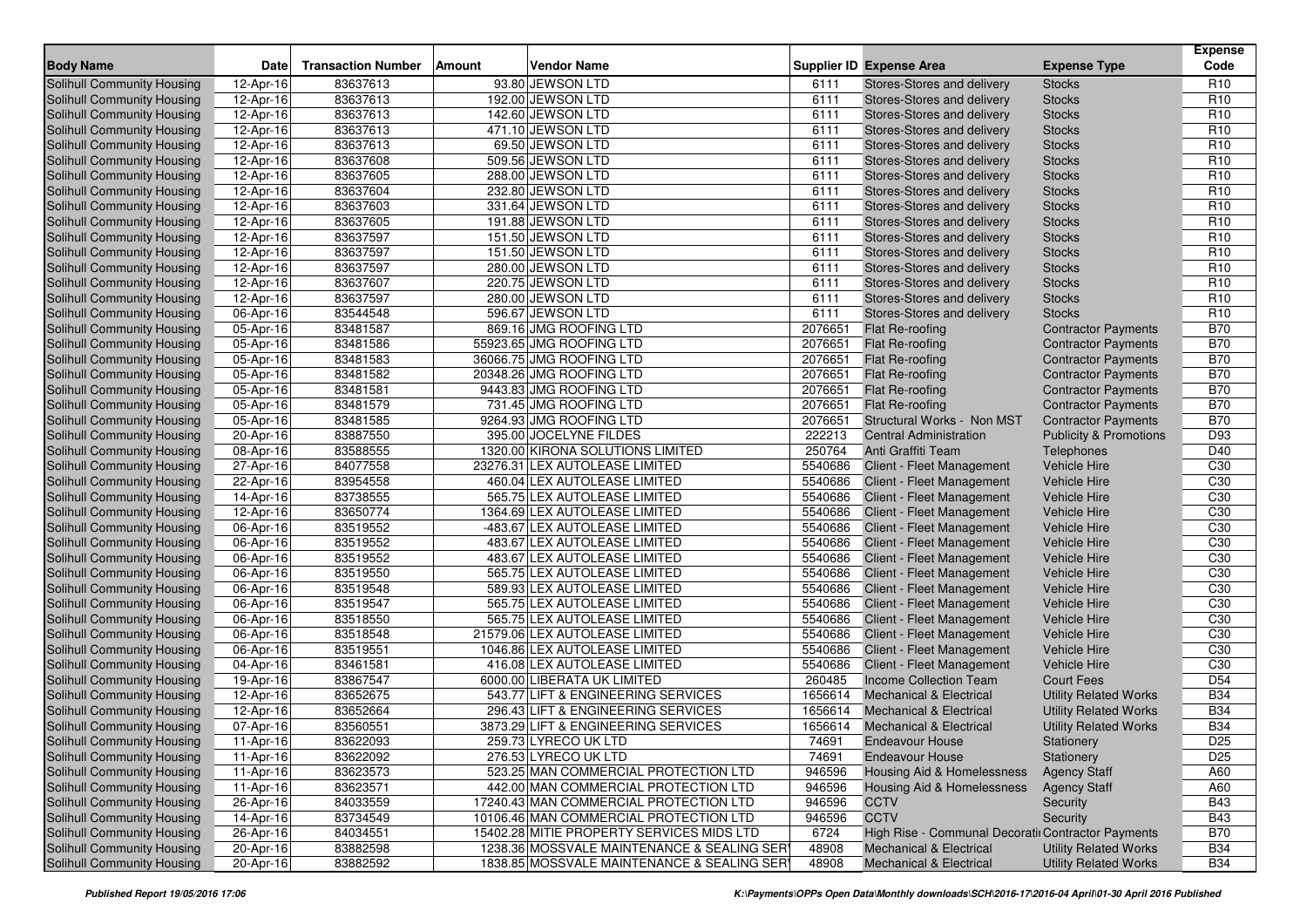| Body Name | Date | Transaction Number | Amount | Vendor Name | Supplier ID | Expense Area | Expense Type | Expense Code |
|---|---|---|---|---|---|---|---|---|
| Solihull Community Housing | 12-Apr-16 | 83637613 | 93.80 | JEWSON LTD | 6111 | Stores-Stores and delivery | Stocks | R10 |
| Solihull Community Housing | 12-Apr-16 | 83637613 | 192.00 | JEWSON LTD | 6111 | Stores-Stores and delivery | Stocks | R10 |
| Solihull Community Housing | 12-Apr-16 | 83637613 | 142.60 | JEWSON LTD | 6111 | Stores-Stores and delivery | Stocks | R10 |
| Solihull Community Housing | 12-Apr-16 | 83637613 | 471.10 | JEWSON LTD | 6111 | Stores-Stores and delivery | Stocks | R10 |
| Solihull Community Housing | 12-Apr-16 | 83637613 | 69.50 | JEWSON LTD | 6111 | Stores-Stores and delivery | Stocks | R10 |
| Solihull Community Housing | 12-Apr-16 | 83637608 | 509.56 | JEWSON LTD | 6111 | Stores-Stores and delivery | Stocks | R10 |
| Solihull Community Housing | 12-Apr-16 | 83637605 | 288.00 | JEWSON LTD | 6111 | Stores-Stores and delivery | Stocks | R10 |
| Solihull Community Housing | 12-Apr-16 | 83637604 | 232.80 | JEWSON LTD | 6111 | Stores-Stores and delivery | Stocks | R10 |
| Solihull Community Housing | 12-Apr-16 | 83637603 | 331.64 | JEWSON LTD | 6111 | Stores-Stores and delivery | Stocks | R10 |
| Solihull Community Housing | 12-Apr-16 | 83637605 | 191.88 | JEWSON LTD | 6111 | Stores-Stores and delivery | Stocks | R10 |
| Solihull Community Housing | 12-Apr-16 | 83637597 | 151.50 | JEWSON LTD | 6111 | Stores-Stores and delivery | Stocks | R10 |
| Solihull Community Housing | 12-Apr-16 | 83637597 | 151.50 | JEWSON LTD | 6111 | Stores-Stores and delivery | Stocks | R10 |
| Solihull Community Housing | 12-Apr-16 | 83637597 | 280.00 | JEWSON LTD | 6111 | Stores-Stores and delivery | Stocks | R10 |
| Solihull Community Housing | 12-Apr-16 | 83637607 | 220.75 | JEWSON LTD | 6111 | Stores-Stores and delivery | Stocks | R10 |
| Solihull Community Housing | 12-Apr-16 | 83637597 | 280.00 | JEWSON LTD | 6111 | Stores-Stores and delivery | Stocks | R10 |
| Solihull Community Housing | 06-Apr-16 | 83544548 | 596.67 | JEWSON LTD | 6111 | Stores-Stores and delivery | Stocks | R10 |
| Solihull Community Housing | 05-Apr-16 | 83481587 | 869.16 | JMG ROOFING LTD | 2076651 | Flat Re-roofing | Contractor Payments | B70 |
| Solihull Community Housing | 05-Apr-16 | 83481586 | 55923.65 | JMG ROOFING LTD | 2076651 | Flat Re-roofing | Contractor Payments | B70 |
| Solihull Community Housing | 05-Apr-16 | 83481583 | 36066.75 | JMG ROOFING LTD | 2076651 | Flat Re-roofing | Contractor Payments | B70 |
| Solihull Community Housing | 05-Apr-16 | 83481582 | 20348.26 | JMG ROOFING LTD | 2076651 | Flat Re-roofing | Contractor Payments | B70 |
| Solihull Community Housing | 05-Apr-16 | 83481581 | 9443.83 | JMG ROOFING LTD | 2076651 | Flat Re-roofing | Contractor Payments | B70 |
| Solihull Community Housing | 05-Apr-16 | 83481579 | 731.45 | JMG ROOFING LTD | 2076651 | Flat Re-roofing | Contractor Payments | B70 |
| Solihull Community Housing | 05-Apr-16 | 83481585 | 9264.93 | JMG ROOFING LTD | 2076651 | Structural Works - Non MST | Contractor Payments | B70 |
| Solihull Community Housing | 20-Apr-16 | 83887550 | 395.00 | JOCELYNE FILDES | 222213 | Central Administration | Publicity & Promotions | D93 |
| Solihull Community Housing | 08-Apr-16 | 83588555 | 1320.00 | KIRONA SOLUTIONS LIMITED | 250764 | Anti Graffiti Team | Telephones | D40 |
| Solihull Community Housing | 27-Apr-16 | 84077558 | 23276.31 | LEX AUTOLEASE LIMITED | 5540686 | Client - Fleet Management | Vehicle Hire | C30 |
| Solihull Community Housing | 22-Apr-16 | 83954558 | 460.04 | LEX AUTOLEASE LIMITED | 5540686 | Client - Fleet Management | Vehicle Hire | C30 |
| Solihull Community Housing | 14-Apr-16 | 83738555 | 565.75 | LEX AUTOLEASE LIMITED | 5540686 | Client - Fleet Management | Vehicle Hire | C30 |
| Solihull Community Housing | 12-Apr-16 | 83650774 | 1364.69 | LEX AUTOLEASE LIMITED | 5540686 | Client - Fleet Management | Vehicle Hire | C30 |
| Solihull Community Housing | 06-Apr-16 | 83519552 | -483.67 | LEX AUTOLEASE LIMITED | 5540686 | Client - Fleet Management | Vehicle Hire | C30 |
| Solihull Community Housing | 06-Apr-16 | 83519552 | 483.67 | LEX AUTOLEASE LIMITED | 5540686 | Client - Fleet Management | Vehicle Hire | C30 |
| Solihull Community Housing | 06-Apr-16 | 83519552 | 483.67 | LEX AUTOLEASE LIMITED | 5540686 | Client - Fleet Management | Vehicle Hire | C30 |
| Solihull Community Housing | 06-Apr-16 | 83519550 | 565.75 | LEX AUTOLEASE LIMITED | 5540686 | Client - Fleet Management | Vehicle Hire | C30 |
| Solihull Community Housing | 06-Apr-16 | 83519548 | 589.93 | LEX AUTOLEASE LIMITED | 5540686 | Client - Fleet Management | Vehicle Hire | C30 |
| Solihull Community Housing | 06-Apr-16 | 83519547 | 565.75 | LEX AUTOLEASE LIMITED | 5540686 | Client - Fleet Management | Vehicle Hire | C30 |
| Solihull Community Housing | 06-Apr-16 | 83518550 | 565.75 | LEX AUTOLEASE LIMITED | 5540686 | Client - Fleet Management | Vehicle Hire | C30 |
| Solihull Community Housing | 06-Apr-16 | 83518548 | 21579.06 | LEX AUTOLEASE LIMITED | 5540686 | Client - Fleet Management | Vehicle Hire | C30 |
| Solihull Community Housing | 06-Apr-16 | 83519551 | 1046.86 | LEX AUTOLEASE LIMITED | 5540686 | Client - Fleet Management | Vehicle Hire | C30 |
| Solihull Community Housing | 04-Apr-16 | 83461581 | 416.08 | LEX AUTOLEASE LIMITED | 5540686 | Client - Fleet Management | Vehicle Hire | C30 |
| Solihull Community Housing | 19-Apr-16 | 83867547 | 6000.00 | LIBERATA UK LIMITED | 260485 | Income Collection Team | Court Fees | D54 |
| Solihull Community Housing | 12-Apr-16 | 83652675 | 543.77 | LIFT & ENGINEERING SERVICES | 1656614 | Mechanical & Electrical | Utility Related Works | B34 |
| Solihull Community Housing | 12-Apr-16 | 83652664 | 296.43 | LIFT & ENGINEERING SERVICES | 1656614 | Mechanical & Electrical | Utility Related Works | B34 |
| Solihull Community Housing | 07-Apr-16 | 83560551 | 3873.29 | LIFT & ENGINEERING SERVICES | 1656614 | Mechanical & Electrical | Utility Related Works | B34 |
| Solihull Community Housing | 11-Apr-16 | 83622093 | 259.73 | LYRECO UK LTD | 74691 | Endeavour House | Stationery | D25 |
| Solihull Community Housing | 11-Apr-16 | 83622092 | 276.53 | LYRECO UK LTD | 74691 | Endeavour House | Stationery | D25 |
| Solihull Community Housing | 11-Apr-16 | 83623573 | 523.25 | MAN COMMERCIAL PROTECTION LTD | 946596 | Housing Aid & Homelessness | Agency Staff | A60 |
| Solihull Community Housing | 11-Apr-16 | 83623571 | 442.00 | MAN COMMERCIAL PROTECTION LTD | 946596 | Housing Aid & Homelessness | Agency Staff | A60 |
| Solihull Community Housing | 26-Apr-16 | 84033559 | 17240.43 | MAN COMMERCIAL PROTECTION LTD | 946596 | CCTV | Security | B43 |
| Solihull Community Housing | 14-Apr-16 | 83734549 | 10106.46 | MAN COMMERCIAL PROTECTION LTD | 946596 | CCTV | Security | B43 |
| Solihull Community Housing | 26-Apr-16 | 84034551 | 15402.28 | MITIE PROPERTY SERVICES MIDS LTD | 6724 | High Rise - Communal Decorati | Contractor Payments | B70 |
| Solihull Community Housing | 20-Apr-16 | 83882598 | 1238.36 | MOSSVALE MAINTENANCE & SEALING SER | 48908 | Mechanical & Electrical | Utility Related Works | B34 |
| Solihull Community Housing | 20-Apr-16 | 83882592 | 1838.85 | MOSSVALE MAINTENANCE & SEALING SER | 48908 | Mechanical & Electrical | Utility Related Works | B34 |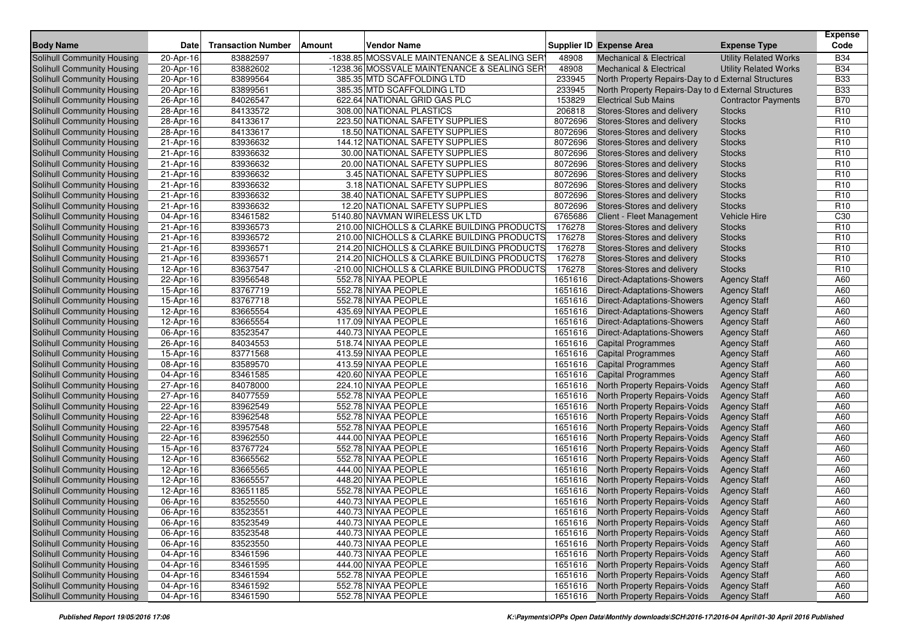| Body Name | Date | Transaction Number | Amount | Vendor Name | Supplier ID | Expense Area | Expense Type | Expense Code |
|---|---|---|---|---|---|---|---|---|
| Solihull Community Housing | 20-Apr-16 | 83882597 | -1838.85 | MOSSVALE MAINTENANCE & SEALING SER | 48908 | Mechanical & Electrical | Utility Related Works | B34 |
| Solihull Community Housing | 20-Apr-16 | 83882602 | -1238.36 | MOSSVALE MAINTENANCE & SEALING SER | 48908 | Mechanical & Electrical | Utility Related Works | B34 |
| Solihull Community Housing | 20-Apr-16 | 83899564 | 385.35 | MTD SCAFFOLDING LTD | 233945 | North Property Repairs-Day to d External Structures | | B33 |
| Solihull Community Housing | 20-Apr-16 | 83899561 | 385.35 | MTD SCAFFOLDING LTD | 233945 | North Property Repairs-Day to d External Structures | | B33 |
| Solihull Community Housing | 26-Apr-16 | 84026547 | 622.64 | NATIONAL GRID GAS PLC | 153829 | Electrical Sub Mains | Contractor Payments | B70 |
| Solihull Community Housing | 28-Apr-16 | 84133572 | 308.00 | NATIONAL PLASTICS | 206818 | Stores-Stores and delivery | Stocks | R10 |
| Solihull Community Housing | 28-Apr-16 | 84133617 | 223.50 | NATIONAL SAFETY SUPPLIES | 8072696 | Stores-Stores and delivery | Stocks | R10 |
| Solihull Community Housing | 28-Apr-16 | 84133617 | 18.50 | NATIONAL SAFETY SUPPLIES | 8072696 | Stores-Stores and delivery | Stocks | R10 |
| Solihull Community Housing | 21-Apr-16 | 83936632 | 144.12 | NATIONAL SAFETY SUPPLIES | 8072696 | Stores-Stores and delivery | Stocks | R10 |
| Solihull Community Housing | 21-Apr-16 | 83936632 | 30.00 | NATIONAL SAFETY SUPPLIES | 8072696 | Stores-Stores and delivery | Stocks | R10 |
| Solihull Community Housing | 21-Apr-16 | 83936632 | 20.00 | NATIONAL SAFETY SUPPLIES | 8072696 | Stores-Stores and delivery | Stocks | R10 |
| Solihull Community Housing | 21-Apr-16 | 83936632 | 3.45 | NATIONAL SAFETY SUPPLIES | 8072696 | Stores-Stores and delivery | Stocks | R10 |
| Solihull Community Housing | 21-Apr-16 | 83936632 | 3.18 | NATIONAL SAFETY SUPPLIES | 8072696 | Stores-Stores and delivery | Stocks | R10 |
| Solihull Community Housing | 21-Apr-16 | 83936632 | 38.40 | NATIONAL SAFETY SUPPLIES | 8072696 | Stores-Stores and delivery | Stocks | R10 |
| Solihull Community Housing | 21-Apr-16 | 83936632 | 12.20 | NATIONAL SAFETY SUPPLIES | 8072696 | Stores-Stores and delivery | Stocks | R10 |
| Solihull Community Housing | 04-Apr-16 | 83461582 | 5140.80 | NAVMAN WIRELESS UK LTD | 6765686 | Client - Fleet Management | Vehicle Hire | C30 |
| Solihull Community Housing | 21-Apr-16 | 83936573 | 210.00 | NICHOLLS & CLARKE BUILDING PRODUCTS | 176278 | Stores-Stores and delivery | Stocks | R10 |
| Solihull Community Housing | 21-Apr-16 | 83936572 | 210.00 | NICHOLLS & CLARKE BUILDING PRODUCTS | 176278 | Stores-Stores and delivery | Stocks | R10 |
| Solihull Community Housing | 21-Apr-16 | 83936571 | 214.20 | NICHOLLS & CLARKE BUILDING PRODUCTS | 176278 | Stores-Stores and delivery | Stocks | R10 |
| Solihull Community Housing | 21-Apr-16 | 83936571 | 214.20 | NICHOLLS & CLARKE BUILDING PRODUCTS | 176278 | Stores-Stores and delivery | Stocks | R10 |
| Solihull Community Housing | 12-Apr-16 | 83637547 | -210.00 | NICHOLLS & CLARKE BUILDING PRODUCTS | 176278 | Stores-Stores and delivery | Stocks | R10 |
| Solihull Community Housing | 22-Apr-16 | 83956548 | 552.78 | NIYAA PEOPLE | 1651616 | Direct-Adaptations-Showers | Agency Staff | A60 |
| Solihull Community Housing | 15-Apr-16 | 83767719 | 552.78 | NIYAA PEOPLE | 1651616 | Direct-Adaptations-Showers | Agency Staff | A60 |
| Solihull Community Housing | 15-Apr-16 | 83767718 | 552.78 | NIYAA PEOPLE | 1651616 | Direct-Adaptations-Showers | Agency Staff | A60 |
| Solihull Community Housing | 12-Apr-16 | 83665554 | 435.69 | NIYAA PEOPLE | 1651616 | Direct-Adaptations-Showers | Agency Staff | A60 |
| Solihull Community Housing | 12-Apr-16 | 83665554 | 117.09 | NIYAA PEOPLE | 1651616 | Direct-Adaptations-Showers | Agency Staff | A60 |
| Solihull Community Housing | 06-Apr-16 | 83523547 | 440.73 | NIYAA PEOPLE | 1651616 | Direct-Adaptations-Showers | Agency Staff | A60 |
| Solihull Community Housing | 26-Apr-16 | 84034553 | 518.74 | NIYAA PEOPLE | 1651616 | Capital Programmes | Agency Staff | A60 |
| Solihull Community Housing | 15-Apr-16 | 83771568 | 413.59 | NIYAA PEOPLE | 1651616 | Capital Programmes | Agency Staff | A60 |
| Solihull Community Housing | 08-Apr-16 | 83589570 | 413.59 | NIYAA PEOPLE | 1651616 | Capital Programmes | Agency Staff | A60 |
| Solihull Community Housing | 04-Apr-16 | 83461585 | 420.60 | NIYAA PEOPLE | 1651616 | Capital Programmes | Agency Staff | A60 |
| Solihull Community Housing | 27-Apr-16 | 84078000 | 224.10 | NIYAA PEOPLE | 1651616 | North Property Repairs-Voids | Agency Staff | A60 |
| Solihull Community Housing | 27-Apr-16 | 84077559 | 552.78 | NIYAA PEOPLE | 1651616 | North Property Repairs-Voids | Agency Staff | A60 |
| Solihull Community Housing | 22-Apr-16 | 83962549 | 552.78 | NIYAA PEOPLE | 1651616 | North Property Repairs-Voids | Agency Staff | A60 |
| Solihull Community Housing | 22-Apr-16 | 83962548 | 552.78 | NIYAA PEOPLE | 1651616 | North Property Repairs-Voids | Agency Staff | A60 |
| Solihull Community Housing | 22-Apr-16 | 83957548 | 552.78 | NIYAA PEOPLE | 1651616 | North Property Repairs-Voids | Agency Staff | A60 |
| Solihull Community Housing | 22-Apr-16 | 83962550 | 444.00 | NIYAA PEOPLE | 1651616 | North Property Repairs-Voids | Agency Staff | A60 |
| Solihull Community Housing | 15-Apr-16 | 83767724 | 552.78 | NIYAA PEOPLE | 1651616 | North Property Repairs-Voids | Agency Staff | A60 |
| Solihull Community Housing | 12-Apr-16 | 83665562 | 552.78 | NIYAA PEOPLE | 1651616 | North Property Repairs-Voids | Agency Staff | A60 |
| Solihull Community Housing | 12-Apr-16 | 83665565 | 444.00 | NIYAA PEOPLE | 1651616 | North Property Repairs-Voids | Agency Staff | A60 |
| Solihull Community Housing | 12-Apr-16 | 83665557 | 448.20 | NIYAA PEOPLE | 1651616 | North Property Repairs-Voids | Agency Staff | A60 |
| Solihull Community Housing | 12-Apr-16 | 83651185 | 552.78 | NIYAA PEOPLE | 1651616 | North Property Repairs-Voids | Agency Staff | A60 |
| Solihull Community Housing | 06-Apr-16 | 83525550 | 440.73 | NIYAA PEOPLE | 1651616 | North Property Repairs-Voids | Agency Staff | A60 |
| Solihull Community Housing | 06-Apr-16 | 83523551 | 440.73 | NIYAA PEOPLE | 1651616 | North Property Repairs-Voids | Agency Staff | A60 |
| Solihull Community Housing | 06-Apr-16 | 83523549 | 440.73 | NIYAA PEOPLE | 1651616 | North Property Repairs-Voids | Agency Staff | A60 |
| Solihull Community Housing | 06-Apr-16 | 83523548 | 440.73 | NIYAA PEOPLE | 1651616 | North Property Repairs-Voids | Agency Staff | A60 |
| Solihull Community Housing | 06-Apr-16 | 83523550 | 440.73 | NIYAA PEOPLE | 1651616 | North Property Repairs-Voids | Agency Staff | A60 |
| Solihull Community Housing | 04-Apr-16 | 83461596 | 440.73 | NIYAA PEOPLE | 1651616 | North Property Repairs-Voids | Agency Staff | A60 |
| Solihull Community Housing | 04-Apr-16 | 83461595 | 444.00 | NIYAA PEOPLE | 1651616 | North Property Repairs-Voids | Agency Staff | A60 |
| Solihull Community Housing | 04-Apr-16 | 83461594 | 552.78 | NIYAA PEOPLE | 1651616 | North Property Repairs-Voids | Agency Staff | A60 |
| Solihull Community Housing | 04-Apr-16 | 83461592 | 552.78 | NIYAA PEOPLE | 1651616 | North Property Repairs-Voids | Agency Staff | A60 |
| Solihull Community Housing | 04-Apr-16 | 83461590 | 552.78 | NIYAA PEOPLE | 1651616 | North Property Repairs-Voids | Agency Staff | A60 |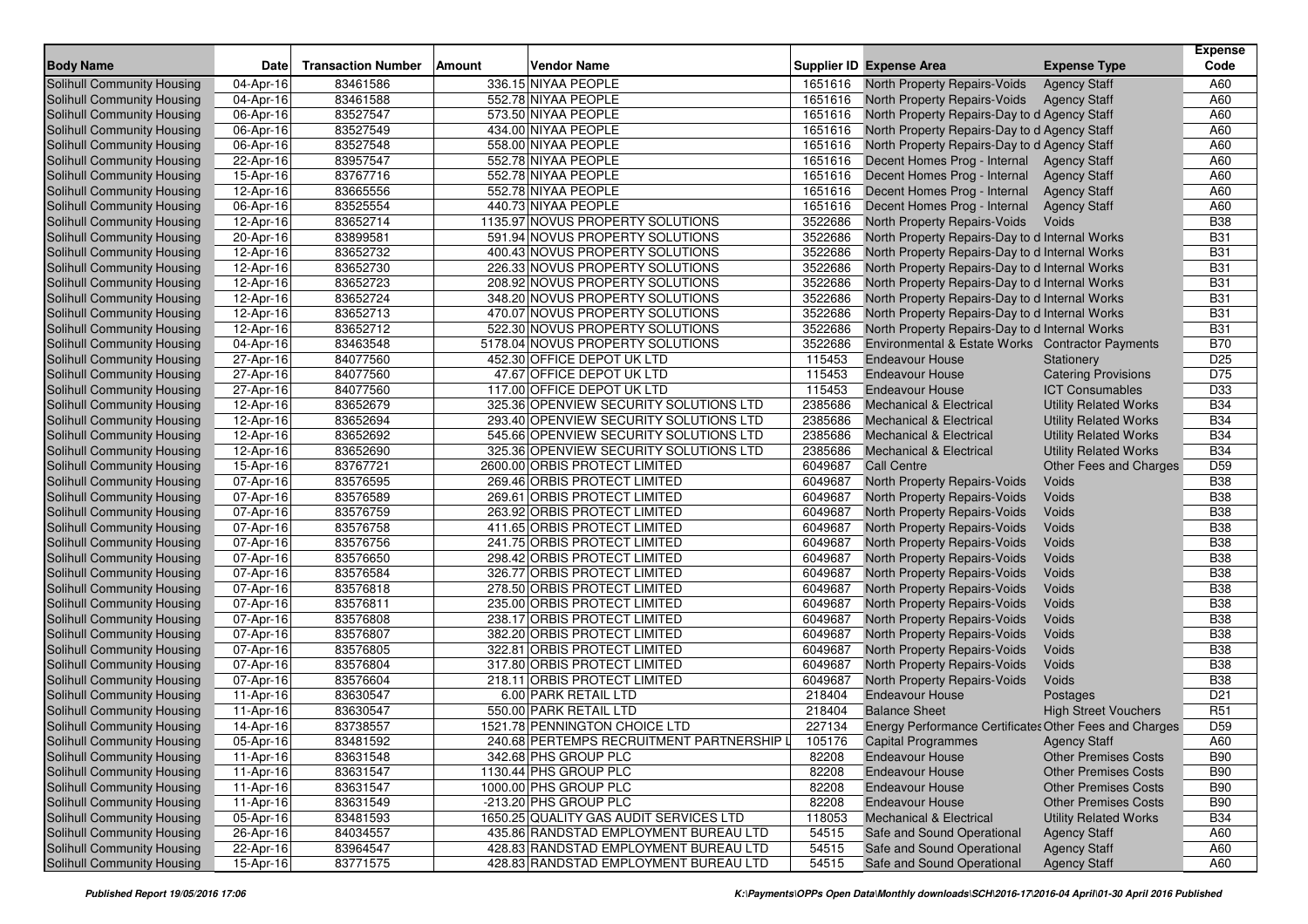| Body Name | Date | Transaction Number | Amount | Vendor Name | Supplier ID | Expense Area | Expense Type | Expense Code |
|---|---|---|---|---|---|---|---|---|
| Solihull Community Housing | 04-Apr-16 | 83461586 | 336.15 | NIYAA PEOPLE | 1651616 | North Property Repairs-Voids | Agency Staff | A60 |
| Solihull Community Housing | 04-Apr-16 | 83461588 | 552.78 | NIYAA PEOPLE | 1651616 | North Property Repairs-Voids | Agency Staff | A60 |
| Solihull Community Housing | 06-Apr-16 | 83527547 | 573.50 | NIYAA PEOPLE | 1651616 | North Property Repairs-Day to d | Agency Staff | A60 |
| Solihull Community Housing | 06-Apr-16 | 83527549 | 434.00 | NIYAA PEOPLE | 1651616 | North Property Repairs-Day to d | Agency Staff | A60 |
| Solihull Community Housing | 06-Apr-16 | 83527548 | 558.00 | NIYAA PEOPLE | 1651616 | North Property Repairs-Day to d | Agency Staff | A60 |
| Solihull Community Housing | 22-Apr-16 | 83957547 | 552.78 | NIYAA PEOPLE | 1651616 | Decent Homes Prog - Internal | Agency Staff | A60 |
| Solihull Community Housing | 15-Apr-16 | 83767716 | 552.78 | NIYAA PEOPLE | 1651616 | Decent Homes Prog - Internal | Agency Staff | A60 |
| Solihull Community Housing | 12-Apr-16 | 83665556 | 552.78 | NIYAA PEOPLE | 1651616 | Decent Homes Prog - Internal | Agency Staff | A60 |
| Solihull Community Housing | 06-Apr-16 | 83525554 | 440.73 | NIYAA PEOPLE | 1651616 | Decent Homes Prog - Internal | Agency Staff | A60 |
| Solihull Community Housing | 12-Apr-16 | 83652714 | 1135.97 | NOVUS PROPERTY SOLUTIONS | 3522686 | North Property Repairs-Voids | Voids | B38 |
| Solihull Community Housing | 20-Apr-16 | 83899581 | 591.94 | NOVUS PROPERTY SOLUTIONS | 3522686 | North Property Repairs-Day to d | Internal Works | B31 |
| Solihull Community Housing | 12-Apr-16 | 83652732 | 400.43 | NOVUS PROPERTY SOLUTIONS | 3522686 | North Property Repairs-Day to d | Internal Works | B31 |
| Solihull Community Housing | 12-Apr-16 | 83652730 | 226.33 | NOVUS PROPERTY SOLUTIONS | 3522686 | North Property Repairs-Day to d | Internal Works | B31 |
| Solihull Community Housing | 12-Apr-16 | 83652723 | 208.92 | NOVUS PROPERTY SOLUTIONS | 3522686 | North Property Repairs-Day to d | Internal Works | B31 |
| Solihull Community Housing | 12-Apr-16 | 83652724 | 348.20 | NOVUS PROPERTY SOLUTIONS | 3522686 | North Property Repairs-Day to d | Internal Works | B31 |
| Solihull Community Housing | 12-Apr-16 | 83652713 | 470.07 | NOVUS PROPERTY SOLUTIONS | 3522686 | North Property Repairs-Day to d | Internal Works | B31 |
| Solihull Community Housing | 12-Apr-16 | 83652712 | 522.30 | NOVUS PROPERTY SOLUTIONS | 3522686 | North Property Repairs-Day to d | Internal Works | B31 |
| Solihull Community Housing | 04-Apr-16 | 83463548 | 5178.00 | NOVUS PROPERTY SOLUTIONS | 3522686 | Environmental & Estate Works | Contractor Payments | B70 |
| Solihull Community Housing | 27-Apr-16 | 84077560 | 452.30 | OFFICE DEPOT UK LTD | 115453 | Endeavour House | Stationery | D25 |
| Solihull Community Housing | 27-Apr-16 | 84077560 | 47.67 | OFFICE DEPOT UK LTD | 115453 | Endeavour House | Catering Provisions | D75 |
| Solihull Community Housing | 27-Apr-16 | 84077560 | 117.00 | OFFICE DEPOT UK LTD | 115453 | Endeavour House | ICT Consumables | D33 |
| Solihull Community Housing | 12-Apr-16 | 83652679 | 325.36 | OPENVIEW SECURITY SOLUTIONS LTD | 2385686 | Mechanical & Electrical | Utility Related Works | B34 |
| Solihull Community Housing | 12-Apr-16 | 83652694 | 293.40 | OPENVIEW SECURITY SOLUTIONS LTD | 2385686 | Mechanical & Electrical | Utility Related Works | B34 |
| Solihull Community Housing | 12-Apr-16 | 83652692 | 545.66 | OPENVIEW SECURITY SOLUTIONS LTD | 2385686 | Mechanical & Electrical | Utility Related Works | B34 |
| Solihull Community Housing | 12-Apr-16 | 83652690 | 325.36 | OPENVIEW SECURITY SOLUTIONS LTD | 2385686 | Mechanical & Electrical | Utility Related Works | B34 |
| Solihull Community Housing | 15-Apr-16 | 83767721 | 2600.00 | ORBIS PROTECT LIMITED | 6049687 | Call Centre | Other Fees and Charges | D59 |
| Solihull Community Housing | 07-Apr-16 | 83576595 | 269.46 | ORBIS PROTECT LIMITED | 6049687 | North Property Repairs-Voids | Voids | B38 |
| Solihull Community Housing | 07-Apr-16 | 83576589 | 269.61 | ORBIS PROTECT LIMITED | 6049687 | North Property Repairs-Voids | Voids | B38 |
| Solihull Community Housing | 07-Apr-16 | 83576759 | 263.92 | ORBIS PROTECT LIMITED | 6049687 | North Property Repairs-Voids | Voids | B38 |
| Solihull Community Housing | 07-Apr-16 | 83576758 | 411.65 | ORBIS PROTECT LIMITED | 6049687 | North Property Repairs-Voids | Voids | B38 |
| Solihull Community Housing | 07-Apr-16 | 83576756 | 241.75 | ORBIS PROTECT LIMITED | 6049687 | North Property Repairs-Voids | Voids | B38 |
| Solihull Community Housing | 07-Apr-16 | 83576650 | 298.42 | ORBIS PROTECT LIMITED | 6049687 | North Property Repairs-Voids | Voids | B38 |
| Solihull Community Housing | 07-Apr-16 | 83576584 | 326.77 | ORBIS PROTECT LIMITED | 6049687 | North Property Repairs-Voids | Voids | B38 |
| Solihull Community Housing | 07-Apr-16 | 83576818 | 278.50 | ORBIS PROTECT LIMITED | 6049687 | North Property Repairs-Voids | Voids | B38 |
| Solihull Community Housing | 07-Apr-16 | 83576811 | 235.00 | ORBIS PROTECT LIMITED | 6049687 | North Property Repairs-Voids | Voids | B38 |
| Solihull Community Housing | 07-Apr-16 | 83576808 | 238.17 | ORBIS PROTECT LIMITED | 6049687 | North Property Repairs-Voids | Voids | B38 |
| Solihull Community Housing | 07-Apr-16 | 83576807 | 382.20 | ORBIS PROTECT LIMITED | 6049687 | North Property Repairs-Voids | Voids | B38 |
| Solihull Community Housing | 07-Apr-16 | 83576805 | 322.81 | ORBIS PROTECT LIMITED | 6049687 | North Property Repairs-Voids | Voids | B38 |
| Solihull Community Housing | 07-Apr-16 | 83576804 | 317.80 | ORBIS PROTECT LIMITED | 6049687 | North Property Repairs-Voids | Voids | B38 |
| Solihull Community Housing | 07-Apr-16 | 83576604 | 218.11 | ORBIS PROTECT LIMITED | 6049687 | North Property Repairs-Voids | Voids | B38 |
| Solihull Community Housing | 11-Apr-16 | 83630547 | 6.00 | PARK RETAIL LTD | 218404 | Endeavour House | Postages | D21 |
| Solihull Community Housing | 11-Apr-16 | 83630547 | 550.00 | PARK RETAIL LTD | 218404 | Balance Sheet | High Street Vouchers | R51 |
| Solihull Community Housing | 14-Apr-16 | 83738557 | 1521.78 | PENNINGTON CHOICE LTD | 227134 | Energy Performance Certificates | Other Fees and Charges | D59 |
| Solihull Community Housing | 05-Apr-16 | 83481592 | 240.68 | PERTEMPS RECRUITMENT PARTNERSHIP L | 105176 | Capital Programmes | Agency Staff | A60 |
| Solihull Community Housing | 11-Apr-16 | 83631548 | 342.68 | PHS GROUP PLC | 82208 | Endeavour House | Other Premises Costs | B90 |
| Solihull Community Housing | 11-Apr-16 | 83631547 | 1130.44 | PHS GROUP PLC | 82208 | Endeavour House | Other Premises Costs | B90 |
| Solihull Community Housing | 11-Apr-16 | 83631547 | 1000.00 | PHS GROUP PLC | 82208 | Endeavour House | Other Premises Costs | B90 |
| Solihull Community Housing | 11-Apr-16 | 83631549 | -213.20 | PHS GROUP PLC | 82208 | Endeavour House | Other Premises Costs | B90 |
| Solihull Community Housing | 05-Apr-16 | 83481593 | 1650.25 | QUALITY GAS AUDIT SERVICES LTD | 118053 | Mechanical & Electrical | Utility Related Works | B34 |
| Solihull Community Housing | 26-Apr-16 | 84034557 | 435.86 | RANDSTAD EMPLOYMENT BUREAU LTD | 54515 | Safe and Sound Operational | Agency Staff | A60 |
| Solihull Community Housing | 22-Apr-16 | 83964547 | 428.83 | RANDSTAD EMPLOYMENT BUREAU LTD | 54515 | Safe and Sound Operational | Agency Staff | A60 |
| Solihull Community Housing | 15-Apr-16 | 83771575 | 428.83 | RANDSTAD EMPLOYMENT BUREAU LTD | 54515 | Safe and Sound Operational | Agency Staff | A60 |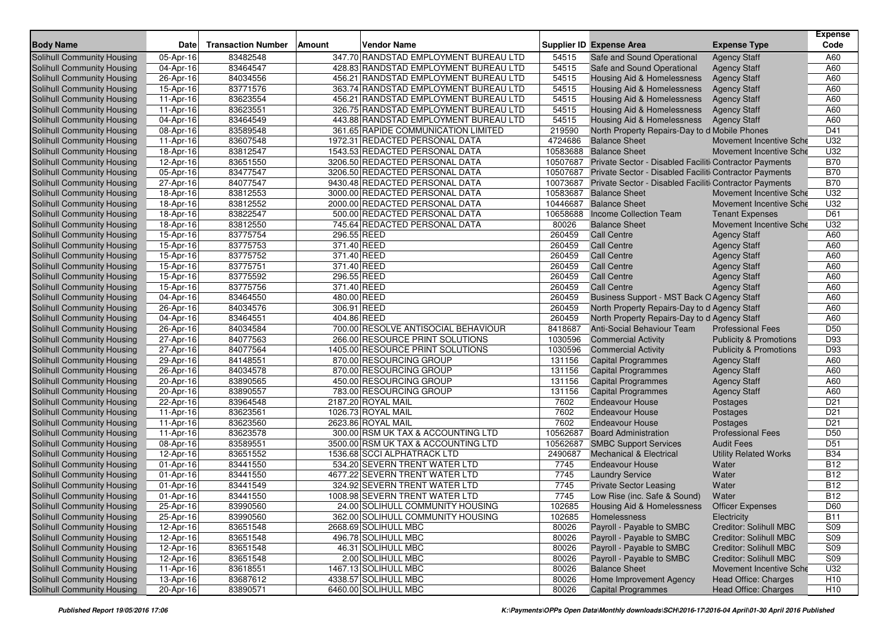| Body Name | Date | Transaction Number | Amount | Vendor Name | Supplier ID | Expense Area | Expense Type | Expense Code |
|---|---|---|---|---|---|---|---|---|
| Solihull Community Housing | 05-Apr-16 | 83482548 | 347.70 | RANDSTAD EMPLOYMENT BUREAU LTD | 54515 | Safe and Sound Operational | Agency Staff | A60 |
| Solihull Community Housing | 04-Apr-16 | 83464547 | 428.83 | RANDSTAD EMPLOYMENT BUREAU LTD | 54515 | Safe and Sound Operational | Agency Staff | A60 |
| Solihull Community Housing | 26-Apr-16 | 84034556 | 456.21 | RANDSTAD EMPLOYMENT BUREAU LTD | 54515 | Housing Aid & Homelessness | Agency Staff | A60 |
| Solihull Community Housing | 15-Apr-16 | 83771576 | 363.74 | RANDSTAD EMPLOYMENT BUREAU LTD | 54515 | Housing Aid & Homelessness | Agency Staff | A60 |
| Solihull Community Housing | 11-Apr-16 | 83623554 | 456.21 | RANDSTAD EMPLOYMENT BUREAU LTD | 54515 | Housing Aid & Homelessness | Agency Staff | A60 |
| Solihull Community Housing | 11-Apr-16 | 83623551 | 326.75 | RANDSTAD EMPLOYMENT BUREAU LTD | 54515 | Housing Aid & Homelessness | Agency Staff | A60 |
| Solihull Community Housing | 04-Apr-16 | 83464549 | 443.88 | RANDSTAD EMPLOYMENT BUREAU LTD | 54515 | Housing Aid & Homelessness | Agency Staff | A60 |
| Solihull Community Housing | 08-Apr-16 | 83589548 | 361.65 | RAPIDE COMMUNICATION LIMITED | 219590 | North Property Repairs-Day to d | Mobile Phones | D41 |
| Solihull Community Housing | 11-Apr-16 | 83607548 | 1972.31 | REDACTED PERSONAL DATA | 4724686 | Balance Sheet | Movement Incentive Sche | U32 |
| Solihull Community Housing | 18-Apr-16 | 83812547 | 1543.53 | REDACTED PERSONAL DATA | 10583688 | Balance Sheet | Movement Incentive Sche | U32 |
| Solihull Community Housing | 12-Apr-16 | 83651550 | 3206.50 | REDACTED PERSONAL DATA | 10507687 | Private Sector - Disabled Faciliti | Contractor Payments | B70 |
| Solihull Community Housing | 05-Apr-16 | 83477547 | 3206.50 | REDACTED PERSONAL DATA | 10507687 | Private Sector - Disabled Faciliti | Contractor Payments | B70 |
| Solihull Community Housing | 27-Apr-16 | 84077547 | 9430.48 | REDACTED PERSONAL DATA | 10073687 | Private Sector - Disabled Faciliti | Contractor Payments | B70 |
| Solihull Community Housing | 18-Apr-16 | 83812553 | 3000.00 | REDACTED PERSONAL DATA | 10583687 | Balance Sheet | Movement Incentive Sche | U32 |
| Solihull Community Housing | 18-Apr-16 | 83812552 | 2000.00 | REDACTED PERSONAL DATA | 10446687 | Balance Sheet | Movement Incentive Sche | U32 |
| Solihull Community Housing | 18-Apr-16 | 83822547 | 500.00 | REDACTED PERSONAL DATA | 10658688 | Income Collection Team | Tenant Expenses | D61 |
| Solihull Community Housing | 18-Apr-16 | 83812550 | 745.64 | REDACTED PERSONAL DATA | 80026 | Balance Sheet | Movement Incentive Sche | U32 |
| Solihull Community Housing | 15-Apr-16 | 83775754 | 296.55 | REED | 260459 | Call Centre | Agency Staff | A60 |
| Solihull Community Housing | 15-Apr-16 | 83775753 | 371.40 | REED | 260459 | Call Centre | Agency Staff | A60 |
| Solihull Community Housing | 15-Apr-16 | 83775752 | 371.40 | REED | 260459 | Call Centre | Agency Staff | A60 |
| Solihull Community Housing | 15-Apr-16 | 83775751 | 371.40 | REED | 260459 | Call Centre | Agency Staff | A60 |
| Solihull Community Housing | 15-Apr-16 | 83775592 | 296.55 | REED | 260459 | Call Centre | Agency Staff | A60 |
| Solihull Community Housing | 15-Apr-16 | 83775756 | 371.40 | REED | 260459 | Call Centre | Agency Staff | A60 |
| Solihull Community Housing | 04-Apr-16 | 83464550 | 480.00 | REED | 260459 | Business Support - MST Back O | Agency Staff | A60 |
| Solihull Community Housing | 26-Apr-16 | 84034576 | 306.91 | REED | 260459 | North Property Repairs-Day to d | Agency Staff | A60 |
| Solihull Community Housing | 04-Apr-16 | 83464551 | 404.86 | REED | 260459 | North Property Repairs-Day to d | Agency Staff | A60 |
| Solihull Community Housing | 26-Apr-16 | 84034584 | 700.00 | RESOLVE ANTISOCIAL BEHAVIOUR | 8418687 | Anti-Social Behaviour Team | Professional Fees | D50 |
| Solihull Community Housing | 27-Apr-16 | 84077563 | 266.00 | RESOURCE PRINT SOLUTIONS | 1030596 | Commercial Activity | Publicity & Promotions | D93 |
| Solihull Community Housing | 27-Apr-16 | 84077564 | 1405.00 | RESOURCE PRINT SOLUTIONS | 1030596 | Commercial Activity | Publicity & Promotions | D93 |
| Solihull Community Housing | 29-Apr-16 | 84148551 | 870.00 | RESOURCING GROUP | 131156 | Capital Programmes | Agency Staff | A60 |
| Solihull Community Housing | 26-Apr-16 | 84034578 | 870.00 | RESOURCING GROUP | 131156 | Capital Programmes | Agency Staff | A60 |
| Solihull Community Housing | 20-Apr-16 | 83890565 | 450.00 | RESOURCING GROUP | 131156 | Capital Programmes | Agency Staff | A60 |
| Solihull Community Housing | 20-Apr-16 | 83890557 | 783.00 | RESOURCING GROUP | 131156 | Capital Programmes | Agency Staff | A60 |
| Solihull Community Housing | 22-Apr-16 | 83964548 | 2187.20 | ROYAL MAIL | 7602 | Endeavour House | Postages | D21 |
| Solihull Community Housing | 11-Apr-16 | 83623561 | 1026.73 | ROYAL MAIL | 7602 | Endeavour House | Postages | D21 |
| Solihull Community Housing | 11-Apr-16 | 83623560 | 2623.86 | ROYAL MAIL | 7602 | Endeavour House | Postages | D21 |
| Solihull Community Housing | 11-Apr-16 | 83623578 | 300.00 | RSM UK TAX & ACCOUNTING LTD | 10562687 | Board Administration | Professional Fees | D50 |
| Solihull Community Housing | 08-Apr-16 | 83589551 | 3500.00 | RSM UK TAX & ACCOUNTING LTD | 10562687 | SMBC Support Services | Audit Fees | D51 |
| Solihull Community Housing | 12-Apr-16 | 83651552 | 1536.68 | SCCI ALPHATRACK LTD | 2490687 | Mechanical & Electrical | Utility Related Works | B34 |
| Solihull Community Housing | 01-Apr-16 | 83441550 | 534.20 | SEVERN TRENT WATER LTD | 7745 | Endeavour House | Water | B12 |
| Solihull Community Housing | 01-Apr-16 | 83441550 | 4677.22 | SEVERN TRENT WATER LTD | 7745 | Laundry Service | Water | B12 |
| Solihull Community Housing | 01-Apr-16 | 83441549 | 324.92 | SEVERN TRENT WATER LTD | 7745 | Private Sector Leasing | Water | B12 |
| Solihull Community Housing | 01-Apr-16 | 83441550 | 1008.98 | SEVERN TRENT WATER LTD | 7745 | Low Rise (inc. Safe & Sound) | Water | B12 |
| Solihull Community Housing | 25-Apr-16 | 83990560 | 24.00 | SOLIHULL COMMUNITY HOUSING | 102685 | Housing Aid & Homelessness | Officer Expenses | D60 |
| Solihull Community Housing | 25-Apr-16 | 83990560 | 362.00 | SOLIHULL COMMUNITY HOUSING | 102685 | Homelessness | Electricity | B11 |
| Solihull Community Housing | 12-Apr-16 | 83651548 | 2668.69 | SOLIHULL MBC | 80026 | Payroll - Payable to SMBC | Creditor: Solihull MBC | S09 |
| Solihull Community Housing | 12-Apr-16 | 83651548 | 496.78 | SOLIHULL MBC | 80026 | Payroll - Payable to SMBC | Creditor: Solihull MBC | S09 |
| Solihull Community Housing | 12-Apr-16 | 83651548 | 46.31 | SOLIHULL MBC | 80026 | Payroll - Payable to SMBC | Creditor: Solihull MBC | S09 |
| Solihull Community Housing | 12-Apr-16 | 83651548 | 2.00 | SOLIHULL MBC | 80026 | Payroll - Payable to SMBC | Creditor: Solihull MBC | S09 |
| Solihull Community Housing | 11-Apr-16 | 83618551 | 1467.13 | SOLIHULL MBC | 80026 | Balance Sheet | Movement Incentive Sche | U32 |
| Solihull Community Housing | 13-Apr-16 | 83687612 | 4338.57 | SOLIHULL MBC | 80026 | Home Improvement Agency | Head Office: Charges | H10 |
| Solihull Community Housing | 20-Apr-16 | 83890571 | 6460.00 | SOLIHULL MBC | 80026 | Capital Programmes | Head Office: Charges | H10 |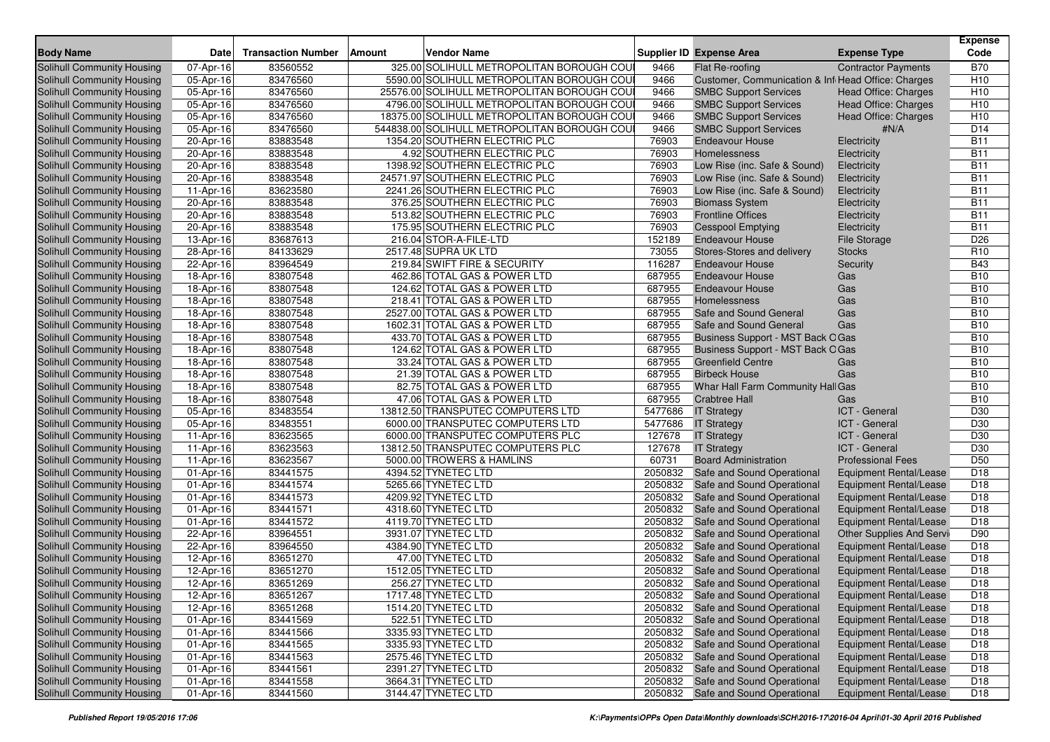| Body Name | Date | Transaction Number | Amount | Vendor Name | Supplier ID | Expense Area | Expense Type | Expense Code |
|---|---|---|---|---|---|---|---|---|
| Solihull Community Housing | 07-Apr-16 | 83560552 | 325.00 | SOLIHULL METROPOLITAN BOROUGH COU | 9466 | Flat Re-roofing | Contractor Payments | B70 |
| Solihull Community Housing | 05-Apr-16 | 83476560 | 5590.00 | SOLIHULL METROPOLITAN BOROUGH COU | 9466 | Customer, Communication & Inf | Head Office: Charges | H10 |
| Solihull Community Housing | 05-Apr-16 | 83476560 | 25576.00 | SOLIHULL METROPOLITAN BOROUGH COU | 9466 | SMBC Support Services | Head Office: Charges | H10 |
| Solihull Community Housing | 05-Apr-16 | 83476560 | 4796.00 | SOLIHULL METROPOLITAN BOROUGH COU | 9466 | SMBC Support Services | Head Office: Charges | H10 |
| Solihull Community Housing | 05-Apr-16 | 83476560 | 18375.00 | SOLIHULL METROPOLITAN BOROUGH COU | 9466 | SMBC Support Services | Head Office: Charges | H10 |
| Solihull Community Housing | 05-Apr-16 | 83476560 | 544838.00 | SOLIHULL METROPOLITAN BOROUGH COU | 9466 | SMBC Support Services | #N/A | D14 |
| Solihull Community Housing | 20-Apr-16 | 83883548 | 1354.20 | SOUTHERN ELECTRIC PLC | 76903 | Endeavour House | Electricity | B11 |
| Solihull Community Housing | 20-Apr-16 | 83883548 | 4.92 | SOUTHERN ELECTRIC PLC | 76903 | Homelessness | Electricity | B11 |
| Solihull Community Housing | 20-Apr-16 | 83883548 | 1398.92 | SOUTHERN ELECTRIC PLC | 76903 | Low Rise (inc. Safe & Sound) | Electricity | B11 |
| Solihull Community Housing | 20-Apr-16 | 83883548 | 24571.97 | SOUTHERN ELECTRIC PLC | 76903 | Low Rise (inc. Safe & Sound) | Electricity | B11 |
| Solihull Community Housing | 11-Apr-16 | 83623580 | 2241.26 | SOUTHERN ELECTRIC PLC | 76903 | Low Rise (inc. Safe & Sound) | Electricity | B11 |
| Solihull Community Housing | 20-Apr-16 | 83883548 | 376.25 | SOUTHERN ELECTRIC PLC | 76903 | Biomass System | Electricity | B11 |
| Solihull Community Housing | 20-Apr-16 | 83883548 | 513.82 | SOUTHERN ELECTRIC PLC | 76903 | Frontline Offices | Electricity | B11 |
| Solihull Community Housing | 20-Apr-16 | 83883548 | 175.95 | SOUTHERN ELECTRIC PLC | 76903 | Cesspool Emptying | Electricity | B11 |
| Solihull Community Housing | 13-Apr-16 | 83687613 | 216.04 | STOR-A-FILE-LTD | 152189 | Endeavour House | File Storage | D26 |
| Solihull Community Housing | 28-Apr-16 | 84133629 | 2517.48 | SUPRA UK LTD | 73055 | Stores-Stores and delivery | Stocks | R10 |
| Solihull Community Housing | 22-Apr-16 | 83964549 | 219.84 | SWIFT FIRE & SECURITY | 116287 | Endeavour House | Security | B43 |
| Solihull Community Housing | 18-Apr-16 | 83807548 | 462.86 | TOTAL GAS & POWER LTD | 687955 | Endeavour House | Gas | B10 |
| Solihull Community Housing | 18-Apr-16 | 83807548 | 124.62 | TOTAL GAS & POWER LTD | 687955 | Endeavour House | Gas | B10 |
| Solihull Community Housing | 18-Apr-16 | 83807548 | 218.41 | TOTAL GAS & POWER LTD | 687955 | Homelessness | Gas | B10 |
| Solihull Community Housing | 18-Apr-16 | 83807548 | 2527.00 | TOTAL GAS & POWER LTD | 687955 | Safe and Sound General | Gas | B10 |
| Solihull Community Housing | 18-Apr-16 | 83807548 | 1602.31 | TOTAL GAS & POWER LTD | 687955 | Safe and Sound General | Gas | B10 |
| Solihull Community Housing | 18-Apr-16 | 83807548 | 433.70 | TOTAL GAS & POWER LTD | 687955 | Business Support - MST Back O | Gas | B10 |
| Solihull Community Housing | 18-Apr-16 | 83807548 | 124.62 | TOTAL GAS & POWER LTD | 687955 | Business Support - MST Back O | Gas | B10 |
| Solihull Community Housing | 18-Apr-16 | 83807548 | 33.24 | TOTAL GAS & POWER LTD | 687955 | Greenfield Centre | Gas | B10 |
| Solihull Community Housing | 18-Apr-16 | 83807548 | 21.39 | TOTAL GAS & POWER LTD | 687955 | Birbeck House | Gas | B10 |
| Solihull Community Housing | 18-Apr-16 | 83807548 | 82.75 | TOTAL GAS & POWER LTD | 687955 | Whar Hall Farm Community Hall | Gas | B10 |
| Solihull Community Housing | 18-Apr-16 | 83807548 | 47.06 | TOTAL GAS & POWER LTD | 687955 | Crabtree Hall | Gas | B10 |
| Solihull Community Housing | 05-Apr-16 | 83483554 | 13812.50 | TRANSPUTEC COMPUTERS LTD | 5477686 | IT Strategy | ICT - General | D30 |
| Solihull Community Housing | 05-Apr-16 | 83483551 | 6000.00 | TRANSPUTEC COMPUTERS LTD | 5477686 | IT Strategy | ICT - General | D30 |
| Solihull Community Housing | 11-Apr-16 | 83623565 | 6000.00 | TRANSPUTEC COMPUTERS PLC | 127678 | IT Strategy | ICT - General | D30 |
| Solihull Community Housing | 11-Apr-16 | 83623563 | 13812.50 | TRANSPUTEC COMPUTERS PLC | 127678 | IT Strategy | ICT - General | D30 |
| Solihull Community Housing | 11-Apr-16 | 83623567 | 5000.00 | TROWERS & HAMLINS | 60731 | Board Administration | Professional Fees | D50 |
| Solihull Community Housing | 01-Apr-16 | 83441575 | 4394.52 | TYNETEC LTD | 2050832 | Safe and Sound Operational | Equipment Rental/Lease | D18 |
| Solihull Community Housing | 01-Apr-16 | 83441574 | 5265.66 | TYNETEC LTD | 2050832 | Safe and Sound Operational | Equipment Rental/Lease | D18 |
| Solihull Community Housing | 01-Apr-16 | 83441573 | 4209.92 | TYNETEC LTD | 2050832 | Safe and Sound Operational | Equipment Rental/Lease | D18 |
| Solihull Community Housing | 01-Apr-16 | 83441571 | 4318.60 | TYNETEC LTD | 2050832 | Safe and Sound Operational | Equipment Rental/Lease | D18 |
| Solihull Community Housing | 01-Apr-16 | 83441572 | 4119.70 | TYNETEC LTD | 2050832 | Safe and Sound Operational | Equipment Rental/Lease | D18 |
| Solihull Community Housing | 22-Apr-16 | 83964551 | 3931.07 | TYNETEC LTD | 2050832 | Safe and Sound Operational | Other Supplies And Servi | D90 |
| Solihull Community Housing | 22-Apr-16 | 83964550 | 4384.90 | TYNETEC LTD | 2050832 | Safe and Sound Operational | Equipment Rental/Lease | D18 |
| Solihull Community Housing | 12-Apr-16 | 83651270 | 47.00 | TYNETEC LTD | 2050832 | Safe and Sound Operational | Equipment Rental/Lease | D18 |
| Solihull Community Housing | 12-Apr-16 | 83651270 | 1512.05 | TYNETEC LTD | 2050832 | Safe and Sound Operational | Equipment Rental/Lease | D18 |
| Solihull Community Housing | 12-Apr-16 | 83651269 | 256.27 | TYNETEC LTD | 2050832 | Safe and Sound Operational | Equipment Rental/Lease | D18 |
| Solihull Community Housing | 12-Apr-16 | 83651267 | 1717.48 | TYNETEC LTD | 2050832 | Safe and Sound Operational | Equipment Rental/Lease | D18 |
| Solihull Community Housing | 12-Apr-16 | 83651268 | 1514.20 | TYNETEC LTD | 2050832 | Safe and Sound Operational | Equipment Rental/Lease | D18 |
| Solihull Community Housing | 01-Apr-16 | 83441569 | 522.51 | TYNETEC LTD | 2050832 | Safe and Sound Operational | Equipment Rental/Lease | D18 |
| Solihull Community Housing | 01-Apr-16 | 83441566 | 3335.93 | TYNETEC LTD | 2050832 | Safe and Sound Operational | Equipment Rental/Lease | D18 |
| Solihull Community Housing | 01-Apr-16 | 83441565 | 3335.93 | TYNETEC LTD | 2050832 | Safe and Sound Operational | Equipment Rental/Lease | D18 |
| Solihull Community Housing | 01-Apr-16 | 83441563 | 2575.46 | TYNETEC LTD | 2050832 | Safe and Sound Operational | Equipment Rental/Lease | D18 |
| Solihull Community Housing | 01-Apr-16 | 83441561 | 2391.27 | TYNETEC LTD | 2050832 | Safe and Sound Operational | Equipment Rental/Lease | D18 |
| Solihull Community Housing | 01-Apr-16 | 83441558 | 3664.31 | TYNETEC LTD | 2050832 | Safe and Sound Operational | Equipment Rental/Lease | D18 |
| Solihull Community Housing | 01-Apr-16 | 83441560 | 3144.47 | TYNETEC LTD | 2050832 | Safe and Sound Operational | Equipment Rental/Lease | D18 |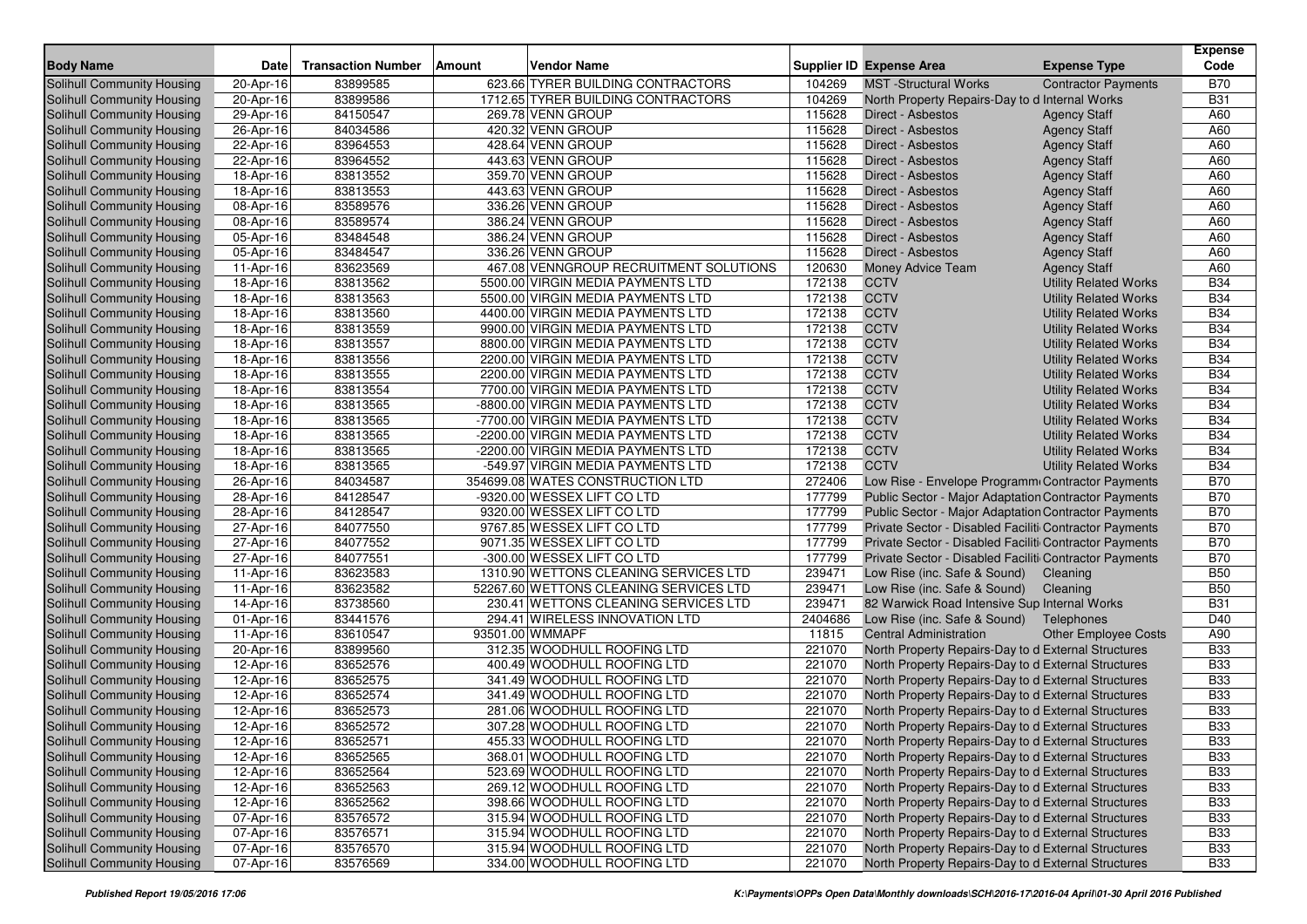| Body Name | Date | Transaction Number | Amount | Vendor Name | Supplier ID | Expense Area | Expense Type | Expense Code |
|---|---|---|---|---|---|---|---|---|
| Solihull Community Housing | 20-Apr-16 | 83899585 | 623.66 | TYRER BUILDING CONTRACTORS | 104269 | MST -Structural Works | Contractor Payments | B70 |
| Solihull Community Housing | 20-Apr-16 | 83899586 | 1712.65 | TYRER BUILDING CONTRACTORS | 104269 | North Property Repairs-Day to d | Internal Works | B31 |
| Solihull Community Housing | 29-Apr-16 | 84150547 | 269.78 | VENN GROUP | 115628 | Direct - Asbestos | Agency Staff | A60 |
| Solihull Community Housing | 26-Apr-16 | 84034586 | 420.32 | VENN GROUP | 115628 | Direct - Asbestos | Agency Staff | A60 |
| Solihull Community Housing | 22-Apr-16 | 83964553 | 428.64 | VENN GROUP | 115628 | Direct - Asbestos | Agency Staff | A60 |
| Solihull Community Housing | 22-Apr-16 | 83964552 | 443.63 | VENN GROUP | 115628 | Direct - Asbestos | Agency Staff | A60 |
| Solihull Community Housing | 18-Apr-16 | 83813552 | 359.70 | VENN GROUP | 115628 | Direct - Asbestos | Agency Staff | A60 |
| Solihull Community Housing | 18-Apr-16 | 83813553 | 443.63 | VENN GROUP | 115628 | Direct - Asbestos | Agency Staff | A60 |
| Solihull Community Housing | 08-Apr-16 | 83589576 | 336.26 | VENN GROUP | 115628 | Direct - Asbestos | Agency Staff | A60 |
| Solihull Community Housing | 08-Apr-16 | 83589574 | 386.24 | VENN GROUP | 115628 | Direct - Asbestos | Agency Staff | A60 |
| Solihull Community Housing | 05-Apr-16 | 83484548 | 386.24 | VENN GROUP | 115628 | Direct - Asbestos | Agency Staff | A60 |
| Solihull Community Housing | 05-Apr-16 | 83484547 | 336.26 | VENN GROUP | 115628 | Direct - Asbestos | Agency Staff | A60 |
| Solihull Community Housing | 11-Apr-16 | 83623569 | 467.08 | VENNGROUP RECRUITMENT SOLUTIONS | 120630 | Money Advice Team | Agency Staff | A60 |
| Solihull Community Housing | 18-Apr-16 | 83813562 | 5500.00 | VIRGIN MEDIA PAYMENTS LTD | 172138 | CCTV | Utility Related Works | B34 |
| Solihull Community Housing | 18-Apr-16 | 83813563 | 5500.00 | VIRGIN MEDIA PAYMENTS LTD | 172138 | CCTV | Utility Related Works | B34 |
| Solihull Community Housing | 18-Apr-16 | 83813560 | 4400.00 | VIRGIN MEDIA PAYMENTS LTD | 172138 | CCTV | Utility Related Works | B34 |
| Solihull Community Housing | 18-Apr-16 | 83813559 | 9900.00 | VIRGIN MEDIA PAYMENTS LTD | 172138 | CCTV | Utility Related Works | B34 |
| Solihull Community Housing | 18-Apr-16 | 83813557 | 8800.00 | VIRGIN MEDIA PAYMENTS LTD | 172138 | CCTV | Utility Related Works | B34 |
| Solihull Community Housing | 18-Apr-16 | 83813556 | 2200.00 | VIRGIN MEDIA PAYMENTS LTD | 172138 | CCTV | Utility Related Works | B34 |
| Solihull Community Housing | 18-Apr-16 | 83813555 | 2200.00 | VIRGIN MEDIA PAYMENTS LTD | 172138 | CCTV | Utility Related Works | B34 |
| Solihull Community Housing | 18-Apr-16 | 83813554 | 7700.00 | VIRGIN MEDIA PAYMENTS LTD | 172138 | CCTV | Utility Related Works | B34 |
| Solihull Community Housing | 18-Apr-16 | 83813565 | -8800.00 | VIRGIN MEDIA PAYMENTS LTD | 172138 | CCTV | Utility Related Works | B34 |
| Solihull Community Housing | 18-Apr-16 | 83813565 | -7700.00 | VIRGIN MEDIA PAYMENTS LTD | 172138 | CCTV | Utility Related Works | B34 |
| Solihull Community Housing | 18-Apr-16 | 83813565 | -2200.00 | VIRGIN MEDIA PAYMENTS LTD | 172138 | CCTV | Utility Related Works | B34 |
| Solihull Community Housing | 18-Apr-16 | 83813565 | -2200.00 | VIRGIN MEDIA PAYMENTS LTD | 172138 | CCTV | Utility Related Works | B34 |
| Solihull Community Housing | 18-Apr-16 | 83813565 | -549.97 | VIRGIN MEDIA PAYMENTS LTD | 172138 | CCTV | Utility Related Works | B34 |
| Solihull Community Housing | 26-Apr-16 | 84034587 | 354699.08 | WATES CONSTRUCTION LTD | 272406 | Low Rise - Envelope Programm | Contractor Payments | B70 |
| Solihull Community Housing | 28-Apr-16 | 84128547 | -9320.00 | WESSEX LIFT CO LTD | 177799 | Public Sector - Major Adaptation | Contractor Payments | B70 |
| Solihull Community Housing | 28-Apr-16 | 84128547 | 9320.00 | WESSEX LIFT CO LTD | 177799 | Public Sector - Major Adaptation | Contractor Payments | B70 |
| Solihull Community Housing | 27-Apr-16 | 84077550 | 9767.85 | WESSEX LIFT CO LTD | 177799 | Private Sector - Disabled Faciliti | Contractor Payments | B70 |
| Solihull Community Housing | 27-Apr-16 | 84077552 | 9071.35 | WESSEX LIFT CO LTD | 177799 | Private Sector - Disabled Faciliti | Contractor Payments | B70 |
| Solihull Community Housing | 27-Apr-16 | 84077551 | -300.00 | WESSEX LIFT CO LTD | 177799 | Private Sector - Disabled Faciliti | Contractor Payments | B70 |
| Solihull Community Housing | 11-Apr-16 | 83623583 | 1310.90 | WETTONS CLEANING SERVICES LTD | 239471 | Low Rise (inc. Safe & Sound) | Cleaning | B50 |
| Solihull Community Housing | 11-Apr-16 | 83623582 | 52267.60 | WETTONS CLEANING SERVICES LTD | 239471 | Low Rise (inc. Safe & Sound) | Cleaning | B50 |
| Solihull Community Housing | 14-Apr-16 | 83738560 | 230.41 | WETTONS CLEANING SERVICES LTD | 239471 | 82 Warwick Road Intensive Sup | Internal Works | B31 |
| Solihull Community Housing | 01-Apr-16 | 83441576 | 294.41 | WIRELESS INNOVATION LTD | 2404686 | Low Rise (inc. Safe & Sound) | Telephones | D40 |
| Solihull Community Housing | 11-Apr-16 | 83610547 | 93501.00 | WMMAPF | 11815 | Central Administration | Other Employee Costs | A90 |
| Solihull Community Housing | 20-Apr-16 | 83899560 | 312.35 | WOODHULL ROOFING LTD | 221070 | North Property Repairs-Day to d | External Structures | B33 |
| Solihull Community Housing | 12-Apr-16 | 83652576 | 400.49 | WOODHULL ROOFING LTD | 221070 | North Property Repairs-Day to d | External Structures | B33 |
| Solihull Community Housing | 12-Apr-16 | 83652575 | 341.49 | WOODHULL ROOFING LTD | 221070 | North Property Repairs-Day to d | External Structures | B33 |
| Solihull Community Housing | 12-Apr-16 | 83652574 | 341.49 | WOODHULL ROOFING LTD | 221070 | North Property Repairs-Day to d | External Structures | B33 |
| Solihull Community Housing | 12-Apr-16 | 83652573 | 281.06 | WOODHULL ROOFING LTD | 221070 | North Property Repairs-Day to d | External Structures | B33 |
| Solihull Community Housing | 12-Apr-16 | 83652572 | 307.28 | WOODHULL ROOFING LTD | 221070 | North Property Repairs-Day to d | External Structures | B33 |
| Solihull Community Housing | 12-Apr-16 | 83652571 | 455.33 | WOODHULL ROOFING LTD | 221070 | North Property Repairs-Day to d | External Structures | B33 |
| Solihull Community Housing | 12-Apr-16 | 83652565 | 368.01 | WOODHULL ROOFING LTD | 221070 | North Property Repairs-Day to d | External Structures | B33 |
| Solihull Community Housing | 12-Apr-16 | 83652564 | 523.69 | WOODHULL ROOFING LTD | 221070 | North Property Repairs-Day to d | External Structures | B33 |
| Solihull Community Housing | 12-Apr-16 | 83652563 | 269.12 | WOODHULL ROOFING LTD | 221070 | North Property Repairs-Day to d | External Structures | B33 |
| Solihull Community Housing | 12-Apr-16 | 83652562 | 398.66 | WOODHULL ROOFING LTD | 221070 | North Property Repairs-Day to d | External Structures | B33 |
| Solihull Community Housing | 07-Apr-16 | 83576572 | 315.94 | WOODHULL ROOFING LTD | 221070 | North Property Repairs-Day to d | External Structures | B33 |
| Solihull Community Housing | 07-Apr-16 | 83576571 | 315.94 | WOODHULL ROOFING LTD | 221070 | North Property Repairs-Day to d | External Structures | B33 |
| Solihull Community Housing | 07-Apr-16 | 83576570 | 315.94 | WOODHULL ROOFING LTD | 221070 | North Property Repairs-Day to d | External Structures | B33 |
| Solihull Community Housing | 07-Apr-16 | 83576569 | 334.00 | WOODHULL ROOFING LTD | 221070 | North Property Repairs-Day to d | External Structures | B33 |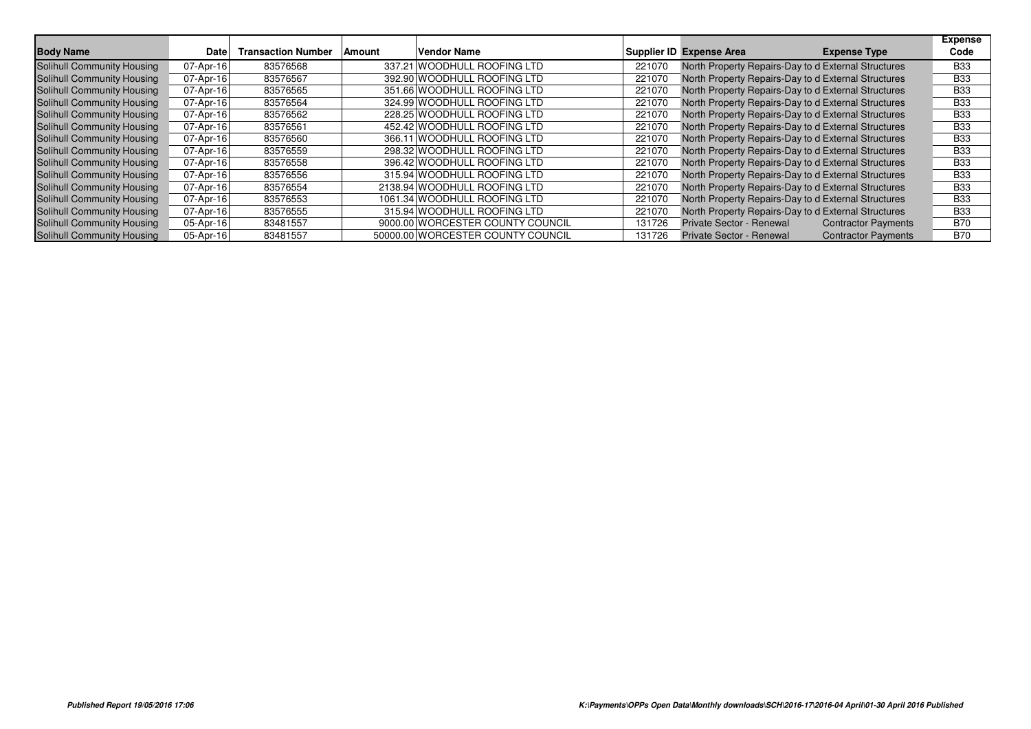| Body Name | Date | Transaction Number | Amount | Vendor Name | Supplier ID | Expense Area | Expense Type | Expense Code |
|---|---|---|---|---|---|---|---|---|
| Solihull Community Housing | 07-Apr-16 | 83576568 | 337.21 | WOODHULL ROOFING LTD | 221070 | North Property Repairs-Day to d | External Structures | B33 |
| Solihull Community Housing | 07-Apr-16 | 83576567 | 392.90 | WOODHULL ROOFING LTD | 221070 | North Property Repairs-Day to d | External Structures | B33 |
| Solihull Community Housing | 07-Apr-16 | 83576565 | 351.66 | WOODHULL ROOFING LTD | 221070 | North Property Repairs-Day to d | External Structures | B33 |
| Solihull Community Housing | 07-Apr-16 | 83576564 | 324.99 | WOODHULL ROOFING LTD | 221070 | North Property Repairs-Day to d | External Structures | B33 |
| Solihull Community Housing | 07-Apr-16 | 83576562 | 228.25 | WOODHULL ROOFING LTD | 221070 | North Property Repairs-Day to d | External Structures | B33 |
| Solihull Community Housing | 07-Apr-16 | 83576561 | 452.42 | WOODHULL ROOFING LTD | 221070 | North Property Repairs-Day to d | External Structures | B33 |
| Solihull Community Housing | 07-Apr-16 | 83576560 | 366.11 | WOODHULL ROOFING LTD | 221070 | North Property Repairs-Day to d | External Structures | B33 |
| Solihull Community Housing | 07-Apr-16 | 83576559 | 298.32 | WOODHULL ROOFING LTD | 221070 | North Property Repairs-Day to d | External Structures | B33 |
| Solihull Community Housing | 07-Apr-16 | 83576558 | 396.42 | WOODHULL ROOFING LTD | 221070 | North Property Repairs-Day to d | External Structures | B33 |
| Solihull Community Housing | 07-Apr-16 | 83576556 | 315.94 | WOODHULL ROOFING LTD | 221070 | North Property Repairs-Day to d | External Structures | B33 |
| Solihull Community Housing | 07-Apr-16 | 83576554 | 2138.94 | WOODHULL ROOFING LTD | 221070 | North Property Repairs-Day to d | External Structures | B33 |
| Solihull Community Housing | 07-Apr-16 | 83576553 | 1061.34 | WOODHULL ROOFING LTD | 221070 | North Property Repairs-Day to d | External Structures | B33 |
| Solihull Community Housing | 07-Apr-16 | 83576555 | 315.94 | WOODHULL ROOFING LTD | 221070 | North Property Repairs-Day to d | External Structures | B33 |
| Solihull Community Housing | 05-Apr-16 | 83481557 | 9000.00 | WORCESTER COUNTY COUNCIL | 131726 | Private Sector - Renewal | Contractor Payments | B70 |
| Solihull Community Housing | 05-Apr-16 | 83481557 | 50000.00 | WORCESTER COUNTY COUNCIL | 131726 | Private Sector - Renewal | Contractor Payments | B70 |

*Published Report 19/05/2016 17:06*

*K:\Payments\OPPs Open Data\Monthly downloads\SCH\2016-17\2016-04 April\01-30 April 2016 Published*